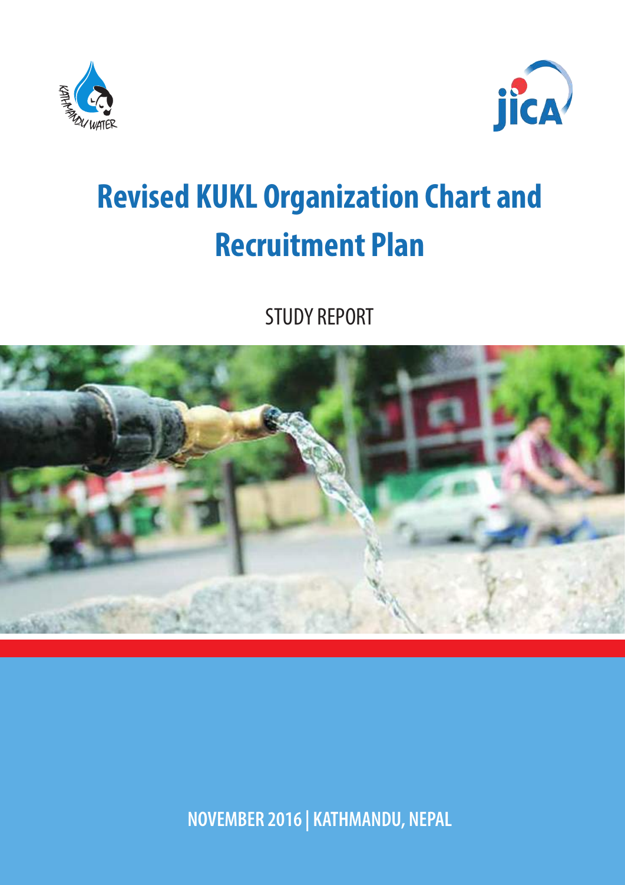KATHMANDU WATER

JICA

# Revised KUKL Organization Chart and Recruitment Plan

STUDY REPORT

**NOVEMBER 2016 | KATHMANDU, NEPAL**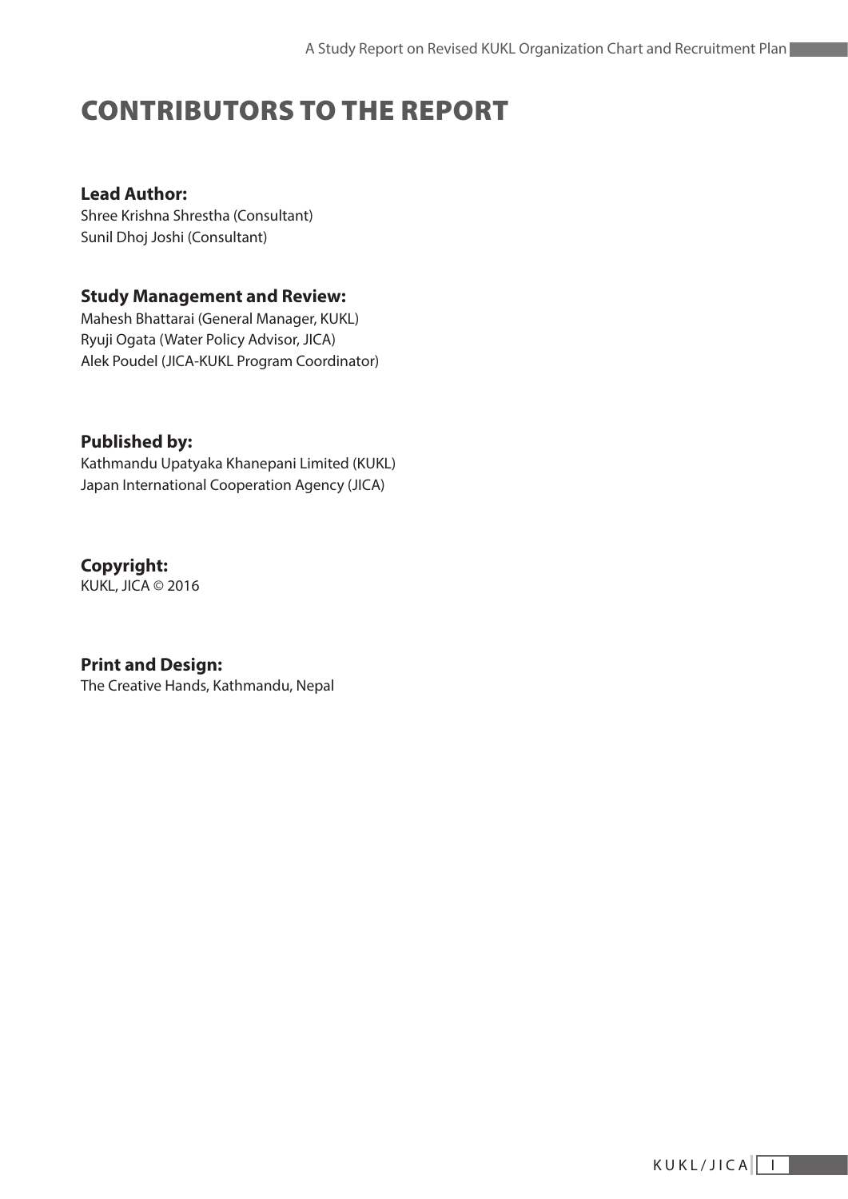# CONTRIBUTORS TO THE REPORT

**Lead Author:**
Shree Krishna Shrestha (Consultant)
Sunil Dhoj Joshi (Consultant)

**Study Management and Review:**
Mahesh Bhattarai (General Manager, KUKL)
Ryuji Ogata (Water Policy Advisor, JICA)
Alek Poudel (JICA-KUKL Program Coordinator)

**Published by:**
Kathmandu Upatyaka Khanepani Limited (KUKL)
Japan International Cooperation Agency (JICA)

**Copyright:**
KUKL, JICA © 2016

**Print and Design:**
The Creative Hands, Kathmandu, Nepal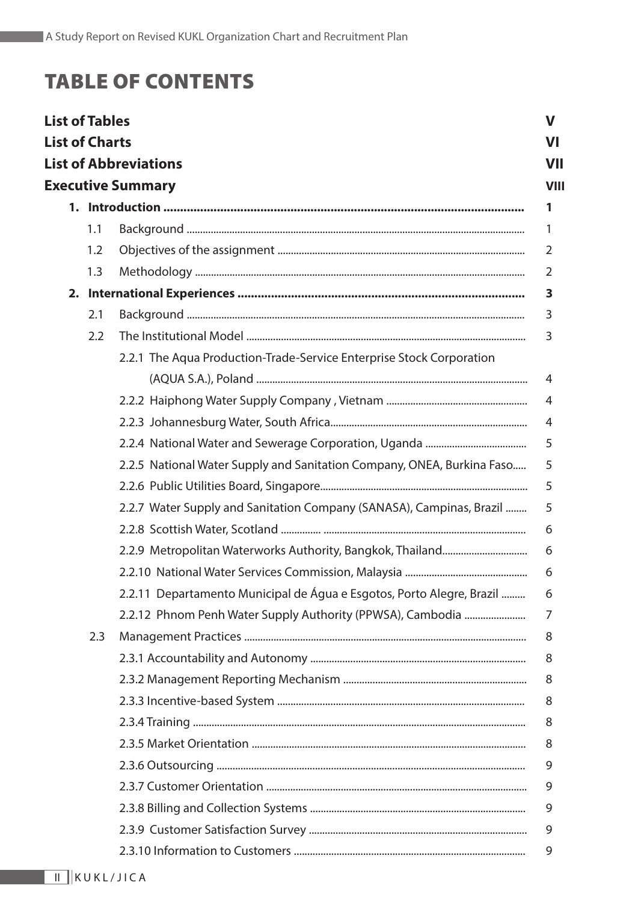# TABLE OF CONTENTS

| | |
|---|---|
| **List of Tables** | **V** |
| **List of Charts** | **VI** |
| **List of Abbreviations** | **VII** |
| **Executive Summary** | **VIII** |
| **1. Introduction** | **1** |
| 1.1 Background | 1 |
| 1.2 Objectives of the assignment | 2 |
| 1.3 Methodology | 2 |
| **2. International Experiences** | **3** |
| 2.1 Background | 3 |
| 2.2 The Institutional Model | 3 |
| 2.2.1 The Aqua Production-Trade-Service Enterprise Stock Corporation (AQUA S.A.), Poland | 4 |
| 2.2.2 Haiphong Water Supply Company , Vietnam | 4 |
| 2.2.3 Johannesburg Water, South Africa | 4 |
| 2.2.4 National Water and Sewerage Corporation, Uganda | 5 |
| 2.2.5 National Water Supply and Sanitation Company, ONEA, Burkina Faso | 5 |
| 2.2.6 Public Utilities Board, Singapore | 5 |
| 2.2.7 Water Supply and Sanitation Company (SANASA), Campinas, Brazil | 5 |
| 2.2.8 Scottish Water, Scotland | 6 |
| 2.2.9 Metropolitan Waterworks Authority, Bangkok, Thailand | 6 |
| 2.2.10 National Water Services Commission, Malaysia | 6 |
| 2.2.11 Departamento Municipal de Água e Esgotos, Porto Alegre, Brazil | 6 |
| 2.2.12 Phnom Penh Water Supply Authority (PPWSA), Cambodia | 7 |
| 2.3 Management Practices | 8 |
| 2.3.1 Accountability and Autonomy | 8 |
| 2.3.2 Management Reporting Mechanism | 8 |
| 2.3.3 Incentive-based System | 8 |
| 2.3.4 Training | 8 |
| 2.3.5 Market Orientation | 8 |
| 2.3.6 Outsourcing | 9 |
| 2.3.7 Customer Orientation | 9 |
| 2.3.8 Billing and Collection Systems | 9 |
| 2.3.9 Customer Satisfaction Survey | 9 |
| 2.3.10 Information to Customers | 9 |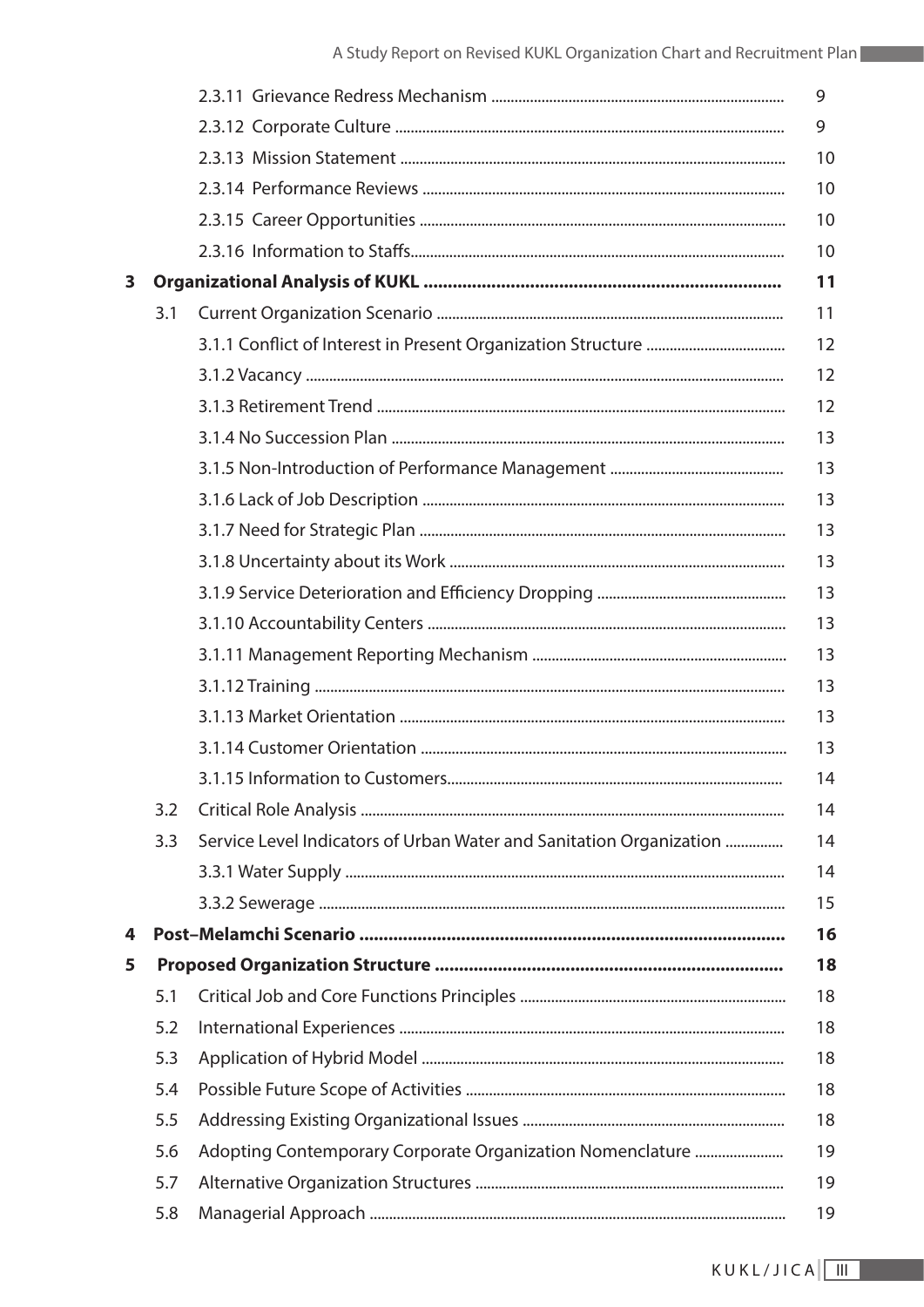| | | | |
|---|---|---|---|
| | | 2.3.11 Grievance Redress Mechanism | 9 |
| | | 2.3.12 Corporate Culture | 9 |
| | | 2.3.13 Mission Statement | 10 |
| | | 2.3.14 Performance Reviews | 10 |
| | | 2.3.15 Career Opportunities | 10 |
| | | 2.3.16 Information to Staffs | 10 |
| **3** | **Organizational Analysis of KUKL** | | **11** |
| | 3.1 | Current Organization Scenario | 11 |
| | | 3.1.1 Conflict of Interest in Present Organization Structure | 12 |
| | | 3.1.2 Vacancy | 12 |
| | | 3.1.3 Retirement Trend | 12 |
| | | 3.1.4 No Succession Plan | 13 |
| | | 3.1.5 Non-Introduction of Performance Management | 13 |
| | | 3.1.6 Lack of Job Description | 13 |
| | | 3.1.7 Need for Strategic Plan | 13 |
| | | 3.1.8 Uncertainty about its Work | 13 |
| | | 3.1.9 Service Deterioration and Efficiency Dropping | 13 |
| | | 3.1.10 Accountability Centers | 13 |
| | | 3.1.11 Management Reporting Mechanism | 13 |
| | | 3.1.12 Training | 13 |
| | | 3.1.13 Market Orientation | 13 |
| | | 3.1.14 Customer Orientation | 13 |
| | | 3.1.15 Information to Customers | 14 |
| | 3.2 | Critical Role Analysis | 14 |
| | 3.3 | Service Level Indicators of Urban Water and Sanitation Organization | 14 |
| | | 3.3.1 Water Supply | 14 |
| | | 3.3.2 Sewerage | 15 |
| **4** | **Post–Melamchi Scenario** | | **16** |
| **5** | **Proposed Organization Structure** | | **18** |
| | 5.1 | Critical Job and Core Functions Principles | 18 |
| | 5.2 | International Experiences | 18 |
| | 5.3 | Application of Hybrid Model | 18 |
| | 5.4 | Possible Future Scope of Activities | 18 |
| | 5.5 | Addressing Existing Organizational Issues | 18 |
| | 5.6 | Adopting Contemporary Corporate Organization Nomenclature | 19 |
| | 5.7 | Alternative Organization Structures | 19 |
| | 5.8 | Managerial Approach | 19 |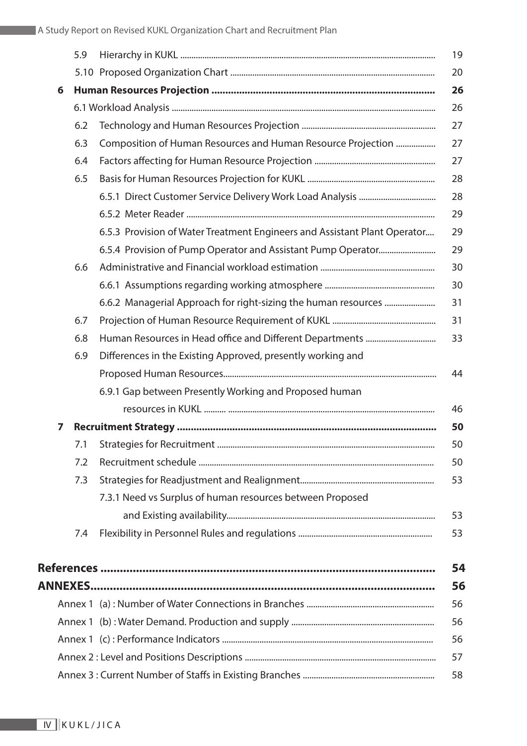| | | |
|---|---|---|
| 5.9 | Hierarchy in KUKL | 19 |
| 5.10 | Proposed Organization Chart | 20 |
| **6** | **Human Resources Projection** | **26** |
| 6.1 | Workload Analysis | 26 |
| 6.2 | Technology and Human Resources Projection | 27 |
| 6.3 | Composition of Human Resources and Human Resource Projection | 27 |
| 6.4 | Factors affecting for Human Resource Projection | 27 |
| 6.5 | Basis for Human Resources Projection for KUKL | 28 |
| | 6.5.1 Direct Customer Service Delivery Work Load Analysis | 28 |
| | 6.5.2 Meter Reader | 29 |
| | 6.5.3 Provision of Water Treatment Engineers and Assistant Plant Operator | 29 |
| | 6.5.4 Provision of Pump Operator and Assistant Pump Operator | 29 |
| 6.6 | Administrative and Financial workload estimation | 30 |
| | 6.6.1 Assumptions regarding working atmosphere | 30 |
| | 6.6.2 Managerial Approach for right-sizing the human resources | 31 |
| 6.7 | Projection of Human Resource Requirement of KUKL | 31 |
| 6.8 | Human Resources in Head office and Different Departments | 33 |
| 6.9 | Differences in the Existing Approved, presently working and Proposed Human Resources | 44 |
| | 6.9.1 Gap between Presently Working and Proposed human resources in KUKL | 46 |
| **7** | **Recruitment Strategy** | **50** |
| 7.1 | Strategies for Recruitment | 50 |
| 7.2 | Recruitment schedule | 50 |
| 7.3 | Strategies for Readjustment and Realignment | 53 |
| | 7.3.1 Need vs Surplus of human resources between Proposed and Existing availability | 53 |
| 7.4 | Flexibility in Personnel Rules and regulations | 53 |
| | **References** | **54** |
| | **ANNEXES** | **56** |
| | Annex 1 (a) : Number of Water Connections in Branches | 56 |
| | Annex 1 (b) : Water Demand. Production and supply | 56 |
| | Annex 1 (c) : Performance Indicators | 56 |
| | Annex 2 : Level and Positions Descriptions | 57 |
| | Annex 3 : Current Number of Staffs in Existing Branches | 58 |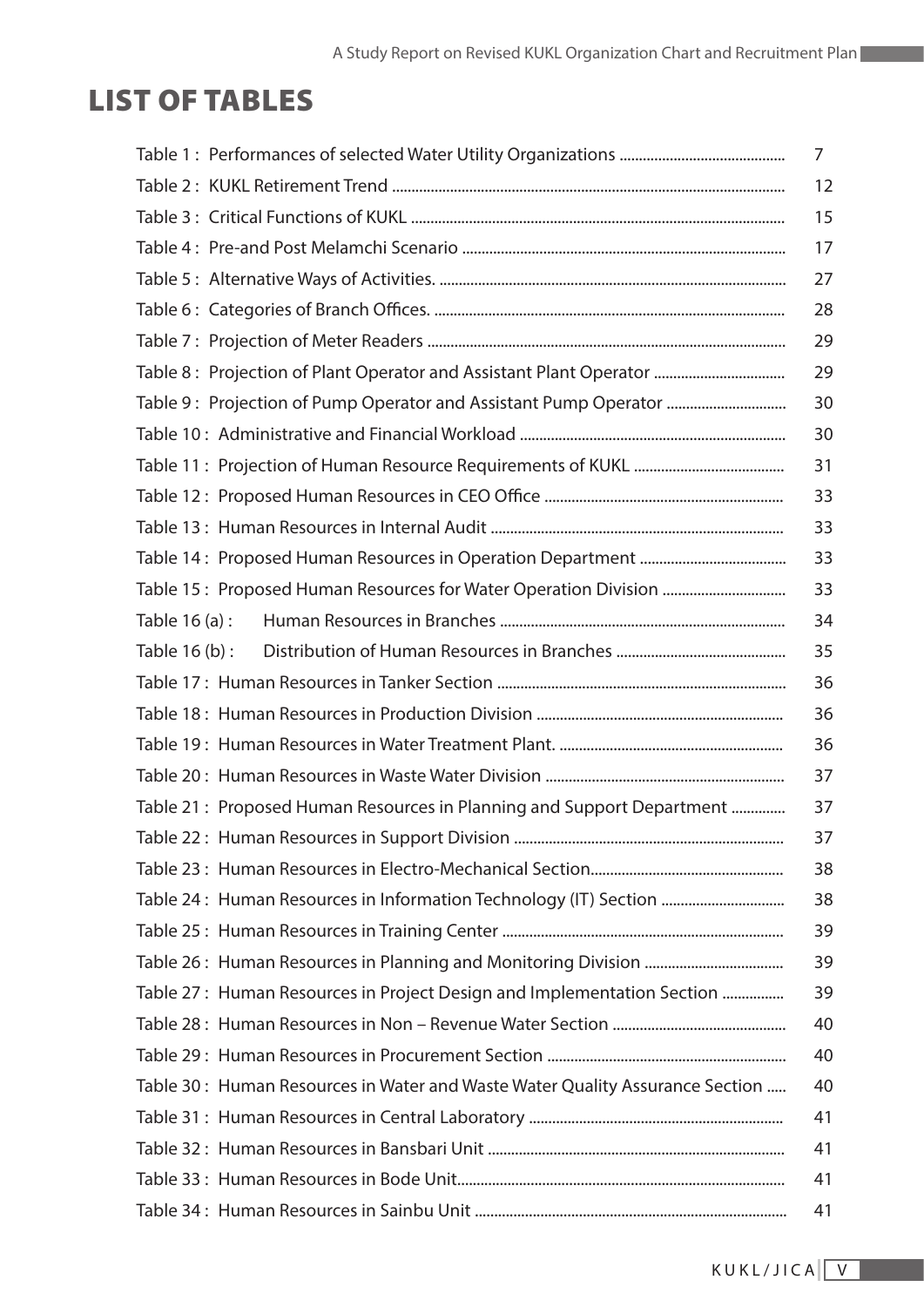# LIST OF TABLES

| | |
|---|---|
| Table 1 : Performances of selected Water Utility Organizations | 7 |
| Table 2 : KUKL Retirement Trend | 12 |
| Table 3 : Critical Functions of KUKL | 15 |
| Table 4 : Pre-and Post Melamchi Scenario | 17 |
| Table 5 : Alternative Ways of Activities. | 27 |
| Table 6 : Categories of Branch Offices. | 28 |
| Table 7 : Projection of Meter Readers | 29 |
| Table 8 : Projection of Plant Operator and Assistant Plant Operator | 29 |
| Table 9 : Projection of Pump Operator and Assistant Pump Operator | 30 |
| Table 10 : Administrative and Financial Workload | 30 |
| Table 11 : Projection of Human Resource Requirements of KUKL | 31 |
| Table 12 : Proposed Human Resources in CEO Office | 33 |
| Table 13 : Human Resources in Internal Audit | 33 |
| Table 14 : Proposed Human Resources in Operation Department | 33 |
| Table 15 : Proposed Human Resources for Water Operation Division | 33 |
| Table 16 (a) : Human Resources in Branches | 34 |
| Table 16 (b) : Distribution of Human Resources in Branches | 35 |
| Table 17 : Human Resources in Tanker Section | 36 |
| Table 18 : Human Resources in Production Division | 36 |
| Table 19 : Human Resources in Water Treatment Plant. | 36 |
| Table 20 : Human Resources in Waste Water Division | 37 |
| Table 21 : Proposed Human Resources in Planning and Support Department | 37 |
| Table 22 : Human Resources in Support Division | 37 |
| Table 23 : Human Resources in Electro-Mechanical Section | 38 |
| Table 24 : Human Resources in Information Technology (IT) Section | 38 |
| Table 25 : Human Resources in Training Center | 39 |
| Table 26 : Human Resources in Planning and Monitoring Division | 39 |
| Table 27 : Human Resources in Project Design and Implementation Section | 39 |
| Table 28 : Human Resources in Non – Revenue Water Section | 40 |
| Table 29 : Human Resources in Procurement Section | 40 |
| Table 30 : Human Resources in Water and Waste Water Quality Assurance Section | 40 |
| Table 31 : Human Resources in Central Laboratory | 41 |
| Table 32 : Human Resources in Bansbari Unit | 41 |
| Table 33 : Human Resources in Bode Unit | 41 |
| Table 34 : Human Resources in Sainbu Unit | 41 |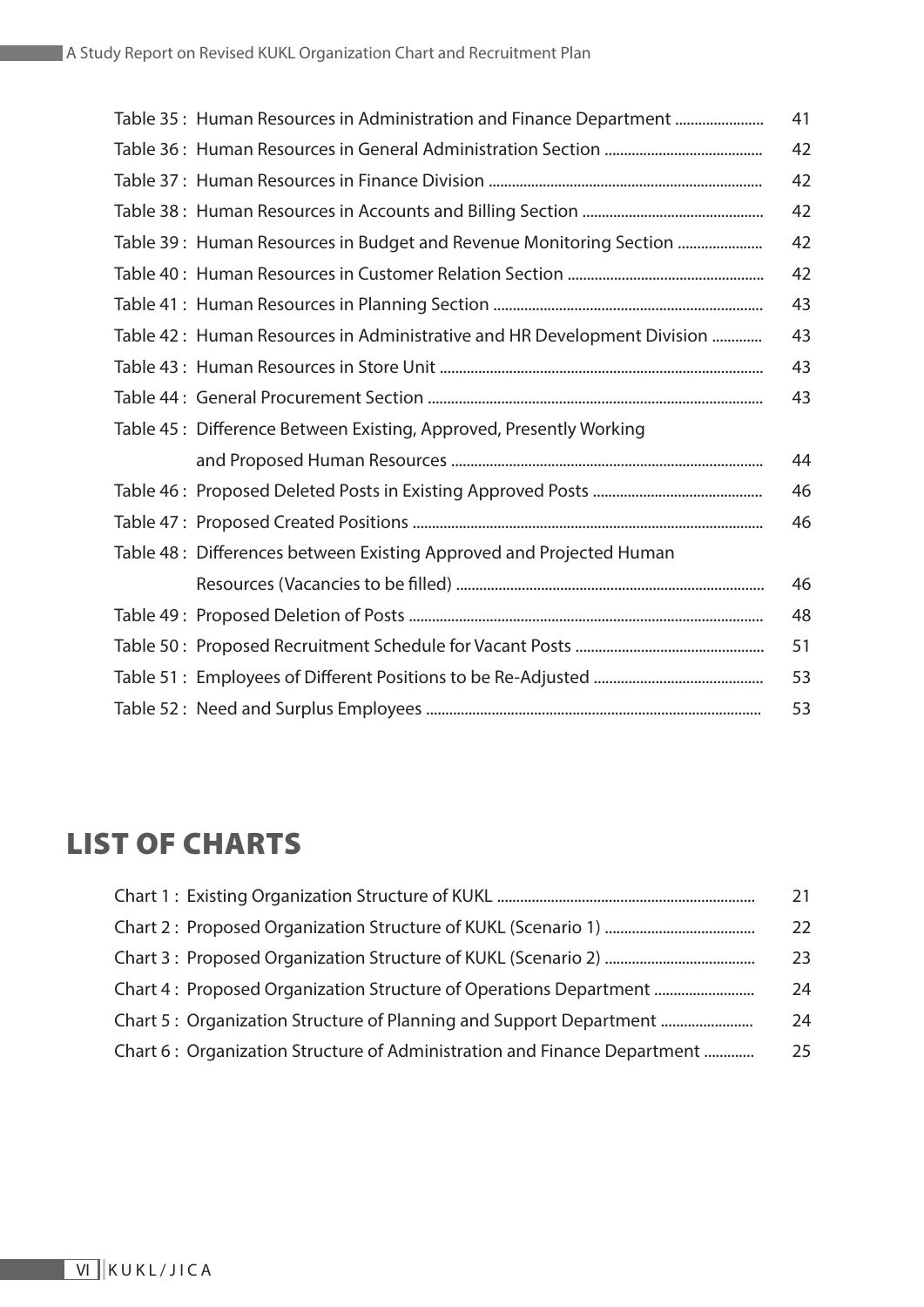| | |
|---|---|
| Table 35 : Human Resources in Administration and Finance Department | 41 |
| Table 36 : Human Resources in General Administration Section | 42 |
| Table 37 : Human Resources in Finance Division | 42 |
| Table 38 : Human Resources in Accounts and Billing Section | 42 |
| Table 39 : Human Resources in Budget and Revenue Monitoring Section | 42 |
| Table 40 : Human Resources in Customer Relation Section | 42 |
| Table 41 : Human Resources in Planning Section | 43 |
| Table 42 : Human Resources in Administrative and HR Development Division | 43 |
| Table 43 : Human Resources in Store Unit | 43 |
| Table 44 : General Procurement Section | 43 |
| Table 45 : Difference Between Existing, Approved, Presently Working and Proposed Human Resources | 44 |
| Table 46 : Proposed Deleted Posts in Existing Approved Posts | 46 |
| Table 47 : Proposed Created Positions | 46 |
| Table 48 : Differences between Existing Approved and Projected Human Resources (Vacancies to be filled) | 46 |
| Table 49 : Proposed Deletion of Posts | 48 |
| Table 50 : Proposed Recruitment Schedule for Vacant Posts | 51 |
| Table 51 : Employees of Different Positions to be Re-Adjusted | 53 |
| Table 52 : Need and Surplus Employees | 53 |

# LIST OF CHARTS

| | |
|---|---|
| Chart 1 : Existing Organization Structure of KUKL | 21 |
| Chart 2 : Proposed Organization Structure of KUKL (Scenario 1) | 22 |
| Chart 3 : Proposed Organization Structure of KUKL (Scenario 2) | 23 |
| Chart 4 : Proposed Organization Structure of Operations Department | 24 |
| Chart 5 : Organization Structure of Planning and Support Department | 24 |
| Chart 6 : Organization Structure of Administration and Finance Department | 25 |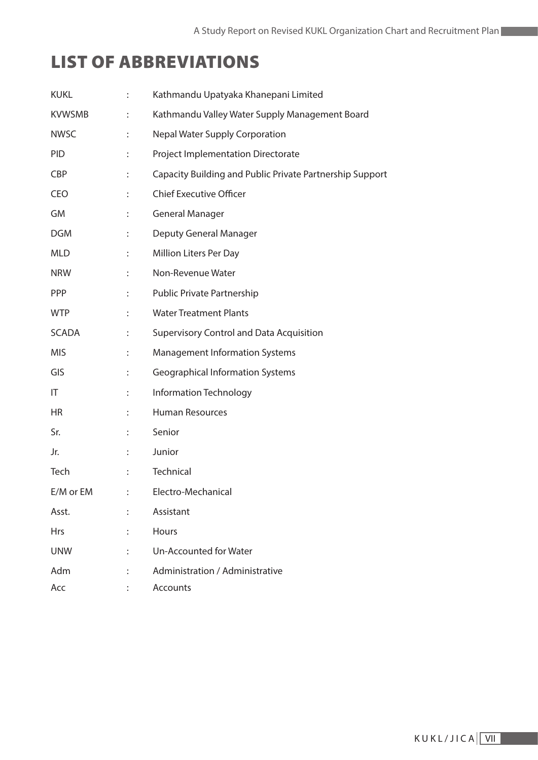# LIST OF ABBREVIATIONS

| | | |
|---|---|---|
| KUKL | : | Kathmandu Upatyaka Khanepani Limited |
| KVWSMB | : | Kathmandu Valley Water Supply Management Board |
| NWSC | : | Nepal Water Supply Corporation |
| PID | : | Project Implementation Directorate |
| CBP | : | Capacity Building and Public Private Partnership Support |
| CEO | : | Chief Executive Officer |
| GM | : | General Manager |
| DGM | : | Deputy General Manager |
| MLD | : | Million Liters Per Day |
| NRW | : | Non-Revenue Water |
| PPP | : | Public Private Partnership |
| WTP | : | Water Treatment Plants |
| SCADA | : | Supervisory Control and Data Acquisition |
| MIS | : | Management Information Systems |
| GIS | : | Geographical Information Systems |
| IT | : | Information Technology |
| HR | : | Human Resources |
| Sr. | : | Senior |
| Jr. | : | Junior |
| Tech | : | Technical |
| E/M or EM | : | Electro-Mechanical |
| Asst. | : | Assistant |
| Hrs | : | Hours |
| UNW | : | Un-Accounted for Water |
| Adm | : | Administration / Administrative |
| Acc | : | Accounts |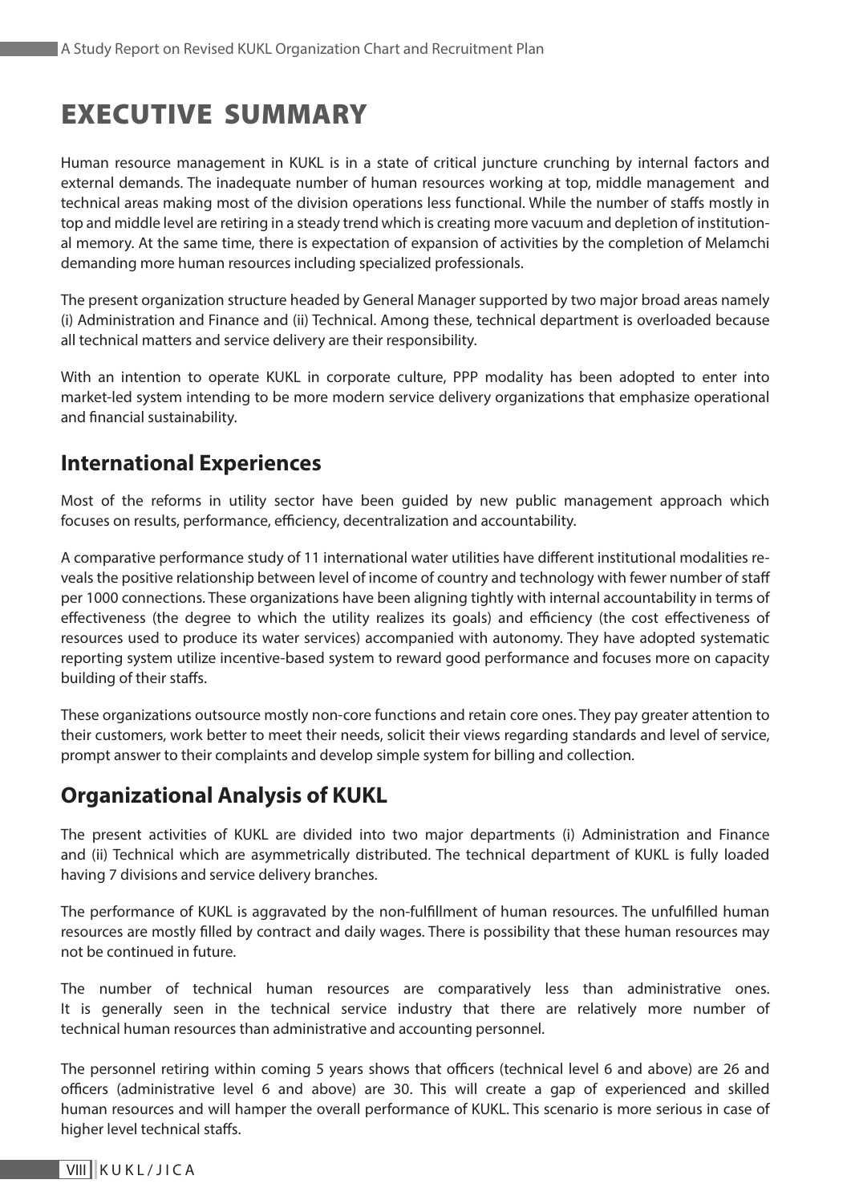# EXECUTIVE SUMMARY

Human resource management in KUKL is in a state of critical juncture crunching by internal factors and external demands. The inadequate number of human resources working at top, middle management and technical areas making most of the division operations less functional. While the number of staffs mostly in top and middle level are retiring in a steady trend which is creating more vacuum and depletion of institutional memory. At the same time, there is expectation of expansion of activities by the completion of Melamchi demanding more human resources including specialized professionals.

The present organization structure headed by General Manager supported by two major broad areas namely (i) Administration and Finance and (ii) Technical. Among these, technical department is overloaded because all technical matters and service delivery are their responsibility.

With an intention to operate KUKL in corporate culture, PPP modality has been adopted to enter into market-led system intending to be more modern service delivery organizations that emphasize operational and financial sustainability.

## International Experiences

Most of the reforms in utility sector have been guided by new public management approach which focuses on results, performance, efficiency, decentralization and accountability.

A comparative performance study of 11 international water utilities have different institutional modalities reveals the positive relationship between level of income of country and technology with fewer number of staff per 1000 connections. These organizations have been aligning tightly with internal accountability in terms of effectiveness (the degree to which the utility realizes its goals) and efficiency (the cost effectiveness of resources used to produce its water services) accompanied with autonomy. They have adopted systematic reporting system utilize incentive-based system to reward good performance and focuses more on capacity building of their staffs.

These organizations outsource mostly non-core functions and retain core ones. They pay greater attention to their customers, work better to meet their needs, solicit their views regarding standards and level of service, prompt answer to their complaints and develop simple system for billing and collection.

## Organizational Analysis of KUKL

The present activities of KUKL are divided into two major departments (i) Administration and Finance and (ii) Technical which are asymmetrically distributed. The technical department of KUKL is fully loaded having 7 divisions and service delivery branches.

The performance of KUKL is aggravated by the non-fulfillment of human resources. The unfulfilled human resources are mostly filled by contract and daily wages. There is possibility that these human resources may not be continued in future.

The number of technical human resources are comparatively less than administrative ones. It is generally seen in the technical service industry that there are relatively more number of technical human resources than administrative and accounting personnel.

The personnel retiring within coming 5 years shows that officers (technical level 6 and above) are 26 and officers (administrative level 6 and above) are 30. This will create a gap of experienced and skilled human resources and will hamper the overall performance of KUKL. This scenario is more serious in case of higher level technical staffs.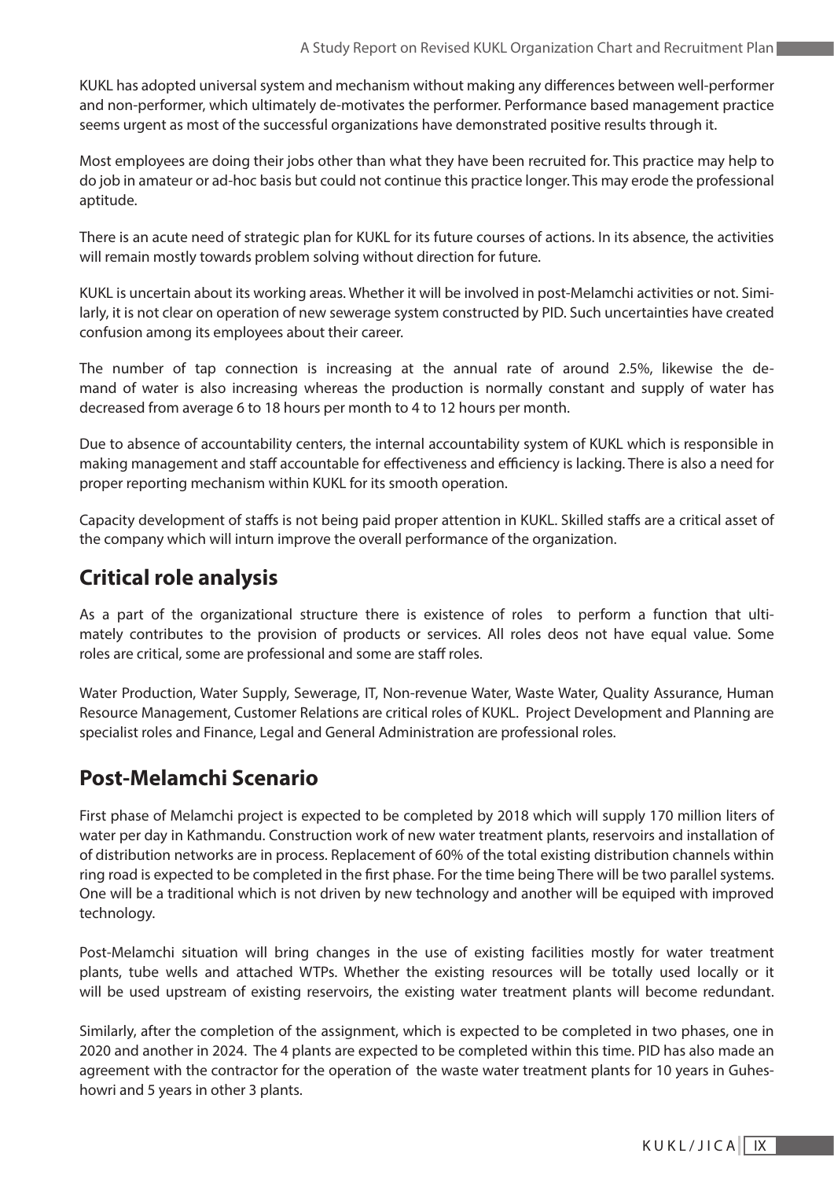KUKL has adopted universal system and mechanism without making any differences between well-performer and non-performer, which ultimately de-motivates the performer. Performance based management practice seems urgent as most of the successful organizations have demonstrated positive results through it.

Most employees are doing their jobs other than what they have been recruited for. This practice may help to do job in amateur or ad-hoc basis but could not continue this practice longer. This may erode the professional aptitude.

There is an acute need of strategic plan for KUKL for its future courses of actions. In its absence, the activities will remain mostly towards problem solving without direction for future.

KUKL is uncertain about its working areas. Whether it will be involved in post-Melamchi activities or not. Similarly, it is not clear on operation of new sewerage system constructed by PID. Such uncertainties have created confusion among its employees about their career.

The number of tap connection is increasing at the annual rate of around 2.5%, likewise the demand of water is also increasing whereas the production is normally constant and supply of water has decreased from average 6 to 18 hours per month to 4 to 12 hours per month.

Due to absence of accountability centers, the internal accountability system of KUKL which is responsible in making management and staff accountable for effectiveness and efficiency is lacking. There is also a need for proper reporting mechanism within KUKL for its smooth operation.

Capacity development of staffs is not being paid proper attention in KUKL. Skilled staffs are a critical asset of the company which will inturn improve the overall performance of the organization.

## Critical role analysis

As a part of the organizational structure there is existence of roles to perform a function that ultimately contributes to the provision of products or services. All roles deos not have equal value. Some roles are critical, some are professional and some are staff roles.

Water Production, Water Supply, Sewerage, IT, Non-revenue Water, Waste Water, Quality Assurance, Human Resource Management, Customer Relations are critical roles of KUKL. Project Development and Planning are specialist roles and Finance, Legal and General Administration are professional roles.

## Post-Melamchi Scenario

First phase of Melamchi project is expected to be completed by 2018 which will supply 170 million liters of water per day in Kathmandu. Construction work of new water treatment plants, reservoirs and installation of of distribution networks are in process. Replacement of 60% of the total existing distribution channels within ring road is expected to be completed in the first phase. For the time being There will be two parallel systems. One will be a traditional which is not driven by new technology and another will be equiped with improved technology.

Post-Melamchi situation will bring changes in the use of existing facilities mostly for water treatment plants, tube wells and attached WTPs. Whether the existing resources will be totally used locally or it will be used upstream of existing reservoirs, the existing water treatment plants will become redundant.

Similarly, after the completion of the assignment, which is expected to be completed in two phases, one in 2020 and another in 2024. The 4 plants are expected to be completed within this time. PID has also made an agreement with the contractor for the operation of the waste water treatment plants for 10 years in Guheshowri and 5 years in other 3 plants.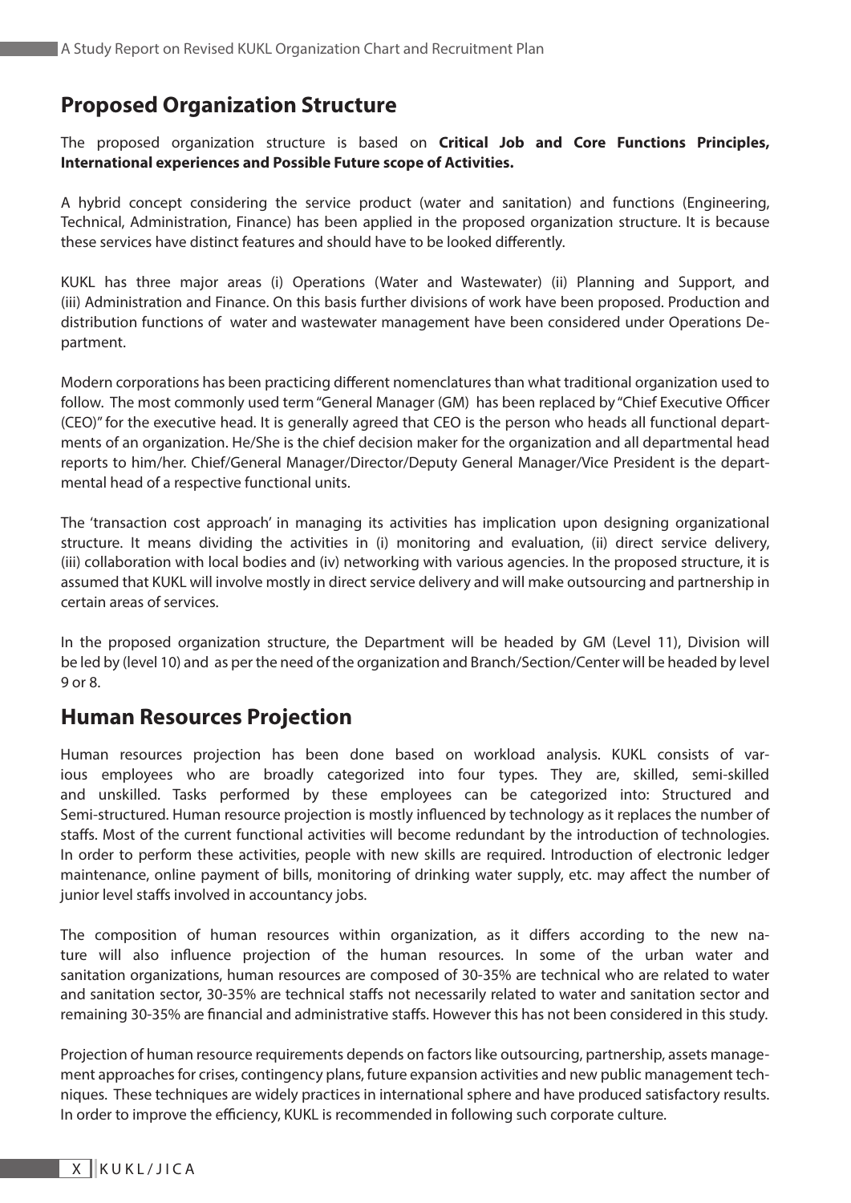## Proposed Organization Structure

The proposed organization structure is based on **Critical Job and Core Functions Principles, International experiences and Possible Future scope of Activities.**

A hybrid concept considering the service product (water and sanitation) and functions (Engineering, Technical, Administration, Finance) has been applied in the proposed organization structure. It is because these services have distinct features and should have to be looked differently.

KUKL has three major areas (i) Operations (Water and Wastewater) (ii) Planning and Support, and (iii) Administration and Finance. On this basis further divisions of work have been proposed. Production and distribution functions of water and wastewater management have been considered under Operations Department.

Modern corporations has been practicing different nomenclatures than what traditional organization used to follow. The most commonly used term "General Manager (GM) has been replaced by "Chief Executive Officer (CEO)" for the executive head. It is generally agreed that CEO is the person who heads all functional departments of an organization. He/She is the chief decision maker for the organization and all departmental head reports to him/her. Chief/General Manager/Director/Deputy General Manager/Vice President is the departmental head of a respective functional units.

The 'transaction cost approach' in managing its activities has implication upon designing organizational structure. It means dividing the activities in (i) monitoring and evaluation, (ii) direct service delivery, (iii) collaboration with local bodies and (iv) networking with various agencies. In the proposed structure, it is assumed that KUKL will involve mostly in direct service delivery and will make outsourcing and partnership in certain areas of services.

In the proposed organization structure, the Department will be headed by GM (Level 11), Division will be led by (level 10) and as per the need of the organization and Branch/Section/Center will be headed by level 9 or 8.

## Human Resources Projection

Human resources projection has been done based on workload analysis. KUKL consists of various employees who are broadly categorized into four types. They are, skilled, semi-skilled and unskilled. Tasks performed by these employees can be categorized into: Structured and Semi-structured. Human resource projection is mostly influenced by technology as it replaces the number of staffs. Most of the current functional activities will become redundant by the introduction of technologies. In order to perform these activities, people with new skills are required. Introduction of electronic ledger maintenance, online payment of bills, monitoring of drinking water supply, etc. may affect the number of junior level staffs involved in accountancy jobs.

The composition of human resources within organization, as it differs according to the new nature will also influence projection of the human resources. In some of the urban water and sanitation organizations, human resources are composed of 30-35% are technical who are related to water and sanitation sector, 30-35% are technical staffs not necessarily related to water and sanitation sector and remaining 30-35% are financial and administrative staffs. However this has not been considered in this study.

Projection of human resource requirements depends on factors like outsourcing, partnership, assets management approaches for crises, contingency plans, future expansion activities and new public management techniques. These techniques are widely practices in international sphere and have produced satisfactory results. In order to improve the efficiency, KUKL is recommended in following such corporate culture.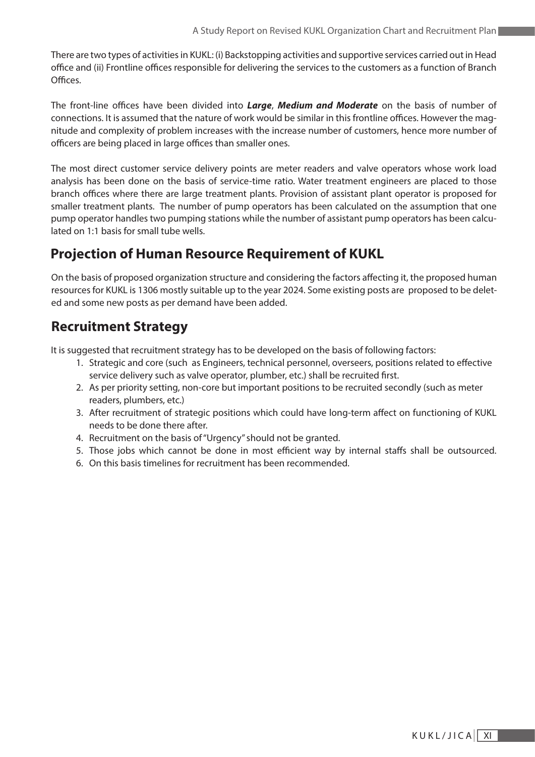There are two types of activities in KUKL: (i) Backstopping activities and supportive services carried out in Head office and (ii) Frontline offices responsible for delivering the services to the customers as a function of Branch Offices.

The front-line offices have been divided into ***Large***, ***Medium and Moderate*** on the basis of number of connections. It is assumed that the nature of work would be similar in this frontline offices. However the magnitude and complexity of problem increases with the increase number of customers, hence more number of officers are being placed in large offices than smaller ones.

The most direct customer service delivery points are meter readers and valve operators whose work load analysis has been done on the basis of service-time ratio. Water treatment engineers are placed to those branch offices where there are large treatment plants. Provision of assistant plant operator is proposed for smaller treatment plants. The number of pump operators has been calculated on the assumption that one pump operator handles two pumping stations while the number of assistant pump operators has been calculated on 1:1 basis for small tube wells.

## Projection of Human Resource Requirement of KUKL

On the basis of proposed organization structure and considering the factors affecting it, the proposed human resources for KUKL is 1306 mostly suitable up to the year 2024. Some existing posts are proposed to be deleted and some new posts as per demand have been added.

## Recruitment Strategy

It is suggested that recruitment strategy has to be developed on the basis of following factors:

1. Strategic and core (such as Engineers, technical personnel, overseers, positions related to effective service delivery such as valve operator, plumber, etc.) shall be recruited first.
2. As per priority setting, non-core but important positions to be recruited secondly (such as meter readers, plumbers, etc.)
3. After recruitment of strategic positions which could have long-term affect on functioning of KUKL needs to be done there after.
4. Recruitment on the basis of "Urgency" should not be granted.
5. Those jobs which cannot be done in most efficient way by internal staffs shall be outsourced.
6. On this basis timelines for recruitment has been recommended.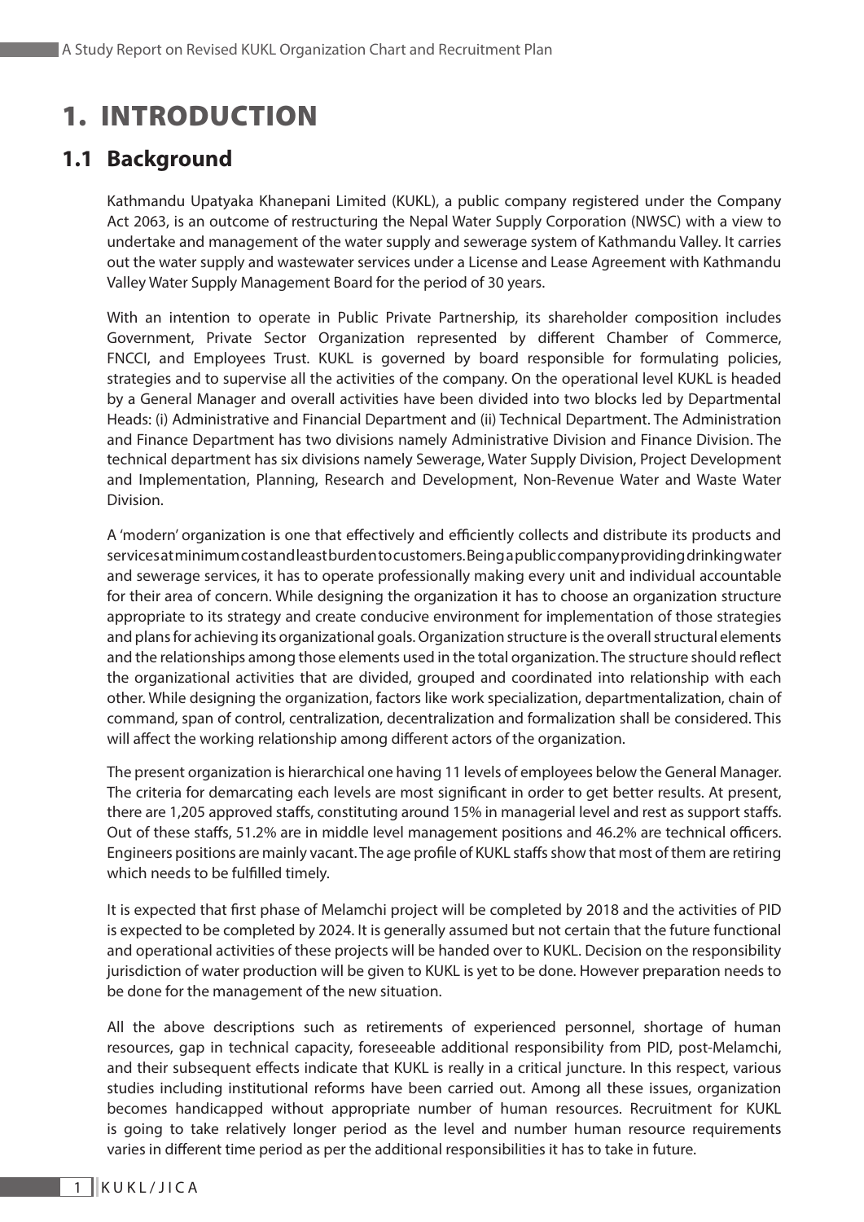# 1. INTRODUCTION

## 1.1 Background

Kathmandu Upatyaka Khanepani Limited (KUKL), a public company registered under the Company Act 2063, is an outcome of restructuring the Nepal Water Supply Corporation (NWSC) with a view to undertake and management of the water supply and sewerage system of Kathmandu Valley. It carries out the water supply and wastewater services under a License and Lease Agreement with Kathmandu Valley Water Supply Management Board for the period of 30 years.

With an intention to operate in Public Private Partnership, its shareholder composition includes Government, Private Sector Organization represented by different Chamber of Commerce, FNCCI, and Employees Trust. KUKL is governed by board responsible for formulating policies, strategies and to supervise all the activities of the company. On the operational level KUKL is headed by a General Manager and overall activities have been divided into two blocks led by Departmental Heads: (i) Administrative and Financial Department and (ii) Technical Department. The Administration and Finance Department has two divisions namely Administrative Division and Finance Division. The technical department has six divisions namely Sewerage, Water Supply Division, Project Development and Implementation, Planning, Research and Development, Non-Revenue Water and Waste Water Division.

A 'modern' organization is one that effectively and efficiently collects and distribute its products and services at minimum cost and least burden to customers. Being a public company providing drinking water and sewerage services, it has to operate professionally making every unit and individual accountable for their area of concern. While designing the organization it has to choose an organization structure appropriate to its strategy and create conducive environment for implementation of those strategies and plans for achieving its organizational goals. Organization structure is the overall structural elements and the relationships among those elements used in the total organization. The structure should reflect the organizational activities that are divided, grouped and coordinated into relationship with each other. While designing the organization, factors like work specialization, departmentalization, chain of command, span of control, centralization, decentralization and formalization shall be considered. This will affect the working relationship among different actors of the organization.

The present organization is hierarchical one having 11 levels of employees below the General Manager. The criteria for demarcating each levels are most significant in order to get better results. At present, there are 1,205 approved staffs, constituting around 15% in managerial level and rest as support staffs. Out of these staffs, 51.2% are in middle level management positions and 46.2% are technical officers. Engineers positions are mainly vacant. The age profile of KUKL staffs show that most of them are retiring which needs to be fulfilled timely.

It is expected that first phase of Melamchi project will be completed by 2018 and the activities of PID is expected to be completed by 2024. It is generally assumed but not certain that the future functional and operational activities of these projects will be handed over to KUKL. Decision on the responsibility jurisdiction of water production will be given to KUKL is yet to be done. However preparation needs to be done for the management of the new situation.

All the above descriptions such as retirements of experienced personnel, shortage of human resources, gap in technical capacity, foreseeable additional responsibility from PID, post-Melamchi, and their subsequent effects indicate that KUKL is really in a critical juncture. In this respect, various studies including institutional reforms have been carried out. Among all these issues, organization becomes handicapped without appropriate number of human resources. Recruitment for KUKL is going to take relatively longer period as the level and number human resource requirements varies in different time period as per the additional responsibilities it has to take in future.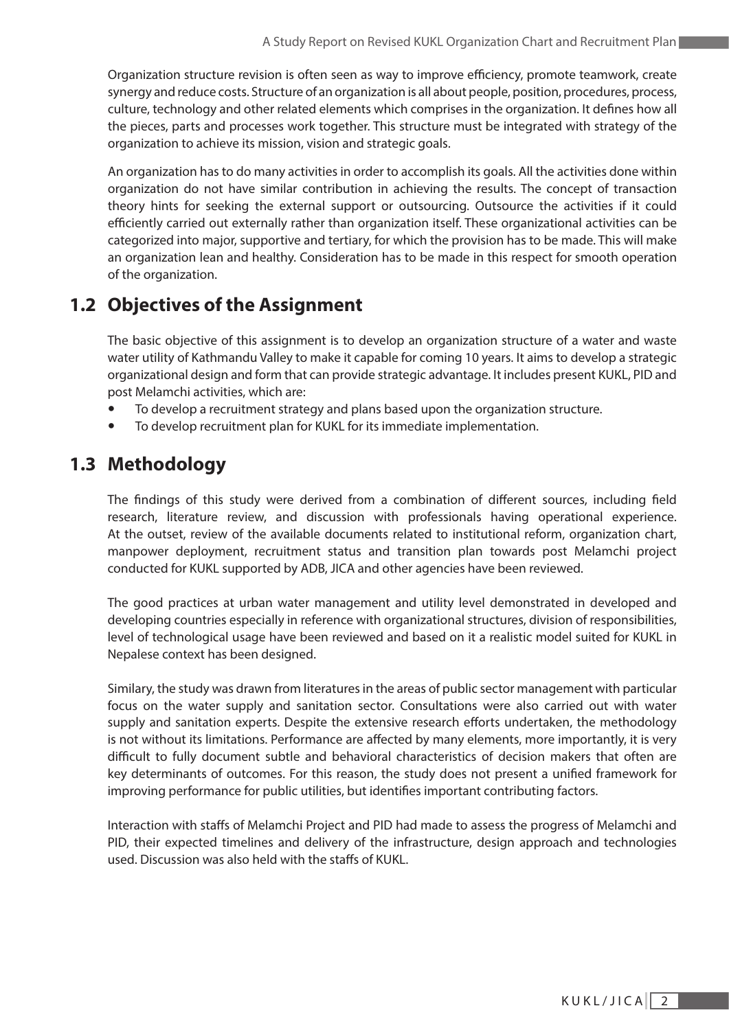Organization structure revision is often seen as way to improve efficiency, promote teamwork, create synergy and reduce costs. Structure of an organization is all about people, position, procedures, process, culture, technology and other related elements which comprises in the organization. It defines how all the pieces, parts and processes work together. This structure must be integrated with strategy of the organization to achieve its mission, vision and strategic goals.

An organization has to do many activities in order to accomplish its goals. All the activities done within organization do not have similar contribution in achieving the results. The concept of transaction theory hints for seeking the external support or outsourcing. Outsource the activities if it could efficiently carried out externally rather than organization itself. These organizational activities can be categorized into major, supportive and tertiary, for which the provision has to be made. This will make an organization lean and healthy. Consideration has to be made in this respect for smooth operation of the organization.

## 1.2 Objectives of the Assignment

The basic objective of this assignment is to develop an organization structure of a water and waste water utility of Kathmandu Valley to make it capable for coming 10 years. It aims to develop a strategic organizational design and form that can provide strategic advantage. It includes present KUKL, PID and post Melamchi activities, which are:

- To develop a recruitment strategy and plans based upon the organization structure.
- To develop recruitment plan for KUKL for its immediate implementation.

## 1.3 Methodology

The findings of this study were derived from a combination of different sources, including field research, literature review, and discussion with professionals having operational experience. At the outset, review of the available documents related to institutional reform, organization chart, manpower deployment, recruitment status and transition plan towards post Melamchi project conducted for KUKL supported by ADB, JICA and other agencies have been reviewed.

The good practices at urban water management and utility level demonstrated in developed and developing countries especially in reference with organizational structures, division of responsibilities, level of technological usage have been reviewed and based on it a realistic model suited for KUKL in Nepalese context has been designed.

Similary, the study was drawn from literatures in the areas of public sector management with particular focus on the water supply and sanitation sector. Consultations were also carried out with water supply and sanitation experts. Despite the extensive research efforts undertaken, the methodology is not without its limitations. Performance are affected by many elements, more importantly, it is very difficult to fully document subtle and behavioral characteristics of decision makers that often are key determinants of outcomes. For this reason, the study does not present a unified framework for improving performance for public utilities, but identifies important contributing factors.

Interaction with staffs of Melamchi Project and PID had made to assess the progress of Melamchi and PID, their expected timelines and delivery of the infrastructure, design approach and technologies used. Discussion was also held with the staffs of KUKL.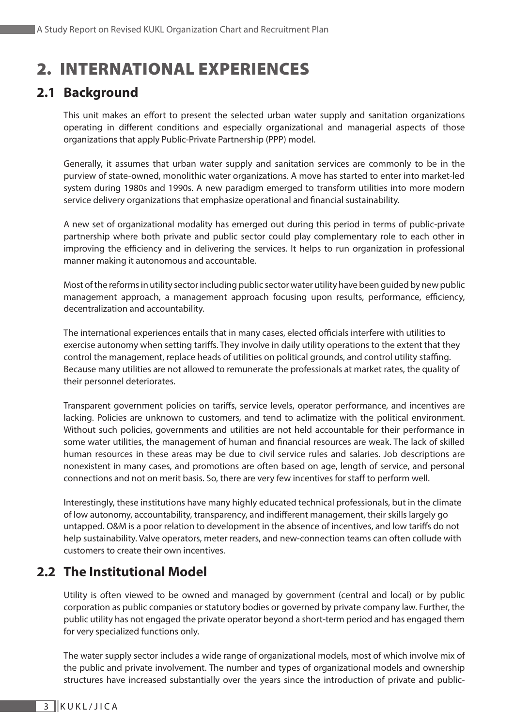# 2. INTERNATIONAL EXPERIENCES

## 2.1 Background

This unit makes an effort to present the selected urban water supply and sanitation organizations operating in different conditions and especially organizational and managerial aspects of those organizations that apply Public-Private Partnership (PPP) model.

Generally, it assumes that urban water supply and sanitation services are commonly to be in the purview of state-owned, monolithic water organizations. A move has started to enter into market-led system during 1980s and 1990s. A new paradigm emerged to transform utilities into more modern service delivery organizations that emphasize operational and financial sustainability.

A new set of organizational modality has emerged out during this period in terms of public-private partnership where both private and public sector could play complementary role to each other in improving the efficiency and in delivering the services. It helps to run organization in professional manner making it autonomous and accountable.

Most of the reforms in utility sector including public sector water utility have been guided by new public management approach, a management approach focusing upon results, performance, efficiency, decentralization and accountability.

The international experiences entails that in many cases, elected officials interfere with utilities to exercise autonomy when setting tariffs. They involve in daily utility operations to the extent that they control the management, replace heads of utilities on political grounds, and control utility staffing. Because many utilities are not allowed to remunerate the professionals at market rates, the quality of their personnel deteriorates.

Transparent government policies on tariffs, service levels, operator performance, and incentives are lacking. Policies are unknown to customers, and tend to aclimatize with the political environment. Without such policies, governments and utilities are not held accountable for their performance in some water utilities, the management of human and financial resources are weak. The lack of skilled human resources in these areas may be due to civil service rules and salaries. Job descriptions are nonexistent in many cases, and promotions are often based on age, length of service, and personal connections and not on merit basis. So, there are very few incentives for staff to perform well.

Interestingly, these institutions have many highly educated technical professionals, but in the climate of low autonomy, accountability, transparency, and indifferent management, their skills largely go untapped. O&M is a poor relation to development in the absence of incentives, and low tariffs do not help sustainability. Valve operators, meter readers, and new-connection teams can often collude with customers to create their own incentives.

## 2.2 The Institutional Model

Utility is often viewed to be owned and managed by government (central and local) or by public corporation as public companies or statutory bodies or governed by private company law. Further, the public utility has not engaged the private operator beyond a short-term period and has engaged them for very specialized functions only.

The water supply sector includes a wide range of organizational models, most of which involve mix of the public and private involvement. The number and types of organizational models and ownership structures have increased substantially over the years since the introduction of private and public-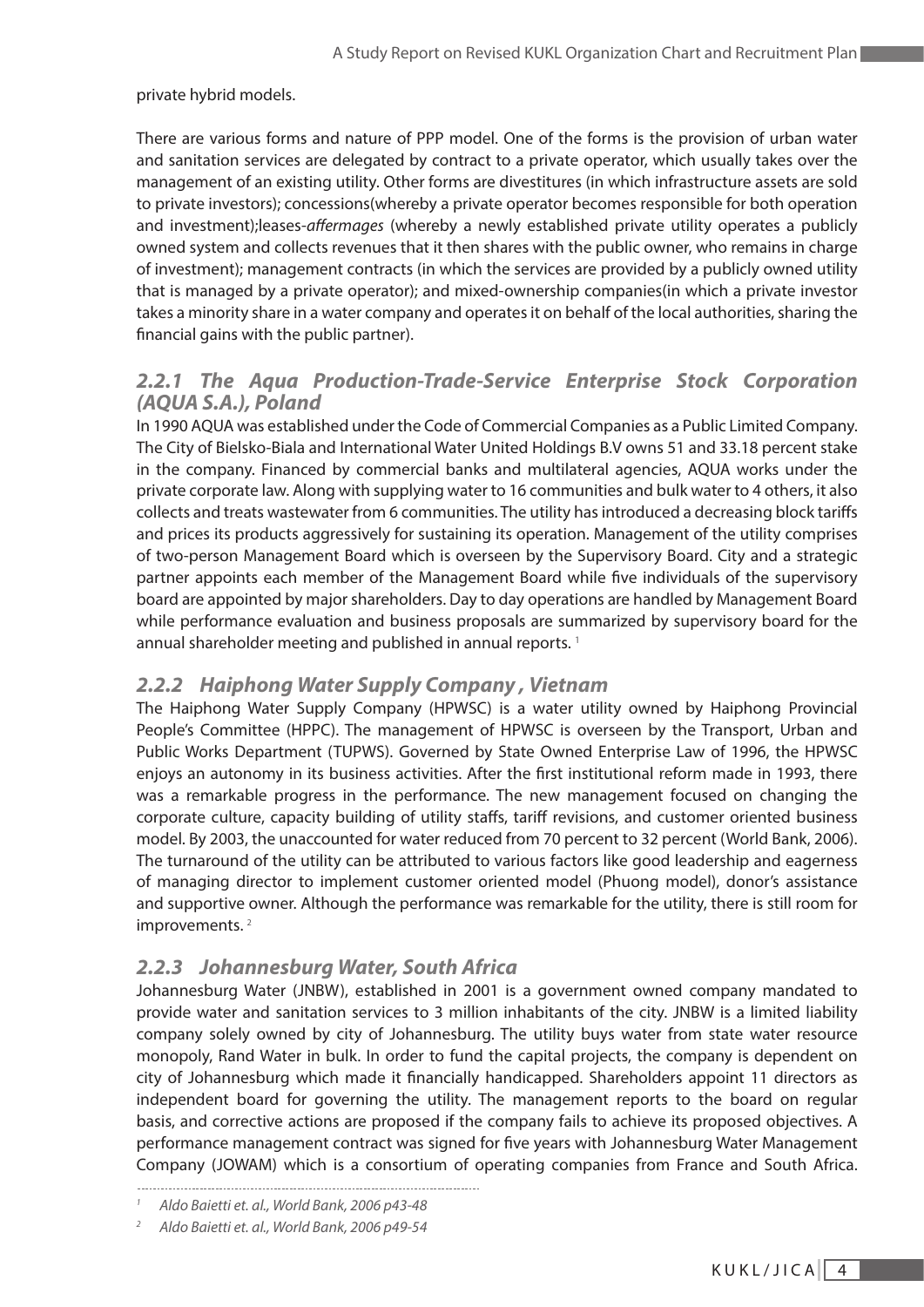private hybrid models.

There are various forms and nature of PPP model. One of the forms is the provision of urban water and sanitation services are delegated by contract to a private operator, which usually takes over the management of an existing utility. Other forms are divestitures (in which infrastructure assets are sold to private investors); concessions(whereby a private operator becomes responsible for both operation and investment);leases-*affermages* (whereby a newly established private utility operates a publicly owned system and collects revenues that it then shares with the public owner, who remains in charge of investment); management contracts (in which the services are provided by a publicly owned utility that is managed by a private operator); and mixed-ownership companies(in which a private investor takes a minority share in a water company and operates it on behalf of the local authorities, sharing the financial gains with the public partner).

### *2.2.1 The Aqua Production-Trade-Service Enterprise Stock Corporation (AQUA S.A.), Poland*

In 1990 AQUA was established under the Code of Commercial Companies as a Public Limited Company. The City of Bielsko-Biala and International Water United Holdings B.V owns 51 and 33.18 percent stake in the company. Financed by commercial banks and multilateral agencies, AQUA works under the private corporate law. Along with supplying water to 16 communities and bulk water to 4 others, it also collects and treats wastewater from 6 communities. The utility has introduced a decreasing block tariffs and prices its products aggressively for sustaining its operation. Management of the utility comprises of two-person Management Board which is overseen by the Supervisory Board. City and a strategic partner appoints each member of the Management Board while five individuals of the supervisory board are appointed by major shareholders. Day to day operations are handled by Management Board while performance evaluation and business proposals are summarized by supervisory board for the annual shareholder meeting and published in annual reports. [1]

### *2.2.2 Haiphong Water Supply Company , Vietnam*

The Haiphong Water Supply Company (HPWSC) is a water utility owned by Haiphong Provincial People's Committee (HPPC). The management of HPWSC is overseen by the Transport, Urban and Public Works Department (TUPWS). Governed by State Owned Enterprise Law of 1996, the HPWSC enjoys an autonomy in its business activities. After the first institutional reform made in 1993, there was a remarkable progress in the performance. The new management focused on changing the corporate culture, capacity building of utility staffs, tariff revisions, and customer oriented business model. By 2003, the unaccounted for water reduced from 70 percent to 32 percent (World Bank, 2006). The turnaround of the utility can be attributed to various factors like good leadership and eagerness of managing director to implement customer oriented model (Phuong model), donor's assistance and supportive owner. Although the performance was remarkable for the utility, there is still room for improvements. [2]

### *2.2.3 Johannesburg Water, South Africa*

Johannesburg Water (JNBW), established in 2001 is a government owned company mandated to provide water and sanitation services to 3 million inhabitants of the city. JNBW is a limited liability company solely owned by city of Johannesburg. The utility buys water from state water resource monopoly, Rand Water in bulk. In order to fund the capital projects, the company is dependent on city of Johannesburg which made it financially handicapped. Shareholders appoint 11 directors as independent board for governing the utility. The management reports to the board on regular basis, and corrective actions are proposed if the company fails to achieve its proposed objectives. A performance management contract was signed for five years with Johannesburg Water Management Company (JOWAM) which is a consortium of operating companies from France and South Africa.

---

[1] *Aldo Baietti et. al., World Bank, 2006 p43-48*

[2] *Aldo Baietti et. al., World Bank, 2006 p49-54*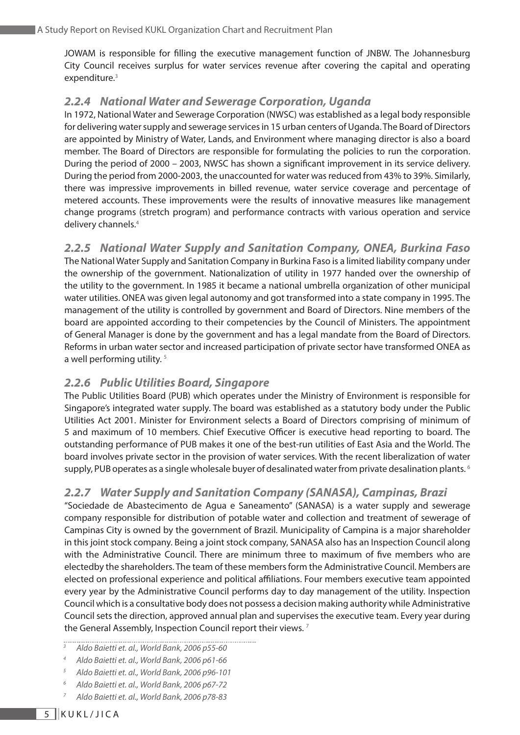JOWAM is responsible for filling the executive management function of JNBW. The Johannesburg City Council receives surplus for water services revenue after covering the capital and operating expenditure.[3]

### *2.2.4 National Water and Sewerage Corporation, Uganda*

In 1972, National Water and Sewerage Corporation (NWSC) was established as a legal body responsible for delivering water supply and sewerage services in 15 urban centers of Uganda. The Board of Directors are appointed by Ministry of Water, Lands, and Environment where managing director is also a board member. The Board of Directors are responsible for formulating the policies to run the corporation. During the period of 2000 – 2003, NWSC has shown a significant improvement in its service delivery. During the period from 2000-2003, the unaccounted for water was reduced from 43% to 39%. Similarly, there was impressive improvements in billed revenue, water service coverage and percentage of metered accounts. These improvements were the results of innovative measures like management change programs (stretch program) and performance contracts with various operation and service delivery channels.[4]

### *2.2.5 National Water Supply and Sanitation Company, ONEA, Burkina Faso*

The National Water Supply and Sanitation Company in Burkina Faso is a limited liability company under the ownership of the government. Nationalization of utility in 1977 handed over the ownership of the utility to the government. In 1985 it became a national umbrella organization of other municipal water utilities. ONEA was given legal autonomy and got transformed into a state company in 1995. The management of the utility is controlled by government and Board of Directors. Nine members of the board are appointed according to their competencies by the Council of Ministers. The appointment of General Manager is done by the government and has a legal mandate from the Board of Directors. Reforms in urban water sector and increased participation of private sector have transformed ONEA as a well performing utility. [5]

### *2.2.6 Public Utilities Board, Singapore*

The Public Utilities Board (PUB) which operates under the Ministry of Environment is responsible for Singapore's integrated water supply. The board was established as a statutory body under the Public Utilities Act 2001. Minister for Environment selects a Board of Directors comprising of minimum of 5 and maximum of 10 members. Chief Executive Officer is executive head reporting to board. The outstanding performance of PUB makes it one of the best-run utilities of East Asia and the World. The board involves private sector in the provision of water services. With the recent liberalization of water supply, PUB operates as a single wholesale buyer of desalinated water from private desalination plants. [6]

### *2.2.7 Water Supply and Sanitation Company (SANASA), Campinas, Brazi*

"Sociedade de Abastecimento de Agua e Saneamento" (SANASA) is a water supply and sewerage company responsible for distribution of potable water and collection and treatment of sewerage of Campinas City is owned by the government of Brazil. Municipality of Campina is a major shareholder in this joint stock company. Being a joint stock company, SANASA also has an Inspection Council along with the Administrative Council. There are minimum three to maximum of five members who are electedby the shareholders. The team of these members form the Administrative Council. Members are elected on professional experience and political affiliations. Four members executive team appointed every year by the Administrative Council performs day to day management of the utility. Inspection Council which is a consultative body does not possess a decision making authority while Administrative Council sets the direction, approved annual plan and supervises the executive team. Every year during the General Assembly, Inspection Council report their views. [7]

---

[3] *Aldo Baietti et. al., World Bank, 2006 p55-60*

[4] *Aldo Baietti et. al., World Bank, 2006 p61-66*

[5] *Aldo Baietti et. al., World Bank, 2006 p96-101*

[6] *Aldo Baietti et. al., World Bank, 2006 p67-72*

[7] *Aldo Baietti et. al., World Bank, 2006 p78-83*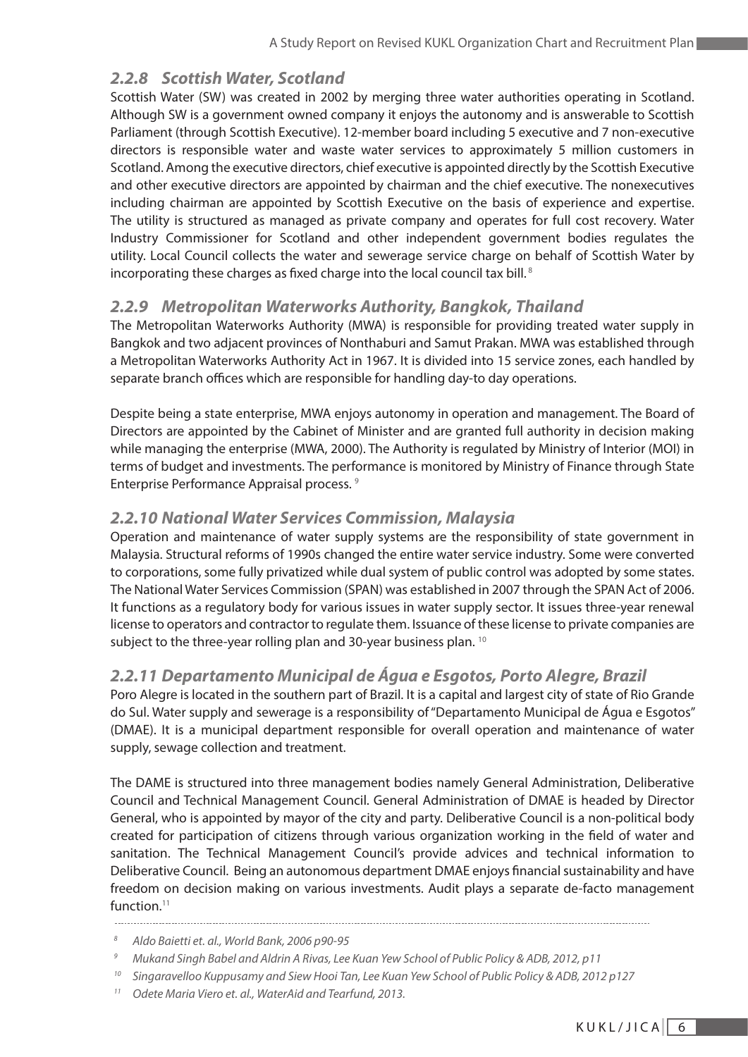### *2.2.8 Scottish Water, Scotland*

Scottish Water (SW) was created in 2002 by merging three water authorities operating in Scotland. Although SW is a government owned company it enjoys the autonomy and is answerable to Scottish Parliament (through Scottish Executive). 12-member board including 5 executive and 7 non-executive directors is responsible water and waste water services to approximately 5 million customers in Scotland. Among the executive directors, chief executive is appointed directly by the Scottish Executive and other executive directors are appointed by chairman and the chief executive. The nonexecutives including chairman are appointed by Scottish Executive on the basis of experience and expertise. The utility is structured as managed as private company and operates for full cost recovery. Water Industry Commissioner for Scotland and other independent government bodies regulates the utility. Local Council collects the water and sewerage service charge on behalf of Scottish Water by incorporating these charges as fixed charge into the local council tax bill. [8]

### *2.2.9 Metropolitan Waterworks Authority, Bangkok, Thailand*

The Metropolitan Waterworks Authority (MWA) is responsible for providing treated water supply in Bangkok and two adjacent provinces of Nonthaburi and Samut Prakan. MWA was established through a Metropolitan Waterworks Authority Act in 1967. It is divided into 15 service zones, each handled by separate branch offices which are responsible for handling day-to day operations.

Despite being a state enterprise, MWA enjoys autonomy in operation and management. The Board of Directors are appointed by the Cabinet of Minister and are granted full authority in decision making while managing the enterprise (MWA, 2000). The Authority is regulated by Ministry of Interior (MOI) in terms of budget and investments. The performance is monitored by Ministry of Finance through State Enterprise Performance Appraisal process. [9]

### *2.2.10 National Water Services Commission, Malaysia*

Operation and maintenance of water supply systems are the responsibility of state government in Malaysia. Structural reforms of 1990s changed the entire water service industry. Some were converted to corporations, some fully privatized while dual system of public control was adopted by some states. The National Water Services Commission (SPAN) was established in 2007 through the SPAN Act of 2006. It functions as a regulatory body for various issues in water supply sector. It issues three-year renewal license to operators and contractor to regulate them. Issuance of these license to private companies are subject to the three-year rolling plan and 30-year business plan. [10]

### *2.2.11 Departamento Municipal de Água e Esgotos, Porto Alegre, Brazil*

Poro Alegre is located in the southern part of Brazil. It is a capital and largest city of state of Rio Grande do Sul. Water supply and sewerage is a responsibility of "Departamento Municipal de Água e Esgotos" (DMAE). It is a municipal department responsible for overall operation and maintenance of water supply, sewage collection and treatment.

The DAME is structured into three management bodies namely General Administration, Deliberative Council and Technical Management Council. General Administration of DMAE is headed by Director General, who is appointed by mayor of the city and party. Deliberative Council is a non-political body created for participation of citizens through various organization working in the field of water and sanitation. The Technical Management Council's provide advices and technical information to Deliberative Council. Being an autonomous department DMAE enjoys financial sustainability and have freedom on decision making on various investments. Audit plays a separate de-facto management function.[11]

---

[8] *Aldo Baietti et. al., World Bank, 2006 p90-95*

[9] *Mukand Singh Babel and Aldrin A Rivas, Lee Kuan Yew School of Public Policy & ADB, 2012, p11*

[10] *Singaravelloo Kuppusamy and Siew Hooi Tan, Lee Kuan Yew School of Public Policy & ADB, 2012 p127*

[11] *Odete Maria Viero et. al., WaterAid and Tearfund, 2013.*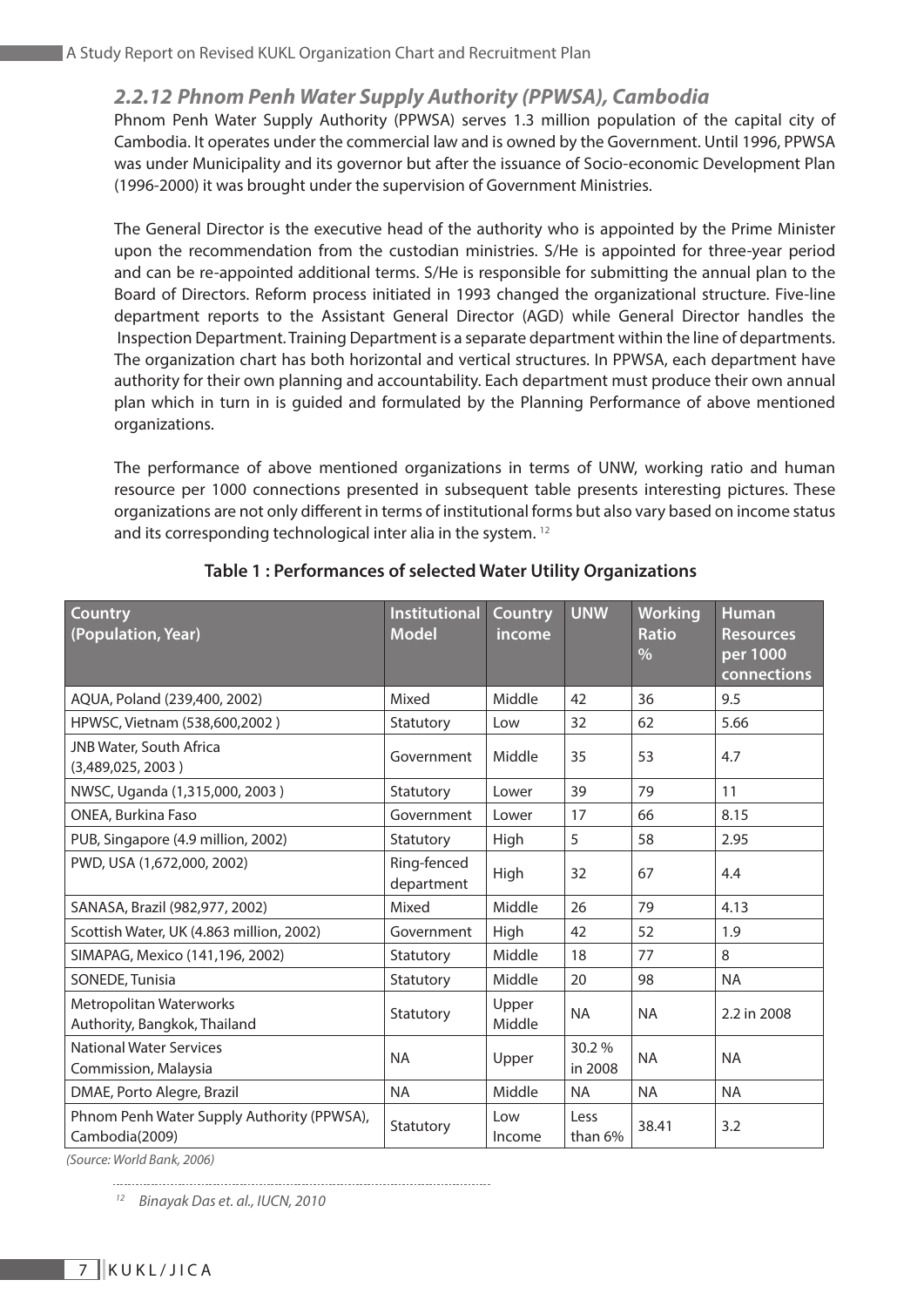### *2.2.12 Phnom Penh Water Supply Authority (PPWSA), Cambodia*

Phnom Penh Water Supply Authority (PPWSA) serves 1.3 million population of the capital city of Cambodia. It operates under the commercial law and is owned by the Government. Until 1996, PPWSA was under Municipality and its governor but after the issuance of Socio-economic Development Plan (1996-2000) it was brought under the supervision of Government Ministries.

The General Director is the executive head of the authority who is appointed by the Prime Minister upon the recommendation from the custodian ministries. S/He is appointed for three-year period and can be re-appointed additional terms. S/He is responsible for submitting the annual plan to the Board of Directors. Reform process initiated in 1993 changed the organizational structure. Five-line department reports to the Assistant General Director (AGD) while General Director handles the Inspection Department. Training Department is a separate department within the line of departments. The organization chart has both horizontal and vertical structures. In PPWSA, each department have authority for their own planning and accountability. Each department must produce their own annual plan which in turn in is guided and formulated by the Planning Performance of above mentioned organizations.

The performance of above mentioned organizations in terms of UNW, working ratio and human resource per 1000 connections presented in subsequent table presents interesting pictures. These organizations are not only different in terms of institutional forms but also vary based on income status and its corresponding technological inter alia in the system. [12]

**Table 1 : Performances of selected Water Utility Organizations**

| Country (Population, Year) | Institutional Model | Country income | UNW | Working Ratio % | Human Resources per 1000 connections |
|---|---|---|---|---|---|
| AQUA, Poland (239,400, 2002) | Mixed | Middle | 42 | 36 | 9.5 |
| HPWSC, Vietnam (538,600,2002 ) | Statutory | Low | 32 | 62 | 5.66 |
| JNB Water, South Africa (3,489,025, 2003 ) | Government | Middle | 35 | 53 | 4.7 |
| NWSC, Uganda (1,315,000, 2003 ) | Statutory | Lower | 39 | 79 | 11 |
| ONEA, Burkina Faso | Government | Lower | 17 | 66 | 8.15 |
| PUB, Singapore (4.9 million, 2002) | Statutory | High | 5 | 58 | 2.95 |
| PWD, USA (1,672,000, 2002) | Ring-fenced department | High | 32 | 67 | 4.4 |
| SANASA, Brazil (982,977, 2002) | Mixed | Middle | 26 | 79 | 4.13 |
| Scottish Water, UK (4.863 million, 2002) | Government | High | 42 | 52 | 1.9 |
| SIMAPAG, Mexico (141,196, 2002) | Statutory | Middle | 18 | 77 | 8 |
| SONEDE, Tunisia | Statutory | Middle | 20 | 98 | NA |
| Metropolitan Waterworks Authority, Bangkok, Thailand | Statutory | Upper Middle | NA | NA | 2.2 in 2008 |
| National Water Services Commission, Malaysia | NA | Upper | 30.2 % in 2008 | NA | NA |
| DMAE, Porto Alegre, Brazil | NA | Middle | NA | NA | NA |
| Phnom Penh Water Supply Authority (PPWSA), Cambodia(2009) | Statutory | Low Income | Less than 6% | 38.41 | 3.2 |

*(Source: World Bank, 2006)*

[12] *Binayak Das et. al., IUCN, 2010*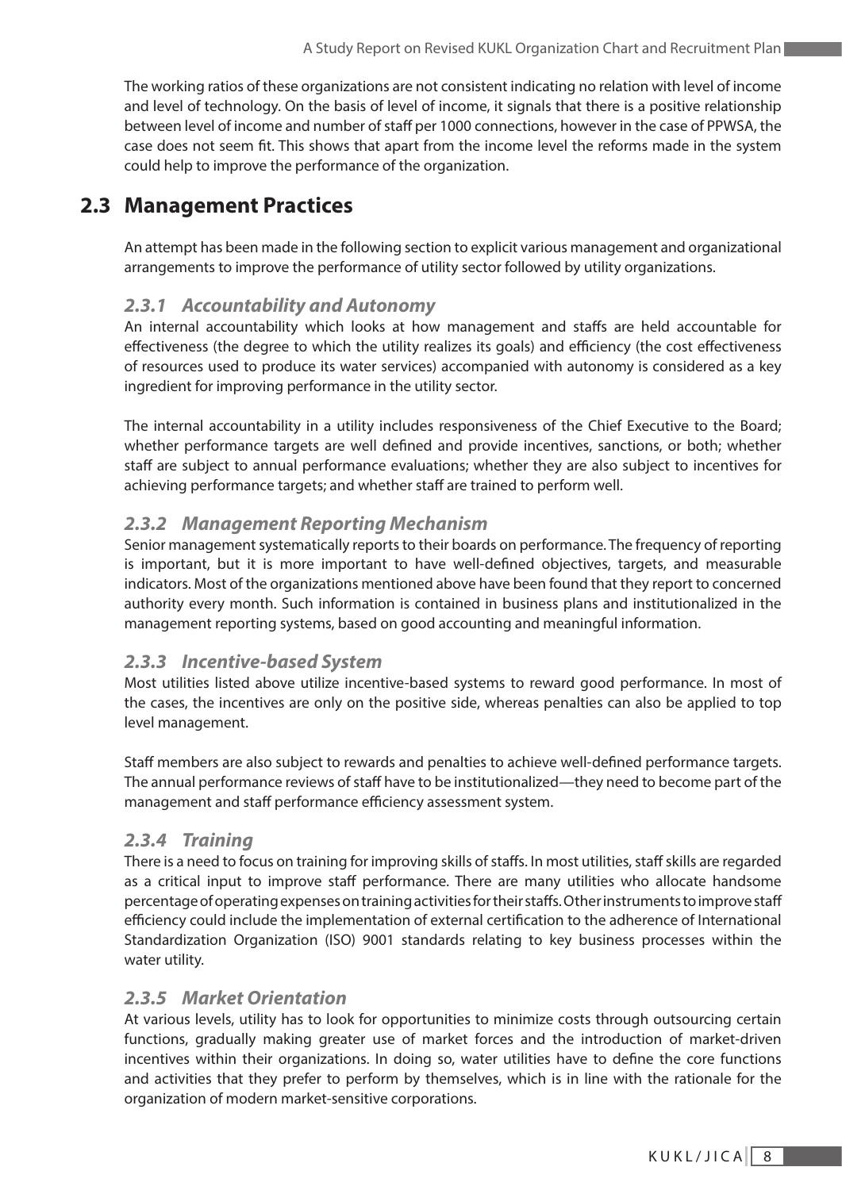The working ratios of these organizations are not consistent indicating no relation with level of income and level of technology. On the basis of level of income, it signals that there is a positive relationship between level of income and number of staff per 1000 connections, however in the case of PPWSA, the case does not seem fit. This shows that apart from the income level the reforms made in the system could help to improve the performance of the organization.

## 2.3 Management Practices

An attempt has been made in the following section to explicit various management and organizational arrangements to improve the performance of utility sector followed by utility organizations.

### *2.3.1 Accountability and Autonomy*

An internal accountability which looks at how management and staffs are held accountable for effectiveness (the degree to which the utility realizes its goals) and efficiency (the cost effectiveness of resources used to produce its water services) accompanied with autonomy is considered as a key ingredient for improving performance in the utility sector.

The internal accountability in a utility includes responsiveness of the Chief Executive to the Board; whether performance targets are well defined and provide incentives, sanctions, or both; whether staff are subject to annual performance evaluations; whether they are also subject to incentives for achieving performance targets; and whether staff are trained to perform well.

### *2.3.2 Management Reporting Mechanism*

Senior management systematically reports to their boards on performance. The frequency of reporting is important, but it is more important to have well-defined objectives, targets, and measurable indicators. Most of the organizations mentioned above have been found that they report to concerned authority every month. Such information is contained in business plans and institutionalized in the management reporting systems, based on good accounting and meaningful information.

### *2.3.3 Incentive-based System*

Most utilities listed above utilize incentive-based systems to reward good performance. In most of the cases, the incentives are only on the positive side, whereas penalties can also be applied to top level management.

Staff members are also subject to rewards and penalties to achieve well-defined performance targets. The annual performance reviews of staff have to be institutionalized—they need to become part of the management and staff performance efficiency assessment system.

### *2.3.4 Training*

There is a need to focus on training for improving skills of staffs. In most utilities, staff skills are regarded as a critical input to improve staff performance. There are many utilities who allocate handsome percentage of operating expenses on training activities for their staffs. Other instruments to improve staff efficiency could include the implementation of external certification to the adherence of International Standardization Organization (ISO) 9001 standards relating to key business processes within the water utility.

### *2.3.5 Market Orientation*

At various levels, utility has to look for opportunities to minimize costs through outsourcing certain functions, gradually making greater use of market forces and the introduction of market-driven incentives within their organizations. In doing so, water utilities have to define the core functions and activities that they prefer to perform by themselves, which is in line with the rationale for the organization of modern market-sensitive corporations.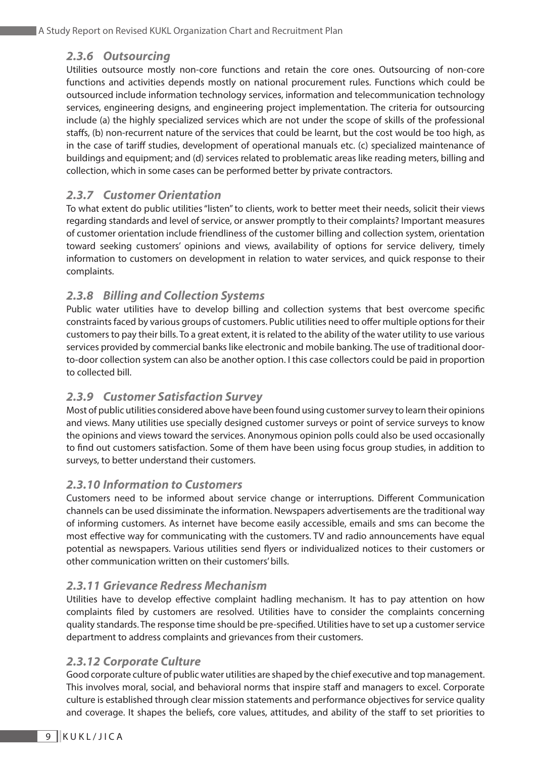### *2.3.6 Outsourcing*

Utilities outsource mostly non-core functions and retain the core ones. Outsourcing of non-core functions and activities depends mostly on national procurement rules. Functions which could be outsourced include information technology services, information and telecommunication technology services, engineering designs, and engineering project implementation. The criteria for outsourcing include (a) the highly specialized services which are not under the scope of skills of the professional staffs, (b) non-recurrent nature of the services that could be learnt, but the cost would be too high, as in the case of tariff studies, development of operational manuals etc. (c) specialized maintenance of buildings and equipment; and (d) services related to problematic areas like reading meters, billing and collection, which in some cases can be performed better by private contractors.

### *2.3.7 Customer Orientation*

To what extent do public utilities "listen" to clients, work to better meet their needs, solicit their views regarding standards and level of service, or answer promptly to their complaints? Important measures of customer orientation include friendliness of the customer billing and collection system, orientation toward seeking customers' opinions and views, availability of options for service delivery, timely information to customers on development in relation to water services, and quick response to their complaints.

### *2.3.8 Billing and Collection Systems*

Public water utilities have to develop billing and collection systems that best overcome specific constraints faced by various groups of customers. Public utilities need to offer multiple options for their customers to pay their bills. To a great extent, it is related to the ability of the water utility to use various services provided by commercial banks like electronic and mobile banking. The use of traditional door-to-door collection system can also be another option. I this case collectors could be paid in proportion to collected bill.

### *2.3.9 Customer Satisfaction Survey*

Most of public utilities considered above have been found using customer survey to learn their opinions and views. Many utilities use specially designed customer surveys or point of service surveys to know the opinions and views toward the services. Anonymous opinion polls could also be used occasionally to find out customers satisfaction. Some of them have been using focus group studies, in addition to surveys, to better understand their customers.

### *2.3.10 Information to Customers*

Customers need to be informed about service change or interruptions. Different Communication channels can be used disseminate the information. Newspapers advertisements are the traditional way of informing customers. As internet have become easily accessible, emails and sms can become the most effective way for communicating with the customers. TV and radio announcements have equal potential as newspapers. Various utilities send flyers or individualized notices to their customers or other communication written on their customers' bills.

### *2.3.11 Grievance Redress Mechanism*

Utilities have to develop effective complaint hadling mechanism. It has to pay attention on how complaints filed by customers are resolved. Utilities have to consider the complaints concerning quality standards. The response time should be pre-specified. Utilities have to set up a customer service department to address complaints and grievances from their customers.

### *2.3.12 Corporate Culture*

Good corporate culture of public water utilities are shaped by the chief executive and top management. This involves moral, social, and behavioral norms that inspire staff and managers to excel. Corporate culture is established through clear mission statements and performance objectives for service quality and coverage. It shapes the beliefs, core values, attitudes, and ability of the staff to set priorities to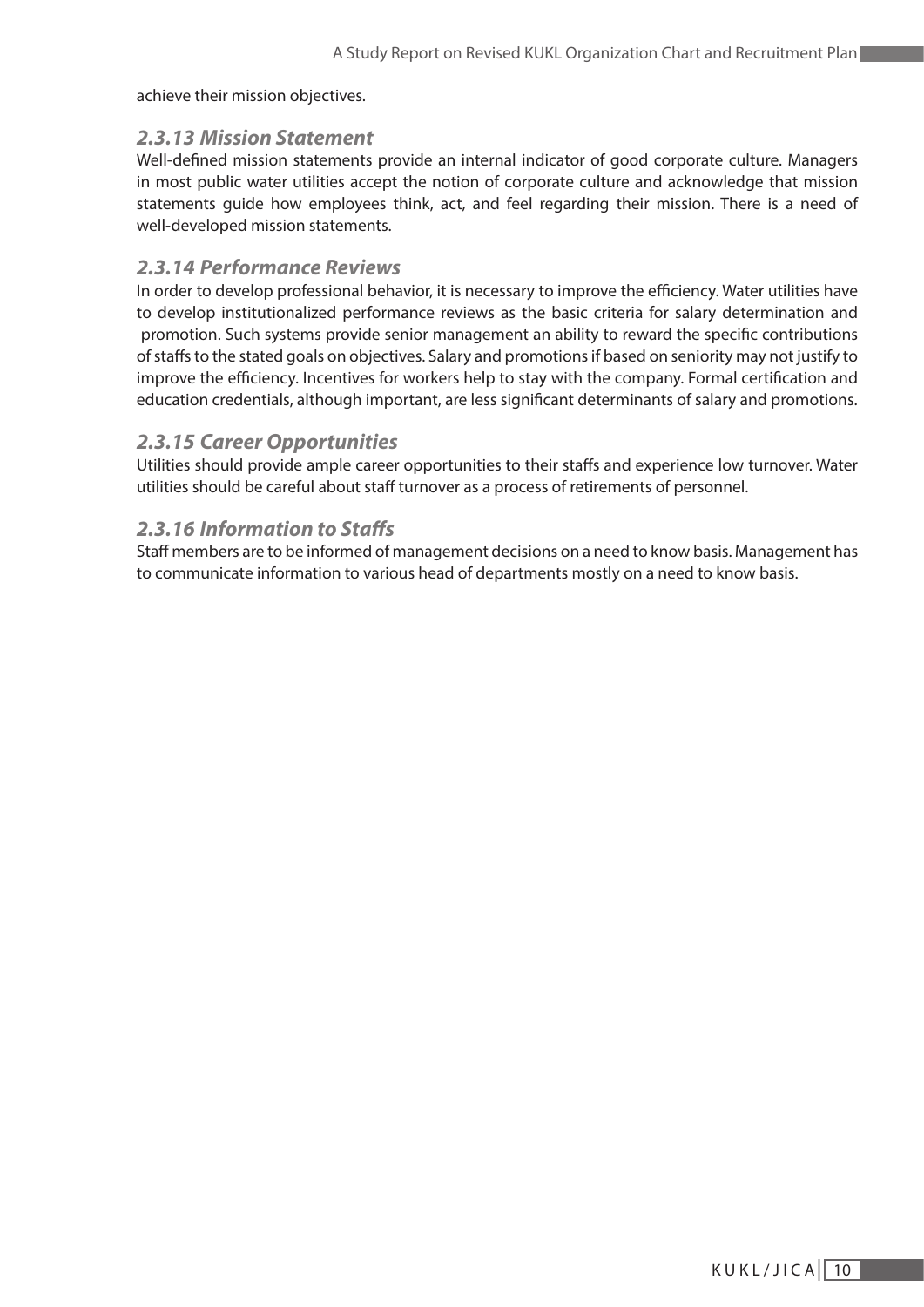achieve their mission objectives.

### *2.3.13 Mission Statement*

Well-defined mission statements provide an internal indicator of good corporate culture. Managers in most public water utilities accept the notion of corporate culture and acknowledge that mission statements guide how employees think, act, and feel regarding their mission. There is a need of well-developed mission statements.

### *2.3.14 Performance Reviews*

In order to develop professional behavior, it is necessary to improve the efficiency. Water utilities have to develop institutionalized performance reviews as the basic criteria for salary determination and promotion. Such systems provide senior management an ability to reward the specific contributions of staffs to the stated goals on objectives. Salary and promotions if based on seniority may not justify to improve the efficiency. Incentives for workers help to stay with the company. Formal certification and education credentials, although important, are less significant determinants of salary and promotions.

### *2.3.15 Career Opportunities*

Utilities should provide ample career opportunities to their staffs and experience low turnover. Water utilities should be careful about staff turnover as a process of retirements of personnel.

### *2.3.16 Information to Staffs*

Staff members are to be informed of management decisions on a need to know basis. Management has to communicate information to various head of departments mostly on a need to know basis.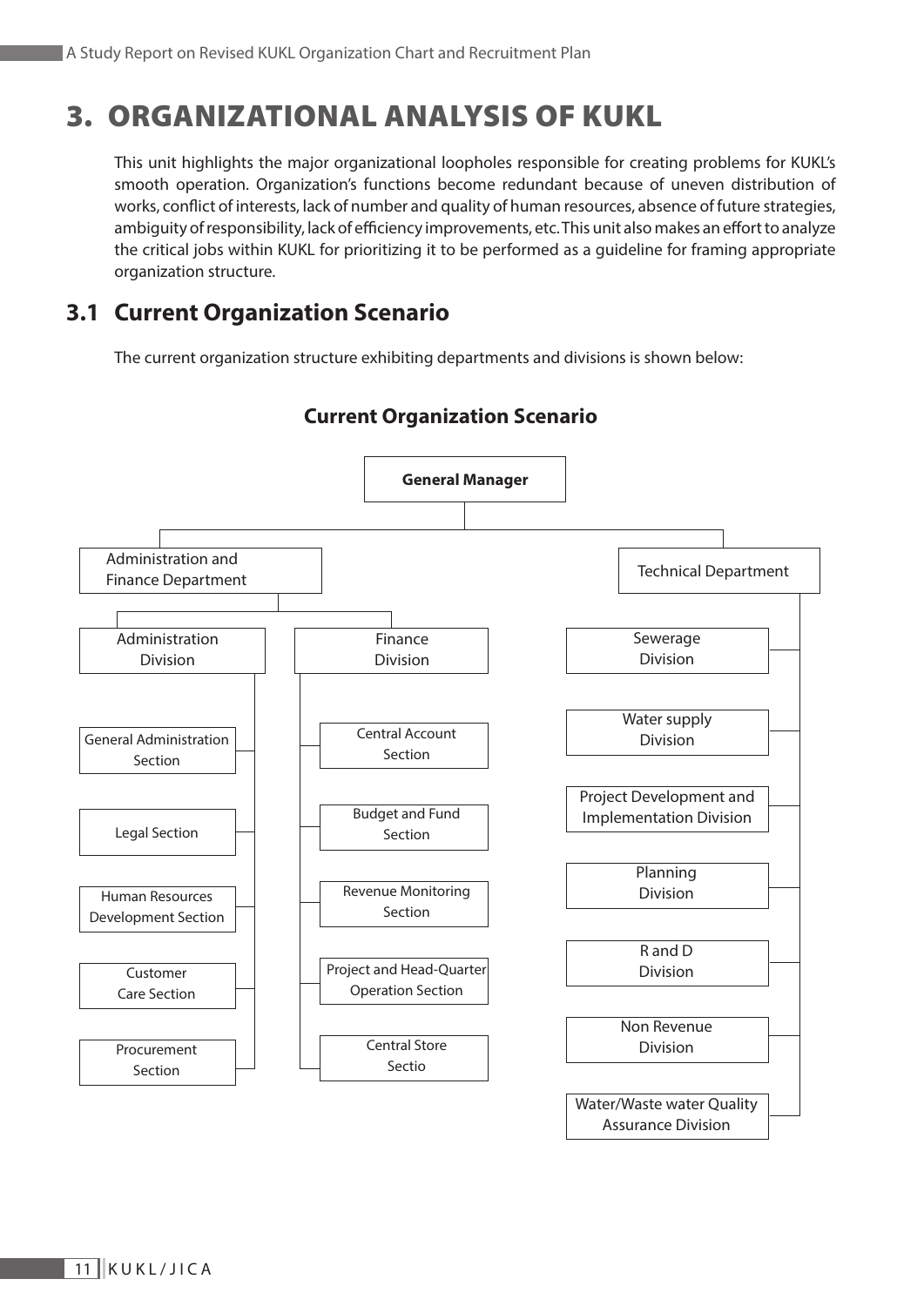# 3. ORGANIZATIONAL ANALYSIS OF KUKL

This unit highlights the major organizational loopholes responsible for creating problems for KUKL's smooth operation. Organization's functions become redundant because of uneven distribution of works, conflict of interests, lack of number and quality of human resources, absence of future strategies, ambiguity of responsibility, lack of efficiency improvements, etc. This unit also makes an effort to analyze the critical jobs within KUKL for prioritizing it to be performed as a guideline for framing appropriate organization structure.

## 3.1 Current Organization Scenario

The current organization structure exhibiting departments and divisions is shown below:

### Current Organization Scenario

- **General Manager**
  - Administration and Finance Department
    - Administration Division
      - General Administration Section
      - Legal Section
      - Human Resources Development Section
      - Customer Care Section
      - Procurement Section
    - Finance Division
      - Central Account Section
      - Budget and Fund Section
      - Revenue Monitoring Section
      - Project and Head-Quarter Operation Section
      - Central Store Sectio
  - Technical Department
    - Sewerage Division
    - Water supply Division
    - Project Development and Implementation Division
    - Planning Division
    - R and D Division
    - Non Revenue Division
    - Water/Waste water Quality Assurance Division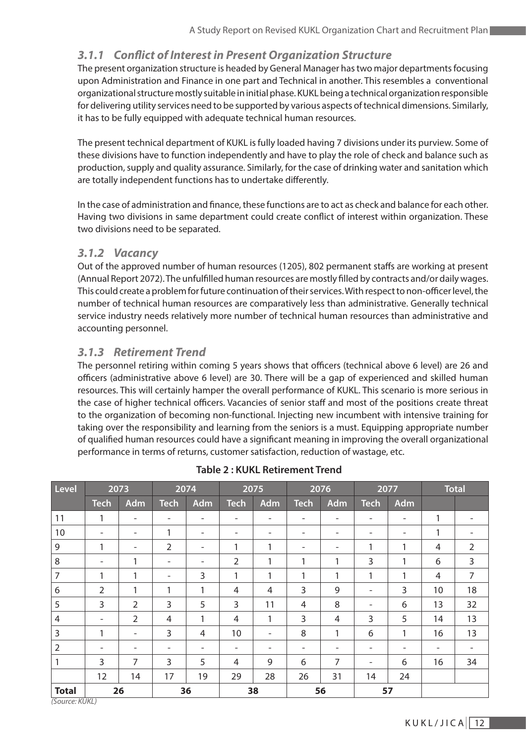### *3.1.1 Conflict of Interest in Present Organization Structure*

The present organization structure is headed by General Manager has two major departments focusing upon Administration and Finance in one part and Technical in another. This resembles a conventional organizational structure mostly suitable in initial phase. KUKL being a technical organization responsible for delivering utility services need to be supported by various aspects of technical dimensions. Similarly, it has to be fully equipped with adequate technical human resources.

The present technical department of KUKL is fully loaded having 7 divisions under its purview. Some of these divisions have to function independently and have to play the role of check and balance such as production, supply and quality assurance. Similarly, for the case of drinking water and sanitation which are totally independent functions has to undertake differently.

In the case of administration and finance, these functions are to act as check and balance for each other. Having two divisions in same department could create conflict of interest within organization. These two divisions need to be separated.

### *3.1.2 Vacancy*

Out of the approved number of human resources (1205), 802 permanent staffs are working at present (Annual Report 2072). The unfulfilled human resources are mostly filled by contracts and/or daily wages. This could create a problem for future continuation of their services. With respect to non-officer level, the number of technical human resources are comparatively less than administrative. Generally technical service industry needs relatively more number of technical human resources than administrative and accounting personnel.

### *3.1.3 Retirement Trend*

The personnel retiring within coming 5 years shows that officers (technical above 6 level) are 26 and officers (administrative above 6 level) are 30. There will be a gap of experienced and skilled human resources. This will certainly hamper the overall performance of KUKL. This scenario is more serious in the case of higher technical officers. Vacancies of senior staff and most of the positions create threat to the organization of becoming non-functional. Injecting new incumbent with intensive training for taking over the responsibility and learning from the seniors is a must. Equipping appropriate number of qualified human resources could have a significant meaning in improving the overall organizational performance in terms of returns, customer satisfaction, reduction of wastage, etc.

**Table 2 : KUKL Retirement Trend**

| Level | 2073 | | 2074 | | 2075 | | 2076 | | 2077 | | Total | |
|---|---|---|---|---|---|---|---|---|---|---|---|---|
| | Tech | Adm | Tech | Adm | Tech | Adm | Tech | Adm | Tech | Adm | | |
| 11 | 1 | - | - | - | - | - | - | - | - | - | 1 | - |
| 10 | - | - | 1 | - | - | - | - | - | - | - | 1 | - |
| 9 | 1 | - | 2 | - | 1 | 1 | - | - | 1 | 1 | 4 | 2 |
| 8 | - | 1 | - | - | 2 | 1 | 1 | 1 | 3 | 1 | 6 | 3 |
| 7 | 1 | 1 | - | 3 | 1 | 1 | 1 | 1 | 1 | 1 | 4 | 7 |
| 6 | 2 | 1 | 1 | 1 | 4 | 4 | 3 | 9 | - | 3 | 10 | 18 |
| 5 | 3 | 2 | 3 | 5 | 3 | 11 | 4 | 8 | - | 6 | 13 | 32 |
| 4 | - | 2 | 4 | 1 | 4 | 1 | 3 | 4 | 3 | 5 | 14 | 13 |
| 3 | 1 | - | 3 | 4 | 10 | - | 8 | 1 | 6 | 1 | 16 | 13 |
| 2 | - | - | - | - | - | - | - | - | - | - | - | - |
| 1 | 3 | 7 | 3 | 5 | 4 | 9 | 6 | 7 | - | 6 | 16 | 34 |
| | 12 | 14 | 17 | 19 | 29 | 28 | 26 | 31 | 14 | 24 | | |
| **Total** | **26** | | **36** | | **38** | | **56** | | **57** | | | |

*(Source: KUKL)*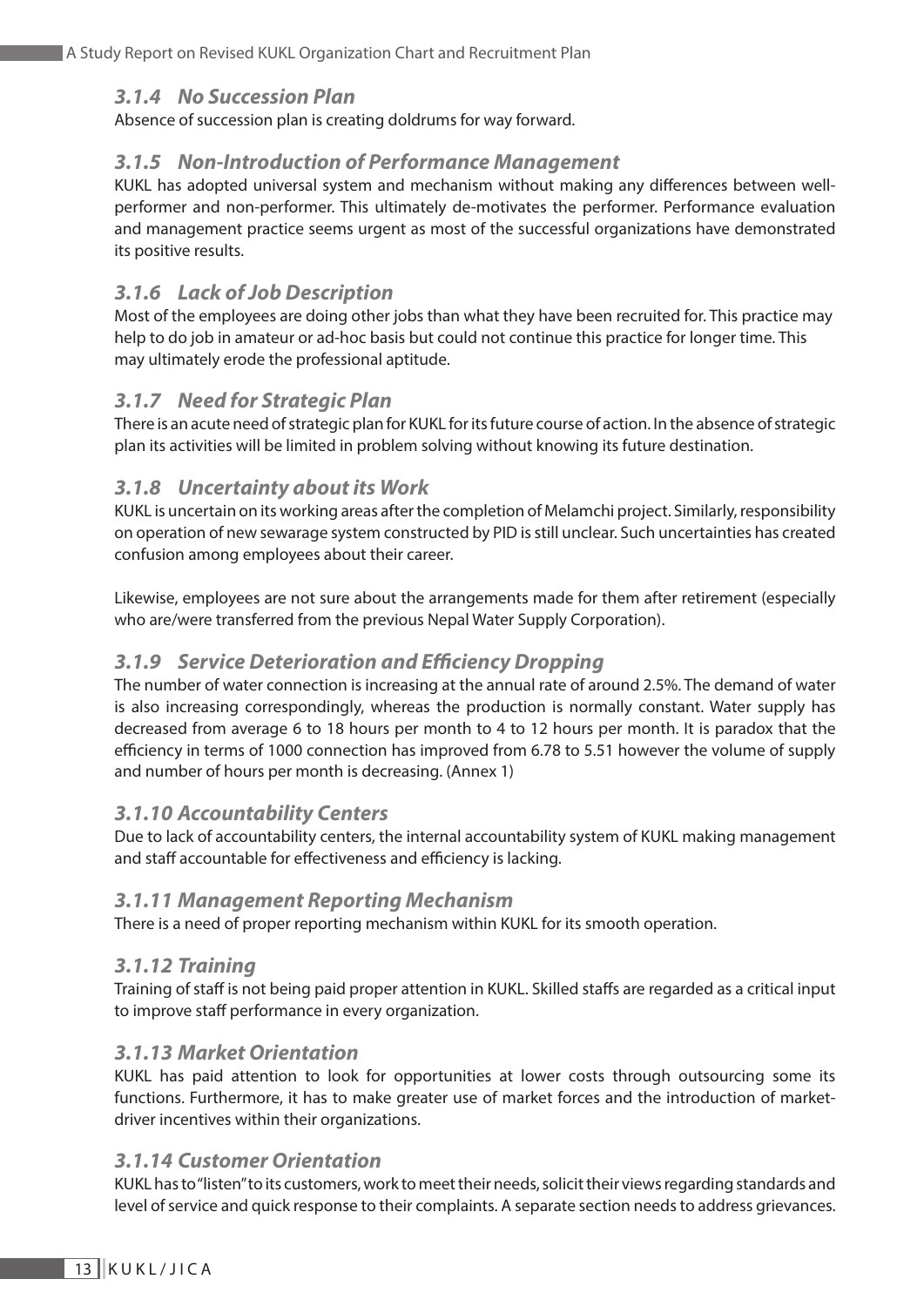### *3.1.4 No Succession Plan*

Absence of succession plan is creating doldrums for way forward.

### *3.1.5 Non-Introduction of Performance Management*

KUKL has adopted universal system and mechanism without making any differences between well-performer and non-performer. This ultimately de-motivates the performer. Performance evaluation and management practice seems urgent as most of the successful organizations have demonstrated its positive results.

### *3.1.6 Lack of Job Description*

Most of the employees are doing other jobs than what they have been recruited for. This practice may help to do job in amateur or ad-hoc basis but could not continue this practice for longer time. This may ultimately erode the professional aptitude.

### *3.1.7 Need for Strategic Plan*

There is an acute need of strategic plan for KUKL for its future course of action. In the absence of strategic plan its activities will be limited in problem solving without knowing its future destination.

### *3.1.8 Uncertainty about its Work*

KUKL is uncertain on its working areas after the completion of Melamchi project. Similarly, responsibility on operation of new sewarage system constructed by PID is still unclear. Such uncertainties has created confusion among employees about their career.

Likewise, employees are not sure about the arrangements made for them after retirement (especially who are/were transferred from the previous Nepal Water Supply Corporation).

### *3.1.9 Service Deterioration and Efficiency Dropping*

The number of water connection is increasing at the annual rate of around 2.5%. The demand of water is also increasing correspondingly, whereas the production is normally constant. Water supply has decreased from average 6 to 18 hours per month to 4 to 12 hours per month. It is paradox that the efficiency in terms of 1000 connection has improved from 6.78 to 5.51 however the volume of supply and number of hours per month is decreasing. (Annex 1)

### *3.1.10 Accountability Centers*

Due to lack of accountability centers, the internal accountability system of KUKL making management and staff accountable for effectiveness and efficiency is lacking.

### *3.1.11 Management Reporting Mechanism*

There is a need of proper reporting mechanism within KUKL for its smooth operation.

### *3.1.12 Training*

Training of staff is not being paid proper attention in KUKL. Skilled staffs are regarded as a critical input to improve staff performance in every organization.

### *3.1.13 Market Orientation*

KUKL has paid attention to look for opportunities at lower costs through outsourcing some its functions. Furthermore, it has to make greater use of market forces and the introduction of market-driver incentives within their organizations.

### *3.1.14 Customer Orientation*

KUKL has to "listen" to its customers, work to meet their needs, solicit their views regarding standards and level of service and quick response to their complaints. A separate section needs to address grievances.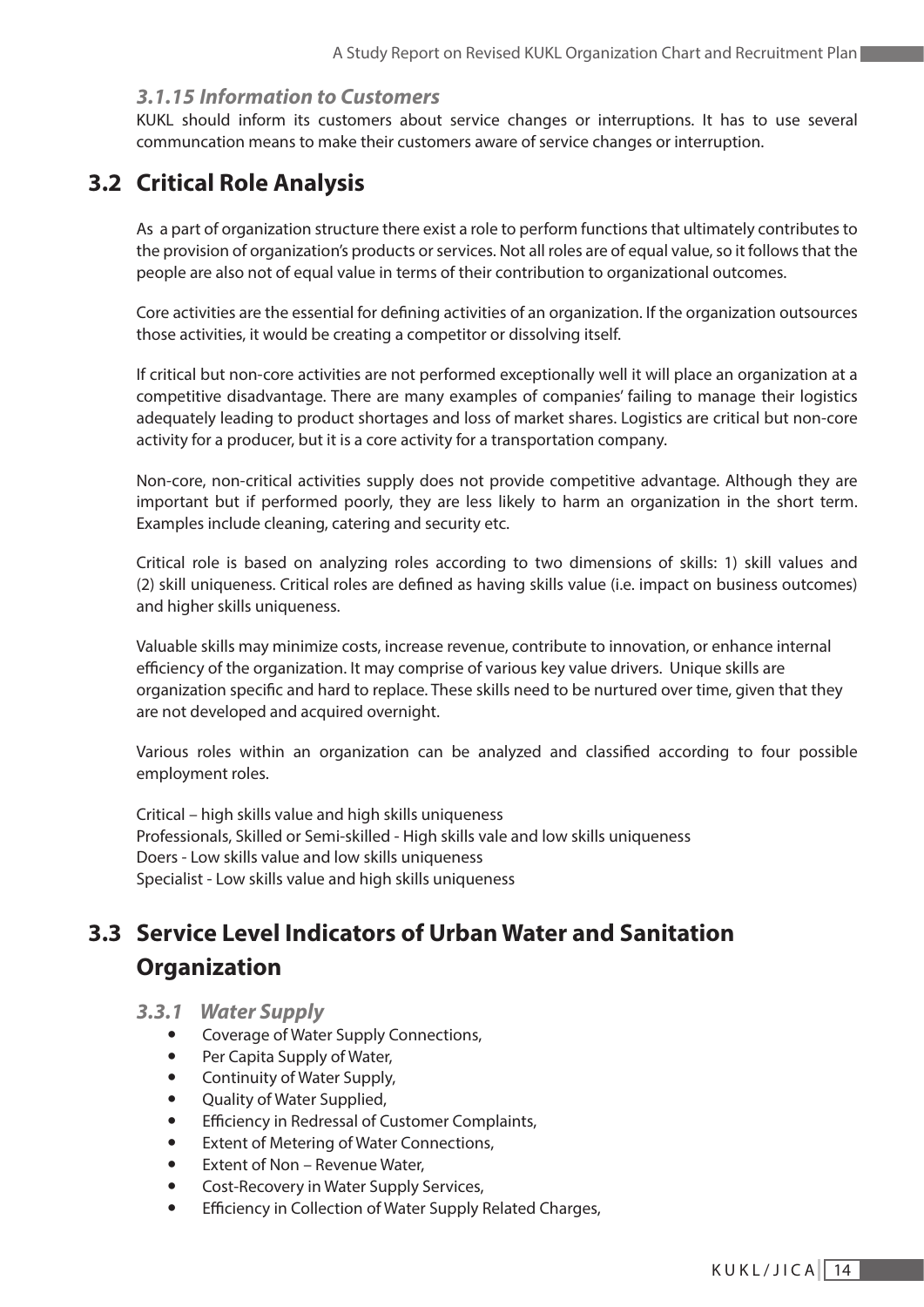#### *3.1.15 Information to Customers*

KUKL should inform its customers about service changes or interruptions. It has to use several communcation means to make their customers aware of service changes or interruption.

## 3.2 Critical Role Analysis

As a part of organization structure there exist a role to perform functions that ultimately contributes to the provision of organization's products or services. Not all roles are of equal value, so it follows that the people are also not of equal value in terms of their contribution to organizational outcomes.

Core activities are the essential for defining activities of an organization. If the organization outsources those activities, it would be creating a competitor or dissolving itself.

If critical but non-core activities are not performed exceptionally well it will place an organization at a competitive disadvantage. There are many examples of companies' failing to manage their logistics adequately leading to product shortages and loss of market shares. Logistics are critical but non-core activity for a producer, but it is a core activity for a transportation company.

Non-core, non-critical activities supply does not provide competitive advantage. Although they are important but if performed poorly, they are less likely to harm an organization in the short term. Examples include cleaning, catering and security etc.

Critical role is based on analyzing roles according to two dimensions of skills: 1) skill values and (2) skill uniqueness. Critical roles are defined as having skills value (i.e. impact on business outcomes) and higher skills uniqueness.

Valuable skills may minimize costs, increase revenue, contribute to innovation, or enhance internal efficiency of the organization. It may comprise of various key value drivers. Unique skills are organization specific and hard to replace. These skills need to be nurtured over time, given that they are not developed and acquired overnight.

Various roles within an organization can be analyzed and classified according to four possible employment roles.

Critical – high skills value and high skills uniqueness
Professionals, Skilled or Semi-skilled - High skills vale and low skills uniqueness
Doers - Low skills value and low skills uniqueness
Specialist - Low skills value and high skills uniqueness

## 3.3 Service Level Indicators of Urban Water and Sanitation Organization

#### *3.3.1 Water Supply*

- Coverage of Water Supply Connections,
- Per Capita Supply of Water,
- Continuity of Water Supply,
- Quality of Water Supplied,
- Efficiency in Redressal of Customer Complaints,
- Extent of Metering of Water Connections,
- Extent of Non – Revenue Water,
- Cost-Recovery in Water Supply Services,
- Efficiency in Collection of Water Supply Related Charges,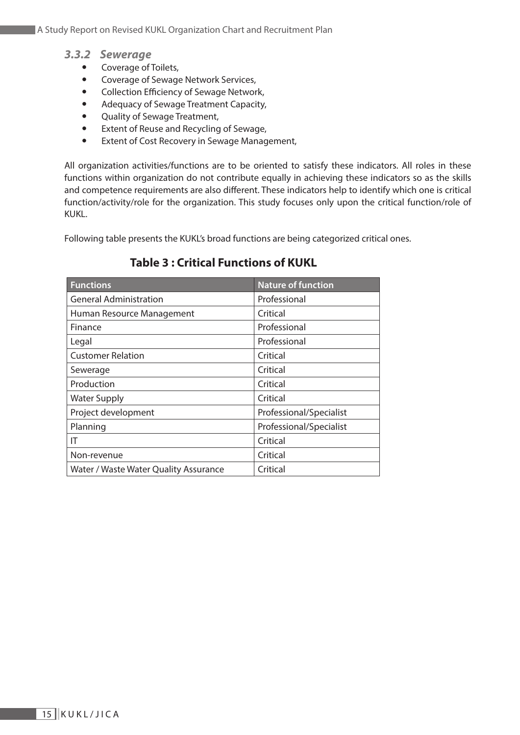### *3.3.2 Sewerage*

- Coverage of Toilets,
- Coverage of Sewage Network Services,
- Collection Efficiency of Sewage Network,
- Adequacy of Sewage Treatment Capacity,
- Quality of Sewage Treatment,
- Extent of Reuse and Recycling of Sewage,
- Extent of Cost Recovery in Sewage Management,

All organization activities/functions are to be oriented to satisfy these indicators. All roles in these functions within organization do not contribute equally in achieving these indicators so as the skills and competence requirements are also different. These indicators help to identify which one is critical function/activity/role for the organization. This study focuses only upon the critical function/role of KUKL.

Following table presents the KUKL's broad functions are being categorized critical ones.

**Table 3 : Critical Functions of KUKL**

| Functions | Nature of function |
|---|---|
| General Administration | Professional |
| Human Resource Management | Critical |
| Finance | Professional |
| Legal | Professional |
| Customer Relation | Critical |
| Sewerage | Critical |
| Production | Critical |
| Water Supply | Critical |
| Project development | Professional/Specialist |
| Planning | Professional/Specialist |
| IT | Critical |
| Non-revenue | Critical |
| Water / Waste Water Quality Assurance | Critical |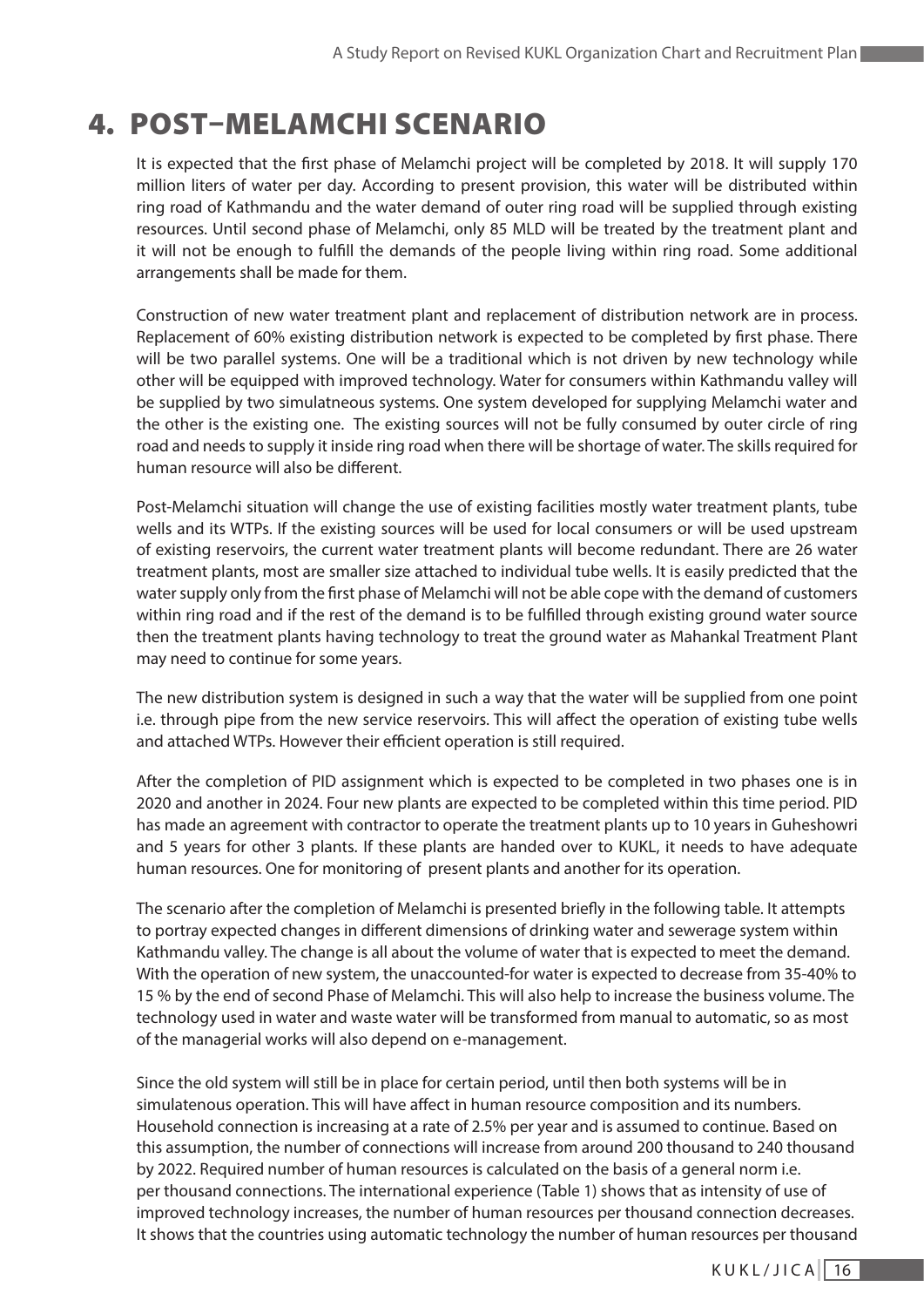# 4. POST–MELAMCHI SCENARIO

It is expected that the first phase of Melamchi project will be completed by 2018. It will supply 170 million liters of water per day. According to present provision, this water will be distributed within ring road of Kathmandu and the water demand of outer ring road will be supplied through existing resources. Until second phase of Melamchi, only 85 MLD will be treated by the treatment plant and it will not be enough to fulfill the demands of the people living within ring road. Some additional arrangements shall be made for them.

Construction of new water treatment plant and replacement of distribution network are in process. Replacement of 60% existing distribution network is expected to be completed by first phase. There will be two parallel systems. One will be a traditional which is not driven by new technology while other will be equipped with improved technology. Water for consumers within Kathmandu valley will be supplied by two simulatneous systems. One system developed for supplying Melamchi water and the other is the existing one. The existing sources will not be fully consumed by outer circle of ring road and needs to supply it inside ring road when there will be shortage of water. The skills required for human resource will also be different.

Post-Melamchi situation will change the use of existing facilities mostly water treatment plants, tube wells and its WTPs. If the existing sources will be used for local consumers or will be used upstream of existing reservoirs, the current water treatment plants will become redundant. There are 26 water treatment plants, most are smaller size attached to individual tube wells. It is easily predicted that the water supply only from the first phase of Melamchi will not be able cope with the demand of customers within ring road and if the rest of the demand is to be fulfilled through existing ground water source then the treatment plants having technology to treat the ground water as Mahankal Treatment Plant may need to continue for some years.

The new distribution system is designed in such a way that the water will be supplied from one point i.e. through pipe from the new service reservoirs. This will affect the operation of existing tube wells and attached WTPs. However their efficient operation is still required.

After the completion of PID assignment which is expected to be completed in two phases one is in 2020 and another in 2024. Four new plants are expected to be completed within this time period. PID has made an agreement with contractor to operate the treatment plants up to 10 years in Guheshowri and 5 years for other 3 plants. If these plants are handed over to KUKL, it needs to have adequate human resources. One for monitoring of present plants and another for its operation.

The scenario after the completion of Melamchi is presented briefly in the following table. It attempts to portray expected changes in different dimensions of drinking water and sewerage system within Kathmandu valley. The change is all about the volume of water that is expected to meet the demand. With the operation of new system, the unaccounted-for water is expected to decrease from 35-40% to 15 % by the end of second Phase of Melamchi. This will also help to increase the business volume. The technology used in water and waste water will be transformed from manual to automatic, so as most of the managerial works will also depend on e-management.

Since the old system will still be in place for certain period, until then both systems will be in simulatenous operation. This will have affect in human resource composition and its numbers. Household connection is increasing at a rate of 2.5% per year and is assumed to continue. Based on this assumption, the number of connections will increase from around 200 thousand to 240 thousand by 2022. Required number of human resources is calculated on the basis of a general norm i.e. per thousand connections. The international experience (Table 1) shows that as intensity of use of improved technology increases, the number of human resources per thousand connection decreases. It shows that the countries using automatic technology the number of human resources per thousand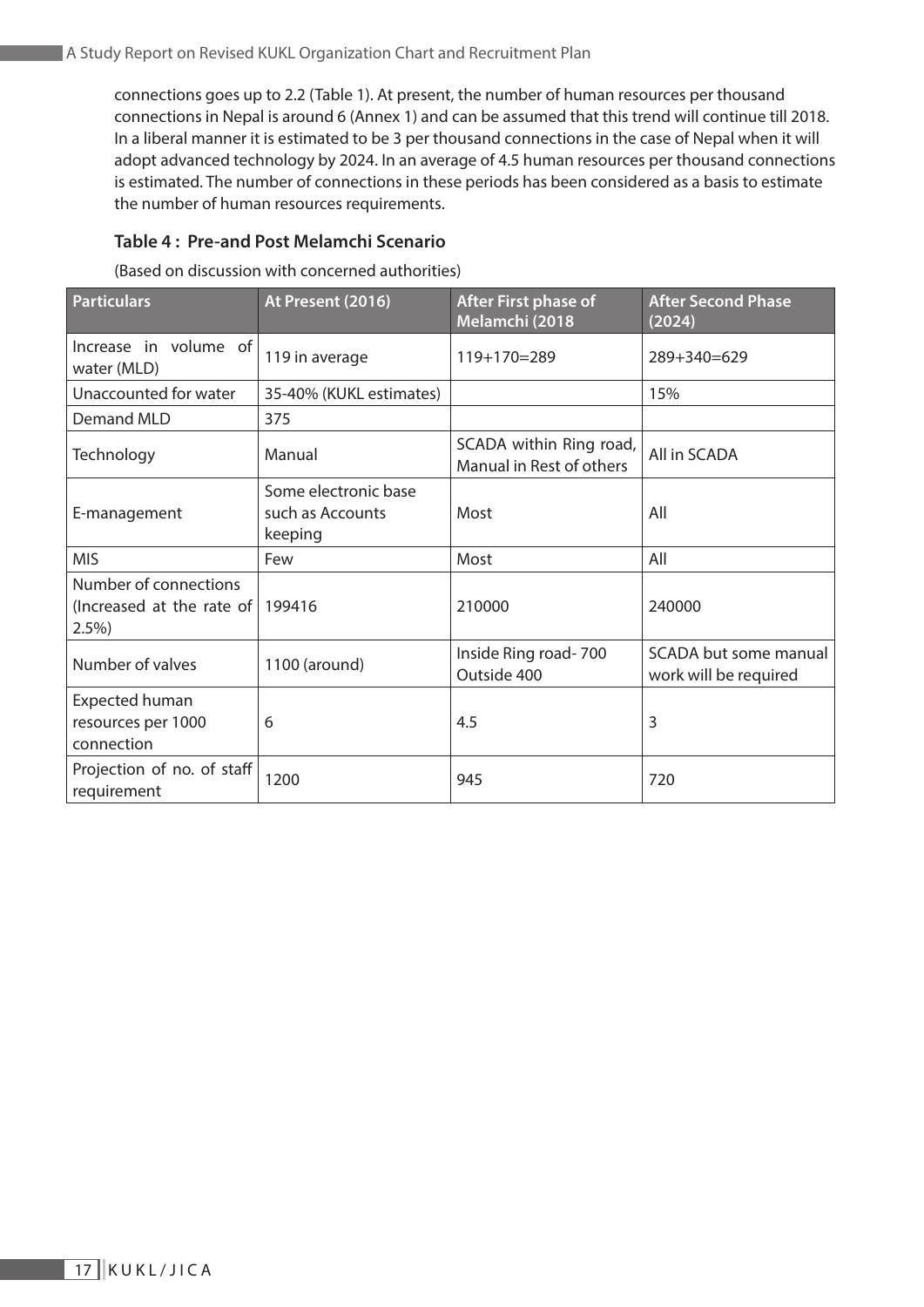connections goes up to 2.2 (Table 1). At present, the number of human resources per thousand connections in Nepal is around 6 (Annex 1) and can be assumed that this trend will continue till 2018. In a liberal manner it is estimated to be 3 per thousand connections in the case of Nepal when it will adopt advanced technology by 2024. In an average of 4.5 human resources per thousand connections is estimated. The number of connections in these periods has been considered as a basis to estimate the number of human resources requirements.

**Table 4 : Pre-and Post Melamchi Scenario**

(Based on discussion with concerned authorities)

| Particulars | At Present (2016) | After First phase of Melamchi (2018 | After Second Phase (2024) |
|---|---|---|---|
| Increase in volume of water (MLD) | 119 in average | 119+170=289 | 289+340=629 |
| Unaccounted for water | 35-40% (KUKL estimates) | | 15% |
| Demand MLD | 375 | | |
| Technology | Manual | SCADA within Ring road, Manual in Rest of others | All in SCADA |
| E-management | Some electronic base such as Accounts keeping | Most | All |
| MIS | Few | Most | All |
| Number of connections (Increased at the rate of 2.5%) | 199416 | 210000 | 240000 |
| Number of valves | 1100 (around) | Inside Ring road- 700 Outside 400 | SCADA but some manual work will be required |
| Expected human resources per 1000 connection | 6 | 4.5 | 3 |
| Projection of no. of staff requirement | 1200 | 945 | 720 |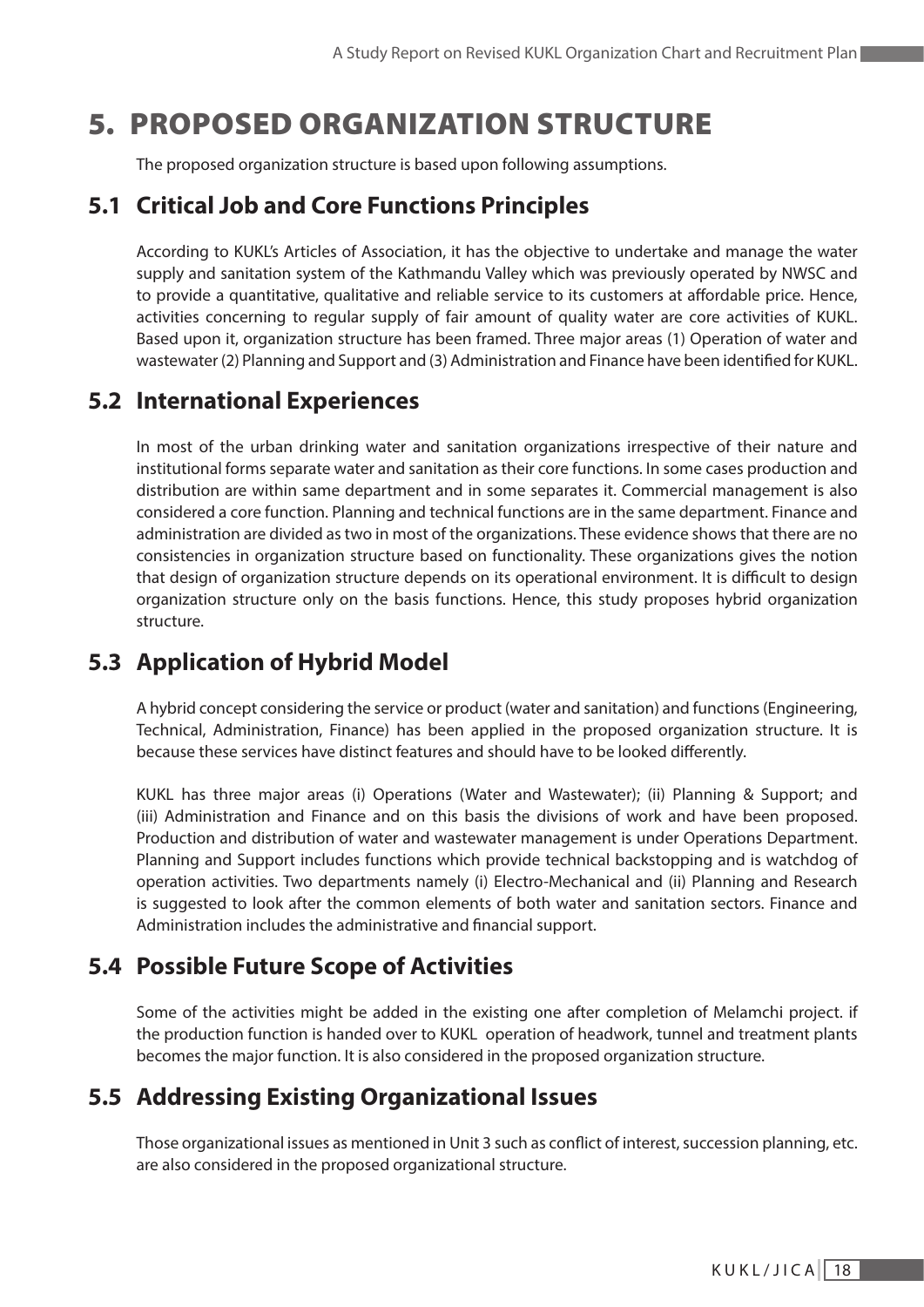# 5. PROPOSED ORGANIZATION STRUCTURE

The proposed organization structure is based upon following assumptions.

## 5.1 Critical Job and Core Functions Principles

According to KUKL's Articles of Association, it has the objective to undertake and manage the water supply and sanitation system of the Kathmandu Valley which was previously operated by NWSC and to provide a quantitative, qualitative and reliable service to its customers at affordable price. Hence, activities concerning to regular supply of fair amount of quality water are core activities of KUKL. Based upon it, organization structure has been framed. Three major areas (1) Operation of water and wastewater (2) Planning and Support and (3) Administration and Finance have been identified for KUKL.

## 5.2 International Experiences

In most of the urban drinking water and sanitation organizations irrespective of their nature and institutional forms separate water and sanitation as their core functions. In some cases production and distribution are within same department and in some separates it. Commercial management is also considered a core function. Planning and technical functions are in the same department. Finance and administration are divided as two in most of the organizations. These evidence shows that there are no consistencies in organization structure based on functionality. These organizations gives the notion that design of organization structure depends on its operational environment. It is difficult to design organization structure only on the basis functions. Hence, this study proposes hybrid organization structure.

## 5.3 Application of Hybrid Model

A hybrid concept considering the service or product (water and sanitation) and functions (Engineering, Technical, Administration, Finance) has been applied in the proposed organization structure. It is because these services have distinct features and should have to be looked differently.

KUKL has three major areas (i) Operations (Water and Wastewater); (ii) Planning & Support; and (iii) Administration and Finance and on this basis the divisions of work and have been proposed. Production and distribution of water and wastewater management is under Operations Department. Planning and Support includes functions which provide technical backstopping and is watchdog of operation activities. Two departments namely (i) Electro-Mechanical and (ii) Planning and Research is suggested to look after the common elements of both water and sanitation sectors. Finance and Administration includes the administrative and financial support.

## 5.4 Possible Future Scope of Activities

Some of the activities might be added in the existing one after completion of Melamchi project. if the production function is handed over to KUKL operation of headwork, tunnel and treatment plants becomes the major function. It is also considered in the proposed organization structure.

## 5.5 Addressing Existing Organizational Issues

Those organizational issues as mentioned in Unit 3 such as conflict of interest, succession planning, etc. are also considered in the proposed organizational structure.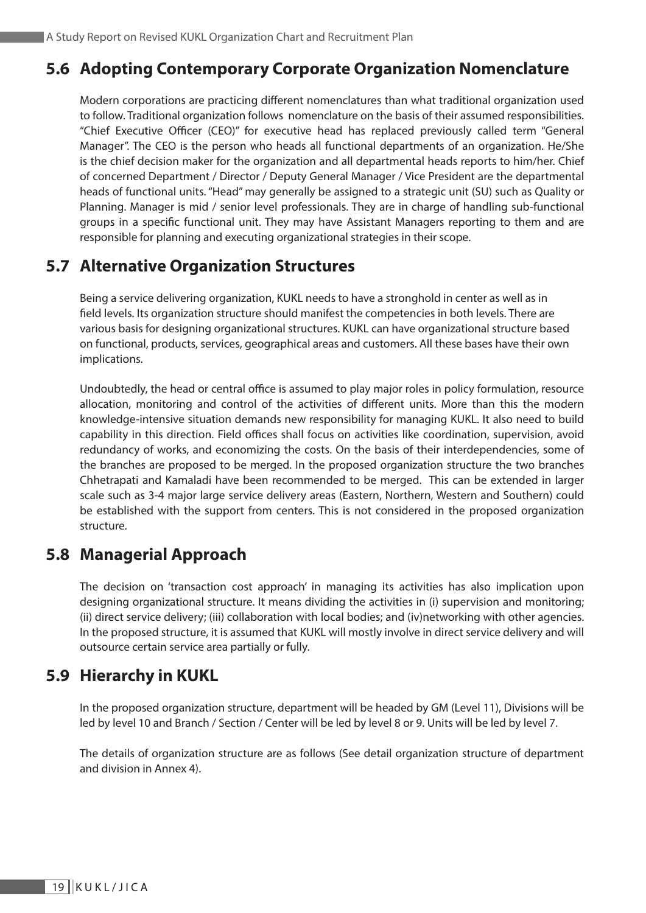## 5.6 Adopting Contemporary Corporate Organization Nomenclature

Modern corporations are practicing different nomenclatures than what traditional organization used to follow. Traditional organization follows nomenclature on the basis of their assumed responsibilities. "Chief Executive Officer (CEO)" for executive head has replaced previously called term "General Manager". The CEO is the person who heads all functional departments of an organization. He/She is the chief decision maker for the organization and all departmental heads reports to him/her. Chief of concerned Department / Director / Deputy General Manager / Vice President are the departmental heads of functional units. "Head" may generally be assigned to a strategic unit (SU) such as Quality or Planning. Manager is mid / senior level professionals. They are in charge of handling sub-functional groups in a specific functional unit. They may have Assistant Managers reporting to them and are responsible for planning and executing organizational strategies in their scope.

## 5.7 Alternative Organization Structures

Being a service delivering organization, KUKL needs to have a stronghold in center as well as in field levels. Its organization structure should manifest the competencies in both levels. There are various basis for designing organizational structures. KUKL can have organizational structure based on functional, products, services, geographical areas and customers. All these bases have their own implications.

Undoubtedly, the head or central office is assumed to play major roles in policy formulation, resource allocation, monitoring and control of the activities of different units. More than this the modern knowledge-intensive situation demands new responsibility for managing KUKL. It also need to build capability in this direction. Field offices shall focus on activities like coordination, supervision, avoid redundancy of works, and economizing the costs. On the basis of their interdependencies, some of the branches are proposed to be merged. In the proposed organization structure the two branches Chhetrapati and Kamaladi have been recommended to be merged. This can be extended in larger scale such as 3-4 major large service delivery areas (Eastern, Northern, Western and Southern) could be established with the support from centers. This is not considered in the proposed organization structure.

## 5.8 Managerial Approach

The decision on 'transaction cost approach' in managing its activities has also implication upon designing organizational structure. It means dividing the activities in (i) supervision and monitoring; (ii) direct service delivery; (iii) collaboration with local bodies; and (iv)networking with other agencies. In the proposed structure, it is assumed that KUKL will mostly involve in direct service delivery and will outsource certain service area partially or fully.

## 5.9 Hierarchy in KUKL

In the proposed organization structure, department will be headed by GM (Level 11), Divisions will be led by level 10 and Branch / Section / Center will be led by level 8 or 9. Units will be led by level 7.

The details of organization structure are as follows (See detail organization structure of department and division in Annex 4).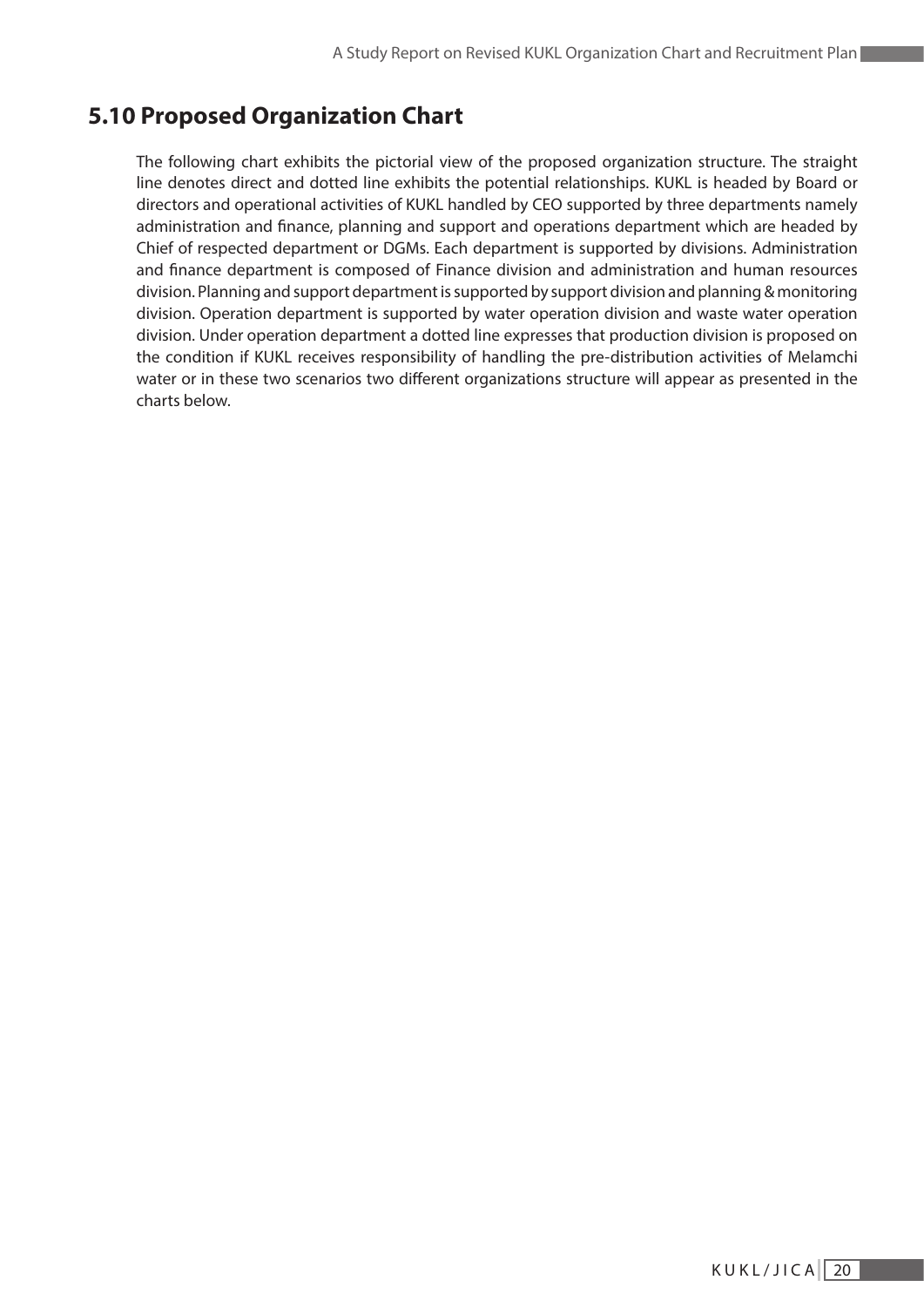## 5.10 Proposed Organization Chart

The following chart exhibits the pictorial view of the proposed organization structure. The straight line denotes direct and dotted line exhibits the potential relationships. KUKL is headed by Board or directors and operational activities of KUKL handled by CEO supported by three departments namely administration and finance, planning and support and operations department which are headed by Chief of respected department or DGMs. Each department is supported by divisions. Administration and finance department is composed of Finance division and administration and human resources division. Planning and support department is supported by support division and planning & monitoring division. Operation department is supported by water operation division and waste water operation division. Under operation department a dotted line expresses that production division is proposed on the condition if KUKL receives responsibility of handling the pre-distribution activities of Melamchi water or in these two scenarios two different organizations structure will appear as presented in the charts below.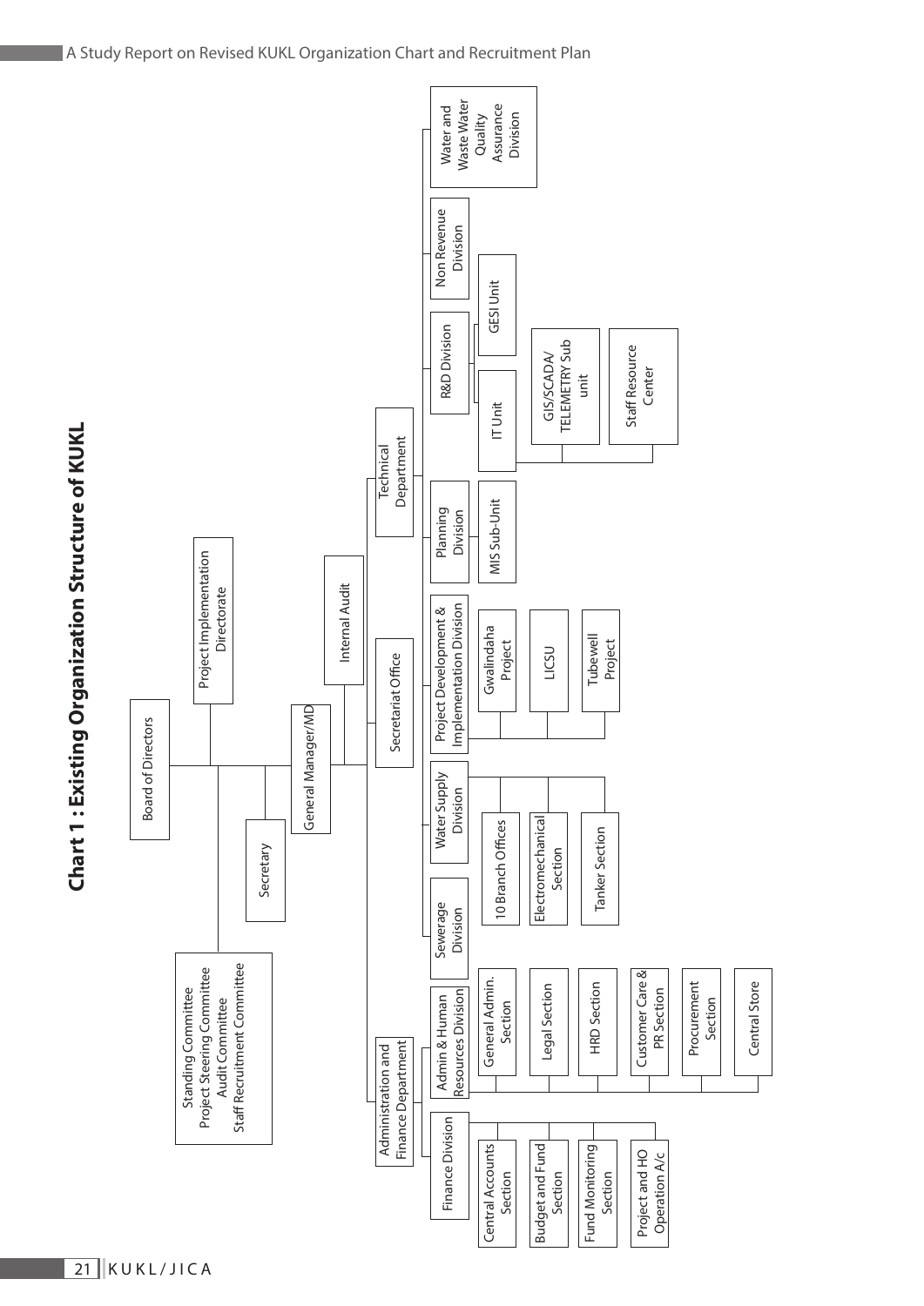# Chart 1 : Existing Organization Structure of KUKL

- Board of Directors
  - Standing Committee / Project Steering Committee / Audit Committee / Staff Recruitment Committee
  - Secretary
  - Project Implementation Directorate
  - General Manager/MD
    - Internal Audit
    - Secretariat Office
    - Administration and Finance Department
      - Finance Division
        - Central Accounts Section
        - Budget and Fund Section
        - Fund Monitoring Section
        - Project and HO Operation A/c
      - Admin & Human Resources Division
        - General Admin. Section
        - Legal Section
        - HRD Section
        - Customer Care & PR Section
        - Procurement Section
        - Central Store
    - Sewerage Division
    - Water Supply Division
      - 10 Branch Offices
      - Electromechanical Section
      - Tanker Section
    - Project Development & Implementation Division
      - Gwalindaha Project
      - LICSU
      - Tubewell Project
    - Technical Department
      - Planning Division
        - MIS Sub-Unit
      - R&D Division
        - IT Unit
          - GIS/SCADA/ TELEMETRY Sub unit
          - Staff Resource Center
        - GESI Unit
      - Non Revenue Division
      - Water and Waste Water Quality Assurance Division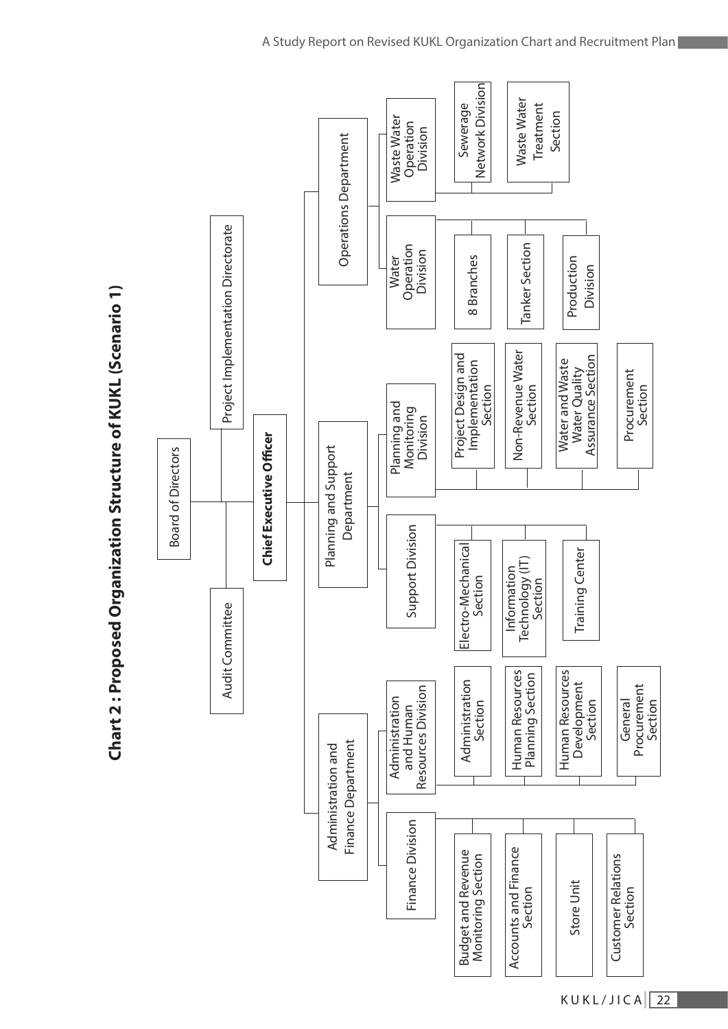# Chart 2 : Proposed Organization Structure of KUKL (Scenario 1)

- Board of Directors
  - Audit Committee
  - Project Implementation Directorate
  - **Chief Executive Officer**
    - Administration and Finance Department
      - Finance Division
        - Budget and Revenue Monitoring Section
        - Accounts and Finance Section
        - Store Unit
        - Customer Relations Section
      - Administration and Human Resources Division
        - Administration Section
        - Human Resources Planning Section
        - Human Resources Development Section
        - General Procurement Section
    - Planning and Support Department
      - Support Division
        - Electro-Mechanical Section
        - Information Technology (IT) Section
        - Training Center
      - Planning and Monitoring Division
        - Project Design and Implementation Section
        - Non-Revenue Water Section
        - Water and Waste Water Quality Assurance Section
        - Procurement Section
    - Operations Department
      - Water Operation Division
        - 8 Branches
        - Tanker Section
        - Production Division
      - Waste Water Operation Division
        - Sewerage Network Division
        - Waste Water Treatment Section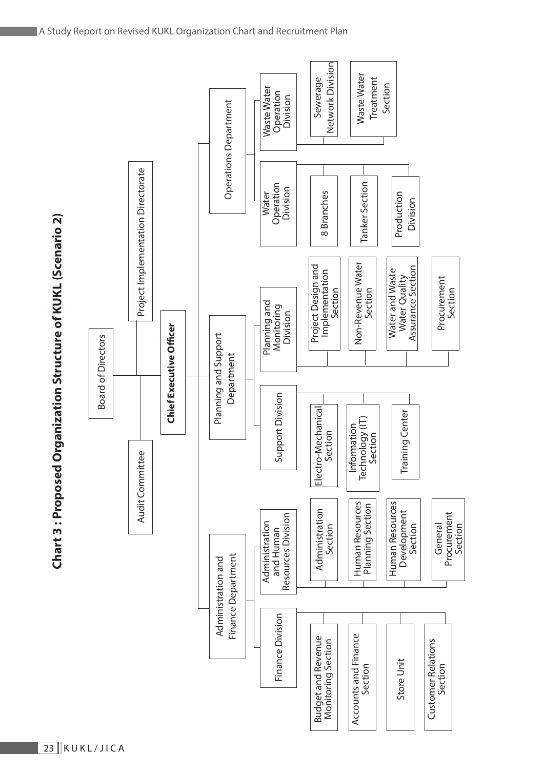## Chart 3 : Proposed Organization Structure of KUKL (Scenario 2)

- Board of Directors
  - Audit Committee
  - Project Implementation Directorate
  - **Chief Executive Officer**
    - Administration and Finance Department
      - Finance Division
        - Budget and Revenue Monitoring Section
        - Accounts and Finance Section
        - Store Unit
        - Customer Relations Section
      - Administration and Human Resources Division
        - Administration Section
        - Human Resources Planning Section
        - Human Resources Development Section
        - General Procurement Section
    - Planning and Support Department
      - Support Division
        - Electro-Mechanical Section
        - Information Technology (IT) Section
        - Training Center
      - Planning and Monitoring Division
        - Project Design and Implementation Section
        - Non-Revenue Water Section
        - Water and Waste Water Quality Assurance Section
        - Procurement Section
    - Operations Department
      - Water Operation Division
        - 8 Branches
        - Tanker Section
        - Production Division
      - Waste Water Operation Division
        - Sewerage Network Division
        - Waste Water Treatment Section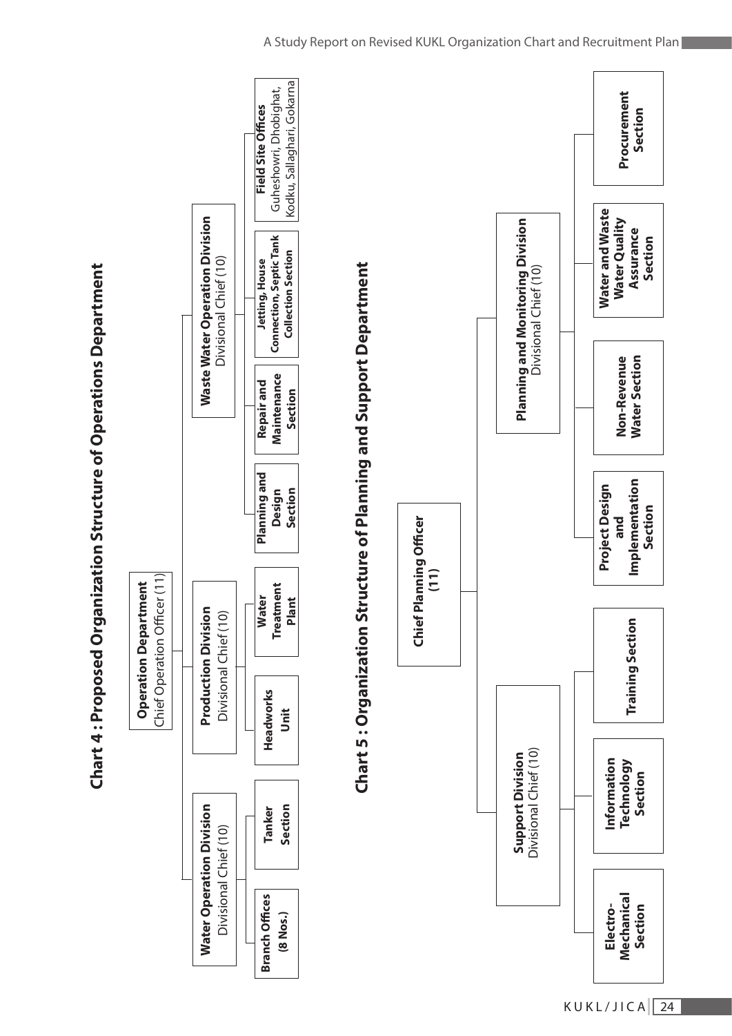## Chart 4 : Proposed Organization Structure of Operations Department

- **Operation Department** – Chief Operation Officer (11)
  - **Water Operation Division** – Divisional Chief (10)
    - Branch Offices (8 Nos.)
    - Tanker Section
  - **Production Division** – Divisional Chief (10)
    - Headworks Unit
    - Water Treatment Plant
  - **Waste Water Operation Division** – Divisional Chief (10)
    - Planning and Design Section
    - Repair and Maintenance Section
    - Jetting, House Connection, Septic Tank Collection Section
    - Field Site Offices: Guheshowri, Dhobighat, Kodku, Sallaghari, Gokarna

## Chart 5 : Organization Structure of Planning and Support Department

- **Chief Planning Officer (11)**
  - **Support Division** – Divisional Chief (10)
    - Electro-Mechanical Section
    - Information Technology Section
    - Training Section
  - **Planning and Monitoring Division** – Divisional Chief (10)
    - Project Design and Implementation Section
    - Non-Revenue Water Section
    - Water and Waste Water Quality Assurance Section
    - Procurement Section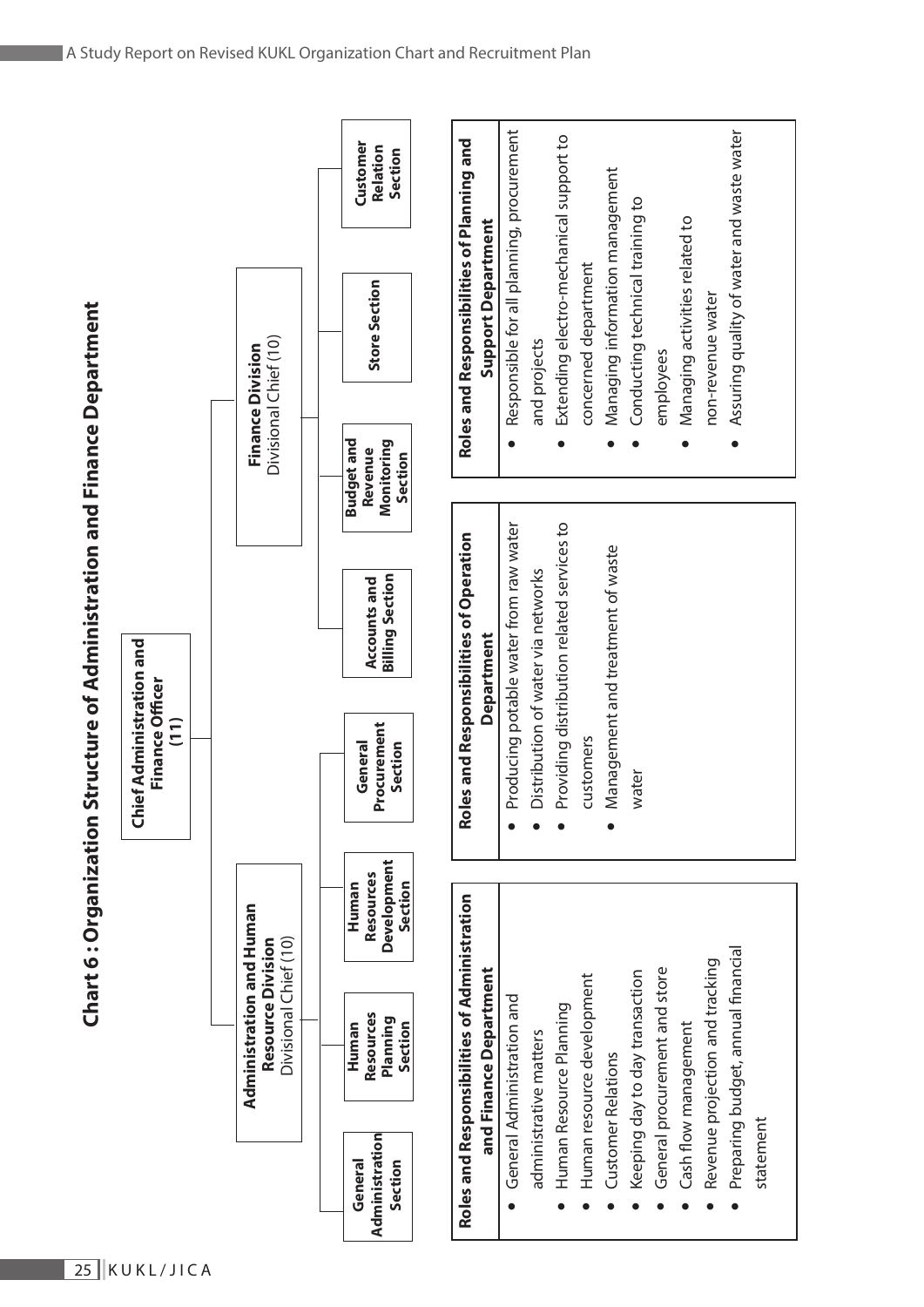# Chart 6 : Organization Structure of Administration and Finance Department

**Chief Administration and Finance Officer (11)**

- **Administration and Human Resource Division** Divisional Chief (10)
  - General Administration Section
  - Human Resources Planning Section
  - Human Resources Development Section
  - General Procurement Section
- **Finance Division** Divisional Chief (10)
  - Accounts and Billing Section
  - Budget and Revenue Monitoring Section
  - Store Section
  - Customer Relation Section

**Roles and Responsibilities of Administration and Finance Department**

- General Administration and administrative matters
- Human Resource Planning
- Human resource development
- Customer Relations
- Keeping day to day transaction
- General procurement and store
- Cash flow management
- Revenue projection and tracking
- Preparing budget, annual financial statement

**Roles and Responsibilities of Operation Department**

- Producing potable water from raw water
- Distribution of water via networks
- Providing distribution related services to customers
- Management and treatment of waste water

**Roles and Responsibilities of Planning and Support Department**

- Responsible for all planning, procurement and projects
- Extending electro-mechanical support to concerned department
- Managing information management
- Conducting technical training to employees
- Managing activities related to non-revenue water
- Assuring quality of water and waste water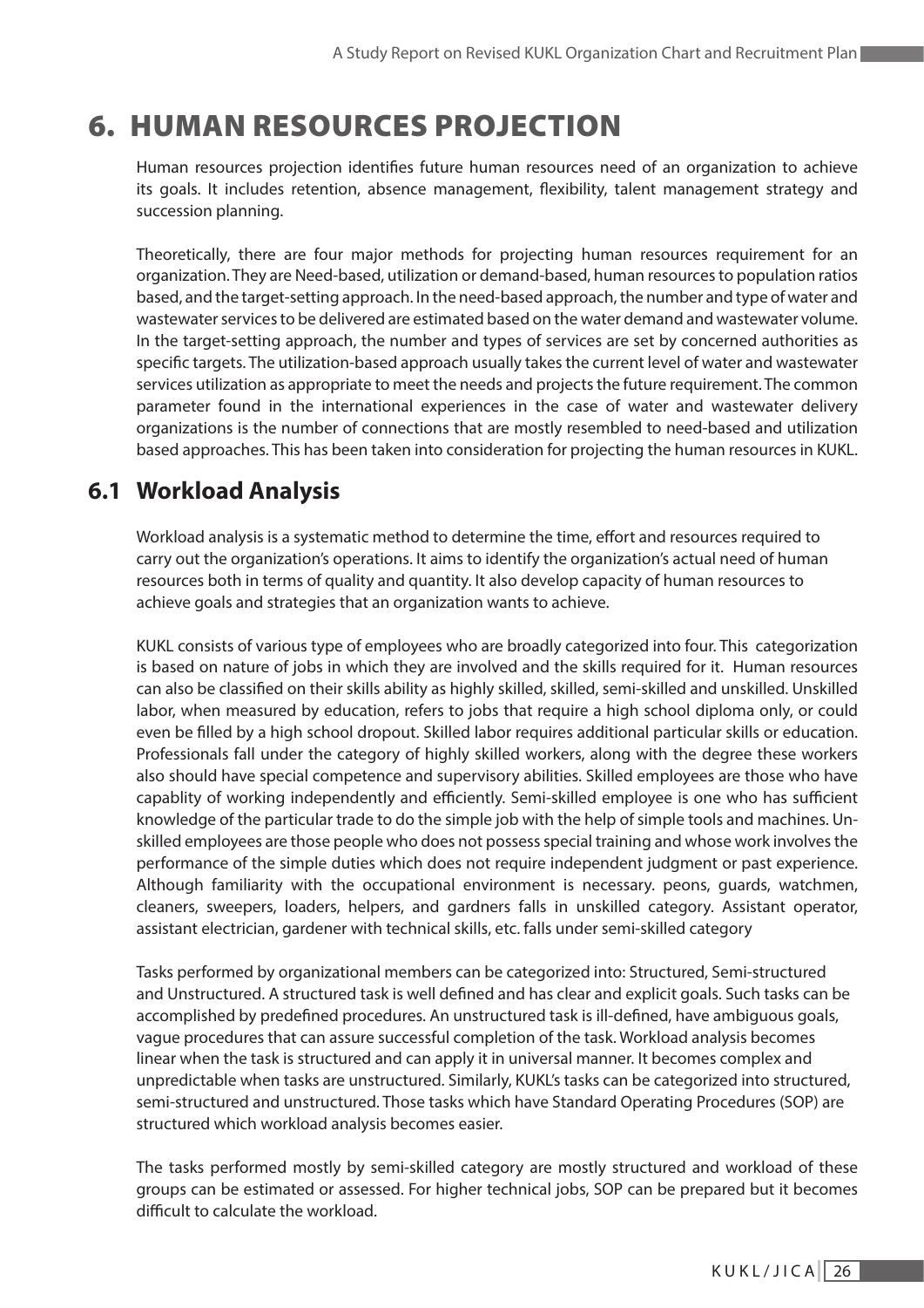# 6. HUMAN RESOURCES PROJECTION

Human resources projection identifies future human resources need of an organization to achieve its goals. It includes retention, absence management, flexibility, talent management strategy and succession planning.

Theoretically, there are four major methods for projecting human resources requirement for an organization. They are Need-based, utilization or demand-based, human resources to population ratios based, and the target-setting approach. In the need-based approach, the number and type of water and wastewater services to be delivered are estimated based on the water demand and wastewater volume. In the target-setting approach, the number and types of services are set by concerned authorities as specific targets. The utilization-based approach usually takes the current level of water and wastewater services utilization as appropriate to meet the needs and projects the future requirement. The common parameter found in the international experiences in the case of water and wastewater delivery organizations is the number of connections that are mostly resembled to need-based and utilization based approaches. This has been taken into consideration for projecting the human resources in KUKL.

## 6.1 Workload Analysis

Workload analysis is a systematic method to determine the time, effort and resources required to carry out the organization's operations. It aims to identify the organization's actual need of human resources both in terms of quality and quantity. It also develop capacity of human resources to achieve goals and strategies that an organization wants to achieve.

KUKL consists of various type of employees who are broadly categorized into four. This categorization is based on nature of jobs in which they are involved and the skills required for it. Human resources can also be classified on their skills ability as highly skilled, skilled, semi-skilled and unskilled. Unskilled labor, when measured by education, refers to jobs that require a high school diploma only, or could even be filled by a high school dropout. Skilled labor requires additional particular skills or education. Professionals fall under the category of highly skilled workers, along with the degree these workers also should have special competence and supervisory abilities. Skilled employees are those who have capablity of working independently and efficiently. Semi-skilled employee is one who has sufficient knowledge of the particular trade to do the simple job with the help of simple tools and machines. Unskilled employees are those people who does not possess special training and whose work involves the performance of the simple duties which does not require independent judgment or past experience. Although familiarity with the occupational environment is necessary. peons, guards, watchmen, cleaners, sweepers, loaders, helpers, and gardners falls in unskilled category. Assistant operator, assistant electrician, gardener with technical skills, etc. falls under semi-skilled category

Tasks performed by organizational members can be categorized into: Structured, Semi-structured and Unstructured. A structured task is well defined and has clear and explicit goals. Such tasks can be accomplished by predefined procedures. An unstructured task is ill-defined, have ambiguous goals, vague procedures that can assure successful completion of the task. Workload analysis becomes linear when the task is structured and can apply it in universal manner. It becomes complex and unpredictable when tasks are unstructured. Similarly, KUKL's tasks can be categorized into structured, semi-structured and unstructured. Those tasks which have Standard Operating Procedures (SOP) are structured which workload analysis becomes easier.

The tasks performed mostly by semi-skilled category are mostly structured and workload of these groups can be estimated or assessed. For higher technical jobs, SOP can be prepared but it becomes difficult to calculate the workload.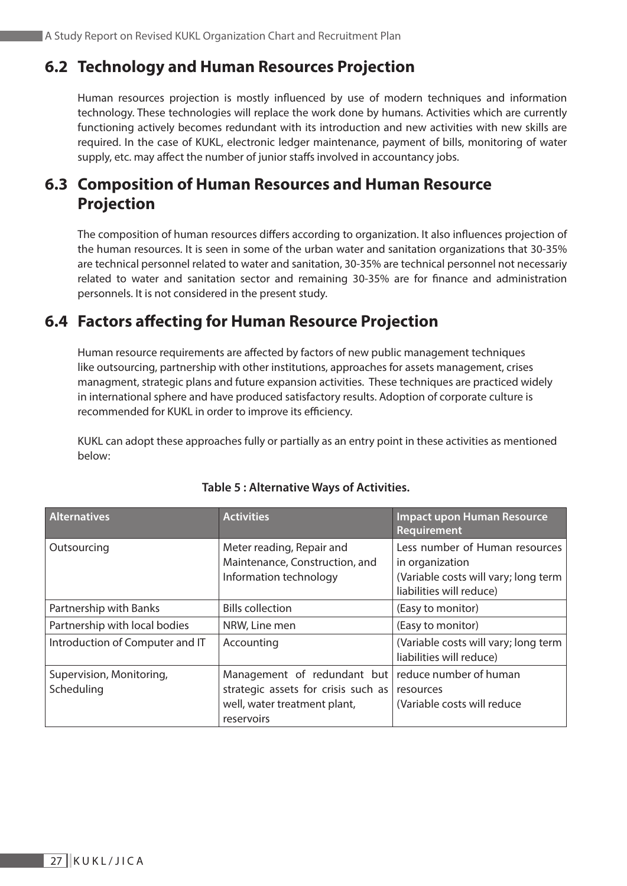## 6.2 Technology and Human Resources Projection

Human resources projection is mostly influenced by use of modern techniques and information technology. These technologies will replace the work done by humans. Activities which are currently functioning actively becomes redundant with its introduction and new activities with new skills are required. In the case of KUKL, electronic ledger maintenance, payment of bills, monitoring of water supply, etc. may affect the number of junior staffs involved in accountancy jobs.

## 6.3 Composition of Human Resources and Human Resource Projection

The composition of human resources differs according to organization. It also influences projection of the human resources. It is seen in some of the urban water and sanitation organizations that 30-35% are technical personnel related to water and sanitation, 30-35% are technical personnel not necessariy related to water and sanitation sector and remaining 30-35% are for finance and administration personnels. It is not considered in the present study.

## 6.4 Factors affecting for Human Resource Projection

Human resource requirements are affected by factors of new public management techniques like outsourcing, partnership with other institutions, approaches for assets management, crises managment, strategic plans and future expansion activities. These techniques are practiced widely in international sphere and have produced satisfactory results. Adoption of corporate culture is recommended for KUKL in order to improve its efficiency.

KUKL can adopt these approaches fully or partially as an entry point in these activities as mentioned below:

**Table 5 : Alternative Ways of Activities.**

| Alternatives | Activities | Impact upon Human Resource Requirement |
|---|---|---|
| Outsourcing | Meter reading, Repair and Maintenance, Construction, and Information technology | Less number of Human resources in organization (Variable costs will vary; long term liabilities will reduce) |
| Partnership with Banks | Bills collection | (Easy to monitor) |
| Partnership with local bodies | NRW, Line men | (Easy to monitor) |
| Introduction of Computer and IT | Accounting | (Variable costs will vary; long term liabilities will reduce) |
| Supervision, Monitoring, Scheduling | Management of redundant but strategic assets for crisis such as well, water treatment plant, reservoirs | reduce number of human resources (Variable costs will reduce |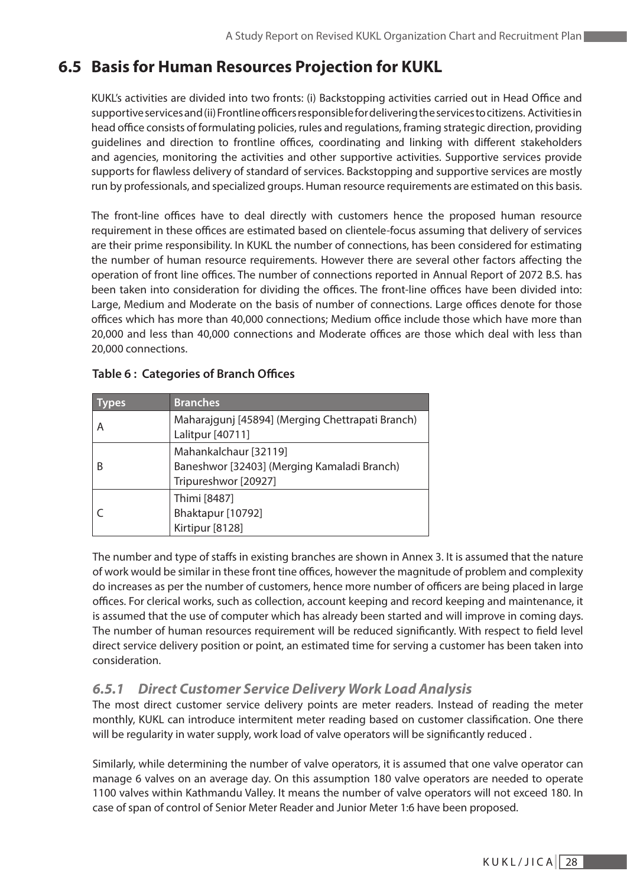## 6.5 Basis for Human Resources Projection for KUKL

KUKL's activities are divided into two fronts: (i) Backstopping activities carried out in Head Office and supportive services and (ii) Frontline officers responsible for delivering the services to citizens. Activities in head office consists of formulating policies, rules and regulations, framing strategic direction, providing guidelines and direction to frontline offices, coordinating and linking with different stakeholders and agencies, monitoring the activities and other supportive activities. Supportive services provide supports for flawless delivery of standard of services. Backstopping and supportive services are mostly run by professionals, and specialized groups. Human resource requirements are estimated on this basis.

The front-line offices have to deal directly with customers hence the proposed human resource requirement in these offices are estimated based on clientele-focus assuming that delivery of services are their prime responsibility. In KUKL the number of connections, has been considered for estimating the number of human resource requirements. However there are several other factors affecting the operation of front line offices. The number of connections reported in Annual Report of 2072 B.S. has been taken into consideration for dividing the offices. The front-line offices have been divided into: Large, Medium and Moderate on the basis of number of connections. Large offices denote for those offices which has more than 40,000 connections; Medium office include those which have more than 20,000 and less than 40,000 connections and Moderate offices are those which deal with less than 20,000 connections.

**Table 6 : Categories of Branch Offices**

| Types | Branches |
|---|---|
| A | Maharajgunj [45894] (Merging Chettrapati Branch)<br>Lalitpur [40711] |
| B | Mahankalchaur [32119]<br>Baneshwor [32403] (Merging Kamaladi Branch)<br>Tripureshwor [20927] |
| C | Thimi [8487]<br>Bhaktapur [10792]<br>Kirtipur [8128] |

The number and type of staffs in existing branches are shown in Annex 3. It is assumed that the nature of work would be similar in these front tine offices, however the magnitude of problem and complexity do increases as per the number of customers, hence more number of officers are being placed in large offices. For clerical works, such as collection, account keeping and record keeping and maintenance, it is assumed that the use of computer which has already been started and will improve in coming days. The number of human resources requirement will be reduced significantly. With respect to field level direct service delivery position or point, an estimated time for serving a customer has been taken into consideration.

### *6.5.1 Direct Customer Service Delivery Work Load Analysis*

The most direct customer service delivery points are meter readers. Instead of reading the meter monthly, KUKL can introduce intermitent meter reading based on customer classification. One there will be regularity in water supply, work load of valve operators will be significantly reduced .

Similarly, while determining the number of valve operators, it is assumed that one valve operator can manage 6 valves on an average day. On this assumption 180 valve operators are needed to operate 1100 valves within Kathmandu Valley. It means the number of valve operators will not exceed 180. In case of span of control of Senior Meter Reader and Junior Meter 1:6 have been proposed.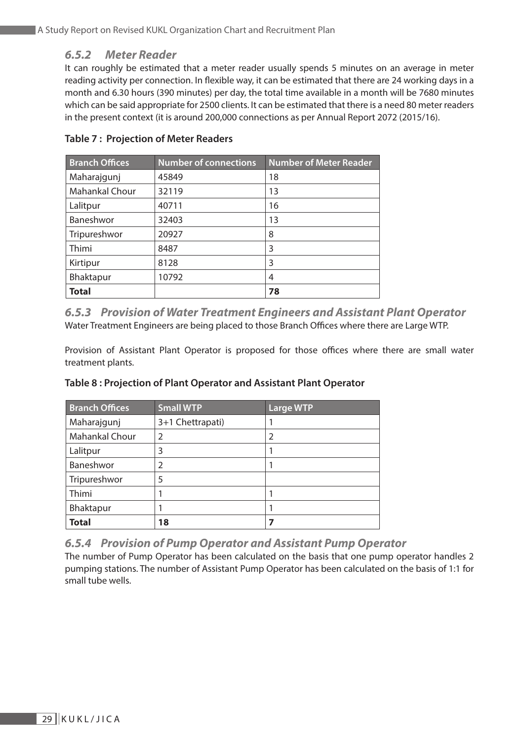### *6.5.2 Meter Reader*

It can roughly be estimated that a meter reader usually spends 5 minutes on an average in meter reading activity per connection. In flexible way, it can be estimated that there are 24 working days in a month and 6.30 hours (390 minutes) per day, the total time available in a month will be 7680 minutes which can be said appropriate for 2500 clients. It can be estimated that there is a need 80 meter readers in the present context (it is around 200,000 connections as per Annual Report 2072 (2015/16).

**Table 7 : Projection of Meter Readers**

| Branch Offices | Number of connections | Number of Meter Reader |
|---|---|---|
| Maharajgunj | 45849 | 18 |
| Mahankal Chour | 32119 | 13 |
| Lalitpur | 40711 | 16 |
| Baneshwor | 32403 | 13 |
| Tripureshwor | 20927 | 8 |
| Thimi | 8487 | 3 |
| Kirtipur | 8128 | 3 |
| Bhaktapur | 10792 | 4 |
| **Total** | | **78** |

### *6.5.3 Provision of Water Treatment Engineers and Assistant Plant Operator*

Water Treatment Engineers are being placed to those Branch Offices where there are Large WTP.

Provision of Assistant Plant Operator is proposed for those offices where there are small water treatment plants.

**Table 8 : Projection of Plant Operator and Assistant Plant Operator**

| Branch Offices | Small WTP | Large WTP |
|---|---|---|
| Maharajgunj | 3+1 Chettrapati) | 1 |
| Mahankal Chour | 2 | 2 |
| Lalitpur | 3 | 1 |
| Baneshwor | 2 | 1 |
| Tripureshwor | 5 | |
| Thimi | 1 | 1 |
| Bhaktapur | 1 | 1 |
| **Total** | **18** | **7** |

### *6.5.4 Provision of Pump Operator and Assistant Pump Operator*

The number of Pump Operator has been calculated on the basis that one pump operator handles 2 pumping stations. The number of Assistant Pump Operator has been calculated on the basis of 1:1 for small tube wells.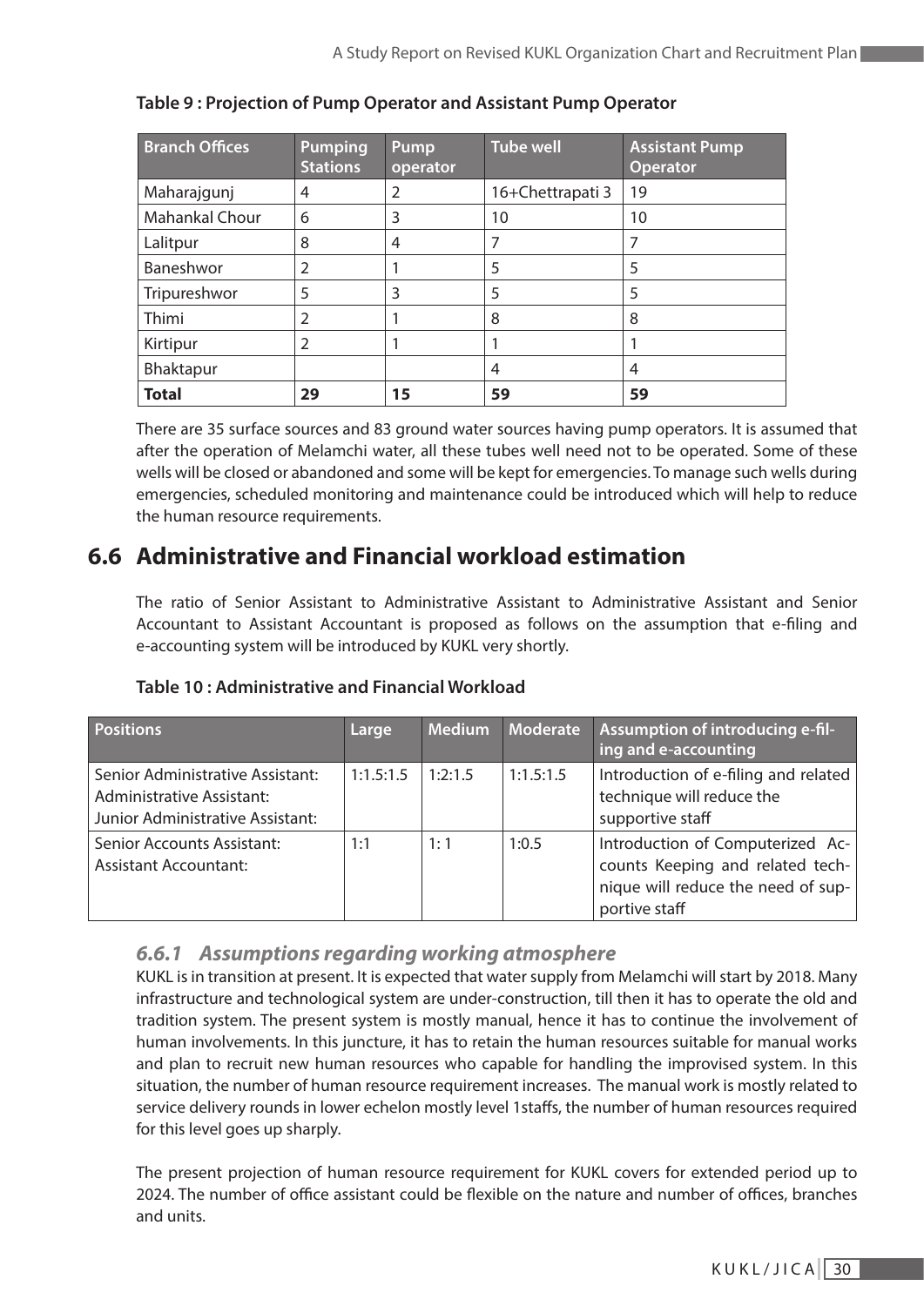**Table 9 : Projection of Pump Operator and Assistant Pump Operator**

| Branch Offices | Pumping Stations | Pump operator | Tube well | Assistant Pump Operator |
|---|---|---|---|---|
| Maharajgunj | 4 | 2 | 16+Chettrapati 3 | 19 |
| Mahankal Chour | 6 | 3 | 10 | 10 |
| Lalitpur | 8 | 4 | 7 | 7 |
| Baneshwor | 2 | 1 | 5 | 5 |
| Tripureshwor | 5 | 3 | 5 | 5 |
| Thimi | 2 | 1 | 8 | 8 |
| Kirtipur | 2 | 1 | 1 | 1 |
| Bhaktapur | | | 4 | 4 |
| **Total** | **29** | **15** | **59** | **59** |

There are 35 surface sources and 83 ground water sources having pump operators. It is assumed that after the operation of Melamchi water, all these tubes well need not to be operated. Some of these wells will be closed or abandoned and some will be kept for emergencies. To manage such wells during emergencies, scheduled monitoring and maintenance could be introduced which will help to reduce the human resource requirements.

## 6.6 Administrative and Financial workload estimation

The ratio of Senior Assistant to Administrative Assistant to Administrative Assistant and Senior Accountant to Assistant Accountant is proposed as follows on the assumption that e-filing and e-accounting system will be introduced by KUKL very shortly.

**Table 10 : Administrative and Financial Workload**

| Positions | Large | Medium | Moderate | Assumption of introducing e-filing and e-accounting |
|---|---|---|---|---|
| Senior Administrative Assistant: Administrative Assistant: Junior Administrative Assistant: | 1:1.5:1.5 | 1:2:1.5 | 1:1.5:1.5 | Introduction of e-filing and related technique will reduce the supportive staff |
| Senior Accounts Assistant: Assistant Accountant: | 1:1 | 1: 1 | 1:0.5 | Introduction of Computerized Accounts Keeping and related technique will reduce the need of supportive staff |

### *6.6.1 Assumptions regarding working atmosphere*

KUKL is in transition at present. It is expected that water supply from Melamchi will start by 2018. Many infrastructure and technological system are under-construction, till then it has to operate the old and tradition system. The present system is mostly manual, hence it has to continue the involvement of human involvements. In this juncture, it has to retain the human resources suitable for manual works and plan to recruit new human resources who capable for handling the improvised system. In this situation, the number of human resource requirement increases. The manual work is mostly related to service delivery rounds in lower echelon mostly level 1staffs, the number of human resources required for this level goes up sharply.

The present projection of human resource requirement for KUKL covers for extended period up to 2024. The number of office assistant could be flexible on the nature and number of offices, branches and units.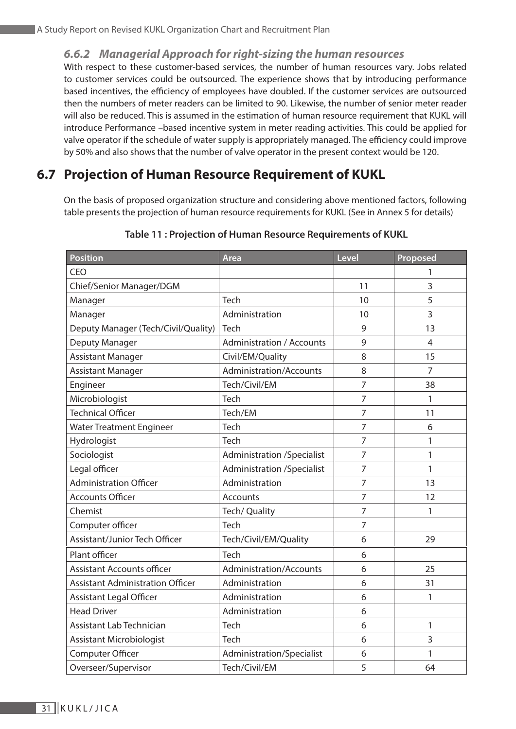### *6.6.2 Managerial Approach for right-sizing the human resources*

With respect to these customer-based services, the number of human resources vary. Jobs related to customer services could be outsourced. The experience shows that by introducing performance based incentives, the efficiency of employees have doubled. If the customer services are outsourced then the numbers of meter readers can be limited to 90. Likewise, the number of senior meter reader will also be reduced. This is assumed in the estimation of human resource requirement that KUKL will introduce Performance –based incentive system in meter reading activities. This could be applied for valve operator if the schedule of water supply is appropriately managed. The efficiency could improve by 50% and also shows that the number of valve operator in the present context would be 120.

## 6.7 Projection of Human Resource Requirement of KUKL

On the basis of proposed organization structure and considering above mentioned factors, following table presents the projection of human resource requirements for KUKL (See in Annex 5 for details)

**Table 11 : Projection of Human Resource Requirements of KUKL**

| Position | Area | Level | Proposed |
|---|---|---|---|
| CEO | | | 1 |
| Chief/Senior Manager/DGM | | 11 | 3 |
| Manager | Tech | 10 | 5 |
| Manager | Administration | 10 | 3 |
| Deputy Manager (Tech/Civil/Quality) | Tech | 9 | 13 |
| Deputy Manager | Administration / Accounts | 9 | 4 |
| Assistant Manager | Civil/EM/Quality | 8 | 15 |
| Assistant Manager | Administration/Accounts | 8 | 7 |
| Engineer | Tech/Civil/EM | 7 | 38 |
| Microbiologist | Tech | 7 | 1 |
| Technical Officer | Tech/EM | 7 | 11 |
| Water Treatment Engineer | Tech | 7 | 6 |
| Hydrologist | Tech | 7 | 1 |
| Sociologist | Administration /Specialist | 7 | 1 |
| Legal officer | Administration /Specialist | 7 | 1 |
| Administration Officer | Administration | 7 | 13 |
| Accounts Officer | Accounts | 7 | 12 |
| Chemist | Tech/ Quality | 7 | 1 |
| Computer officer | Tech | 7 | |
| Assistant/Junior Tech Officer | Tech/Civil/EM/Quality | 6 | 29 |
| Plant officer | Tech | 6 | |
| Assistant Accounts officer | Administration/Accounts | 6 | 25 |
| Assistant Administration Officer | Administration | 6 | 31 |
| Assistant Legal Officer | Administration | 6 | 1 |
| Head Driver | Administration | 6 | |
| Assistant Lab Technician | Tech | 6 | 1 |
| Assistant Microbiologist | Tech | 6 | 3 |
| Computer Officer | Administration/Specialist | 6 | 1 |
| Overseer/Supervisor | Tech/Civil/EM | 5 | 64 |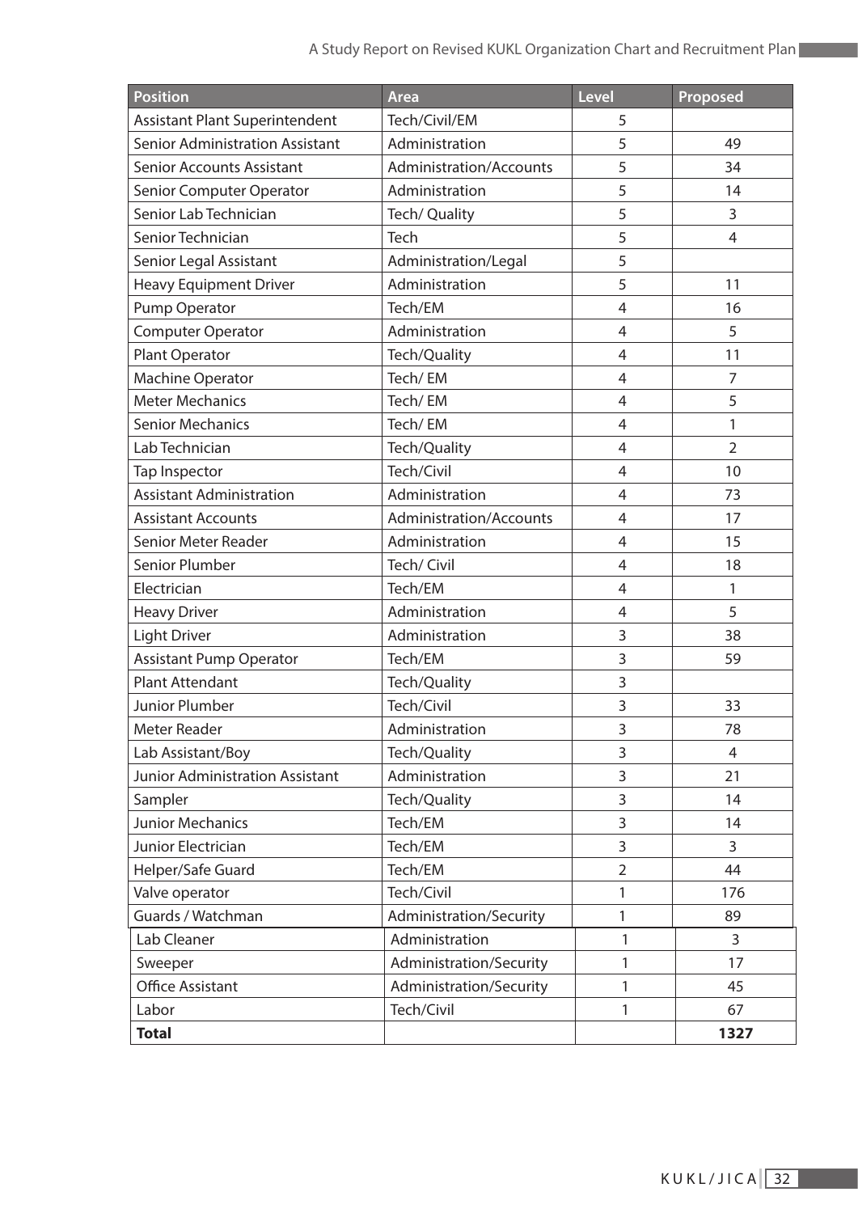| Position | Area | Level | Proposed |
|---|---|---|---|
| Assistant Plant Superintendent | Tech/Civil/EM | 5 | |
| Senior Administration Assistant | Administration | 5 | 49 |
| Senior Accounts Assistant | Administration/Accounts | 5 | 34 |
| Senior Computer Operator | Administration | 5 | 14 |
| Senior Lab Technician | Tech/ Quality | 5 | 3 |
| Senior Technician | Tech | 5 | 4 |
| Senior Legal Assistant | Administration/Legal | 5 | |
| Heavy Equipment Driver | Administration | 5 | 11 |
| Pump Operator | Tech/EM | 4 | 16 |
| Computer Operator | Administration | 4 | 5 |
| Plant Operator | Tech/Quality | 4 | 11 |
| Machine Operator | Tech/ EM | 4 | 7 |
| Meter Mechanics | Tech/ EM | 4 | 5 |
| Senior Mechanics | Tech/ EM | 4 | 1 |
| Lab Technician | Tech/Quality | 4 | 2 |
| Tap Inspector | Tech/Civil | 4 | 10 |
| Assistant Administration | Administration | 4 | 73 |
| Assistant Accounts | Administration/Accounts | 4 | 17 |
| Senior Meter Reader | Administration | 4 | 15 |
| Senior Plumber | Tech/ Civil | 4 | 18 |
| Electrician | Tech/EM | 4 | 1 |
| Heavy Driver | Administration | 4 | 5 |
| Light Driver | Administration | 3 | 38 |
| Assistant Pump Operator | Tech/EM | 3 | 59 |
| Plant Attendant | Tech/Quality | 3 | |
| Junior Plumber | Tech/Civil | 3 | 33 |
| Meter Reader | Administration | 3 | 78 |
| Lab Assistant/Boy | Tech/Quality | 3 | 4 |
| Junior Administration Assistant | Administration | 3 | 21 |
| Sampler | Tech/Quality | 3 | 14 |
| Junior Mechanics | Tech/EM | 3 | 14 |
| Junior Electrician | Tech/EM | 3 | 3 |
| Helper/Safe Guard | Tech/EM | 2 | 44 |
| Valve operator | Tech/Civil | 1 | 176 |
| Guards / Watchman | Administration/Security | 1 | 89 |
| Lab Cleaner | Administration | 1 | 3 |
| Sweeper | Administration/Security | 1 | 17 |
| Office Assistant | Administration/Security | 1 | 45 |
| Labor | Tech/Civil | 1 | 67 |
| **Total** | | | **1327** |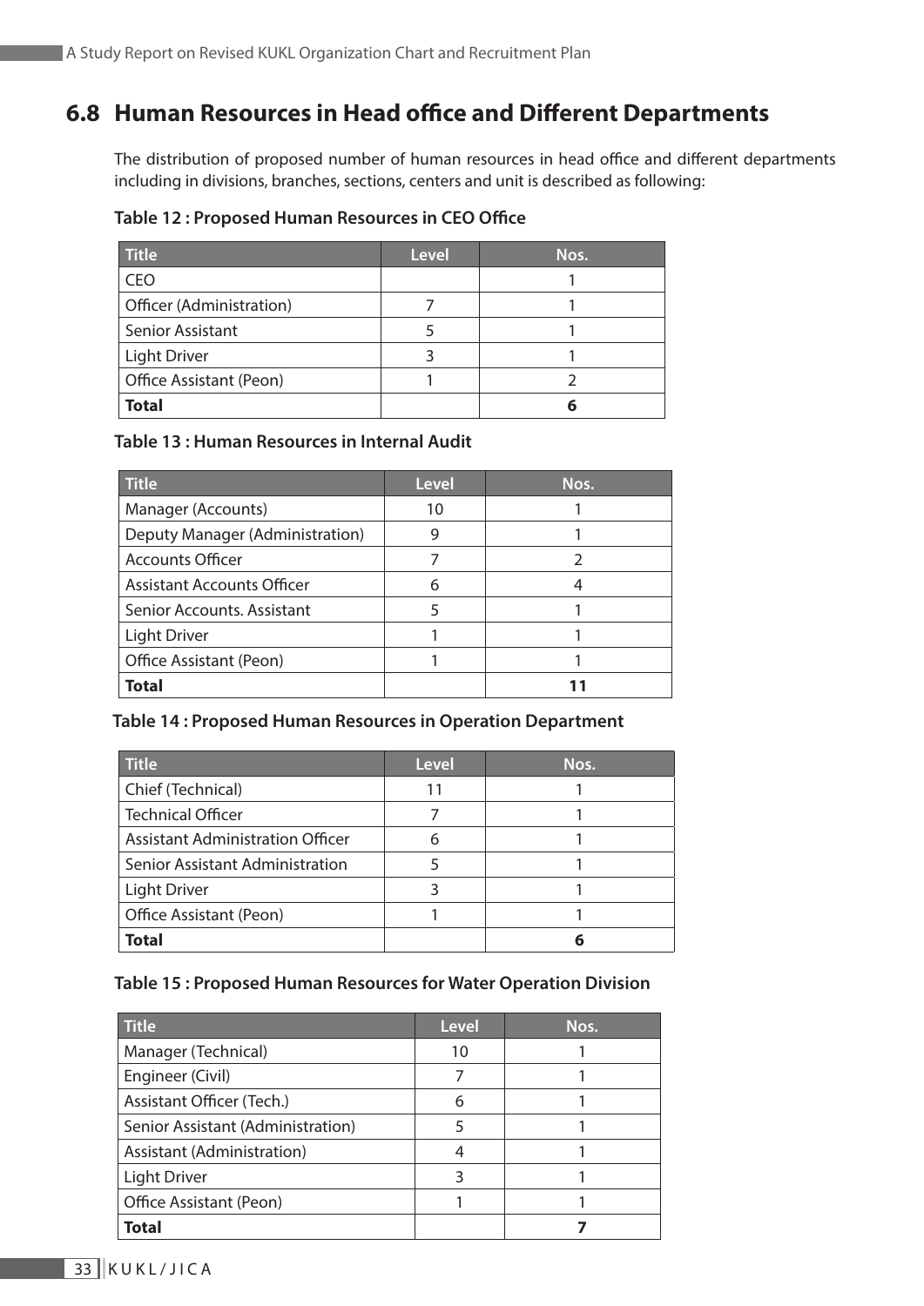## 6.8 Human Resources in Head office and Different Departments

The distribution of proposed number of human resources in head office and different departments including in divisions, branches, sections, centers and unit is described as following:

**Table 12 : Proposed Human Resources in CEO Office**

| Title | Level | Nos. |
|---|---|---|
| CEO | | 1 |
| Officer (Administration) | 7 | 1 |
| Senior Assistant | 5 | 1 |
| Light Driver | 3 | 1 |
| Office Assistant (Peon) | 1 | 2 |
| **Total** | | **6** |

**Table 13 : Human Resources in Internal Audit**

| Title | Level | Nos. |
|---|---|---|
| Manager (Accounts) | 10 | 1 |
| Deputy Manager (Administration) | 9 | 1 |
| Accounts Officer | 7 | 2 |
| Assistant Accounts Officer | 6 | 4 |
| Senior Accounts. Assistant | 5 | 1 |
| Light Driver | 1 | 1 |
| Office Assistant (Peon) | 1 | 1 |
| **Total** | | **11** |

**Table 14 : Proposed Human Resources in Operation Department**

| Title | Level | Nos. |
|---|---|---|
| Chief (Technical) | 11 | 1 |
| Technical Officer | 7 | 1 |
| Assistant Administration Officer | 6 | 1 |
| Senior Assistant Administration | 5 | 1 |
| Light Driver | 3 | 1 |
| Office Assistant (Peon) | 1 | 1 |
| **Total** | | **6** |

**Table 15 : Proposed Human Resources for Water Operation Division**

| Title | Level | Nos. |
|---|---|---|
| Manager (Technical) | 10 | 1 |
| Engineer (Civil) | 7 | 1 |
| Assistant Officer (Tech.) | 6 | 1 |
| Senior Assistant (Administration) | 5 | 1 |
| Assistant (Administration) | 4 | 1 |
| Light Driver | 3 | 1 |
| Office Assistant (Peon) | 1 | 1 |
| **Total** | | **7** |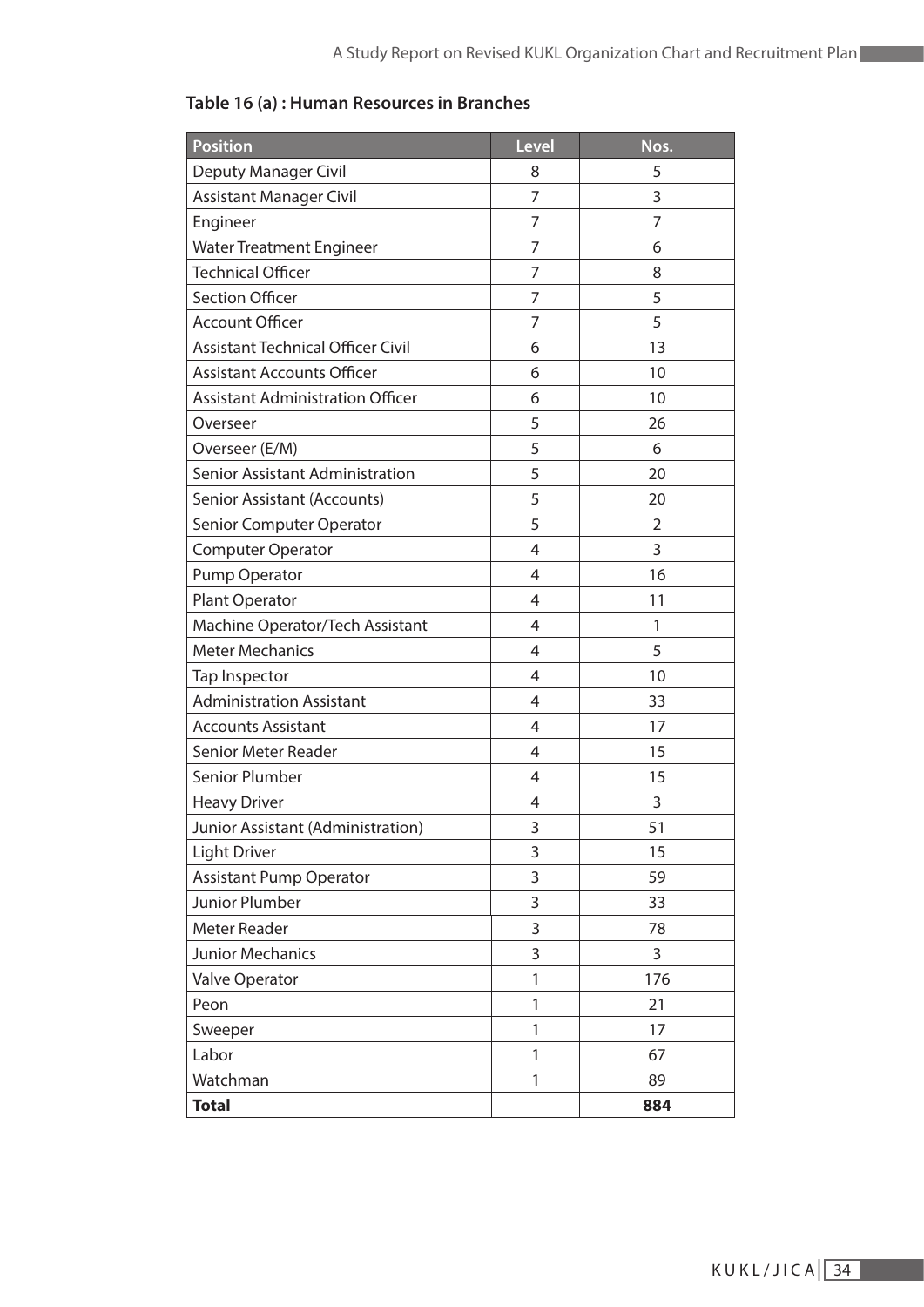**Table 16 (a) : Human Resources in Branches**

| Position | Level | Nos. |
|---|---|---|
| Deputy Manager Civil | 8 | 5 |
| Assistant Manager Civil | 7 | 3 |
| Engineer | 7 | 7 |
| Water Treatment Engineer | 7 | 6 |
| Technical Officer | 7 | 8 |
| Section Officer | 7 | 5 |
| Account Officer | 7 | 5 |
| Assistant Technical Officer Civil | 6 | 13 |
| Assistant Accounts Officer | 6 | 10 |
| Assistant Administration Officer | 6 | 10 |
| Overseer | 5 | 26 |
| Overseer (E/M) | 5 | 6 |
| Senior Assistant Administration | 5 | 20 |
| Senior Assistant (Accounts) | 5 | 20 |
| Senior Computer Operator | 5 | 2 |
| Computer Operator | 4 | 3 |
| Pump Operator | 4 | 16 |
| Plant Operator | 4 | 11 |
| Machine Operator/Tech Assistant | 4 | 1 |
| Meter Mechanics | 4 | 5 |
| Tap Inspector | 4 | 10 |
| Administration Assistant | 4 | 33 |
| Accounts Assistant | 4 | 17 |
| Senior Meter Reader | 4 | 15 |
| Senior Plumber | 4 | 15 |
| Heavy Driver | 4 | 3 |
| Junior Assistant (Administration) | 3 | 51 |
| Light Driver | 3 | 15 |
| Assistant Pump Operator | 3 | 59 |
| Junior Plumber | 3 | 33 |
| Meter Reader | 3 | 78 |
| Junior Mechanics | 3 | 3 |
| Valve Operator | 1 | 176 |
| Peon | 1 | 21 |
| Sweeper | 1 | 17 |
| Labor | 1 | 67 |
| Watchman | 1 | 89 |
| **Total** | | **884** |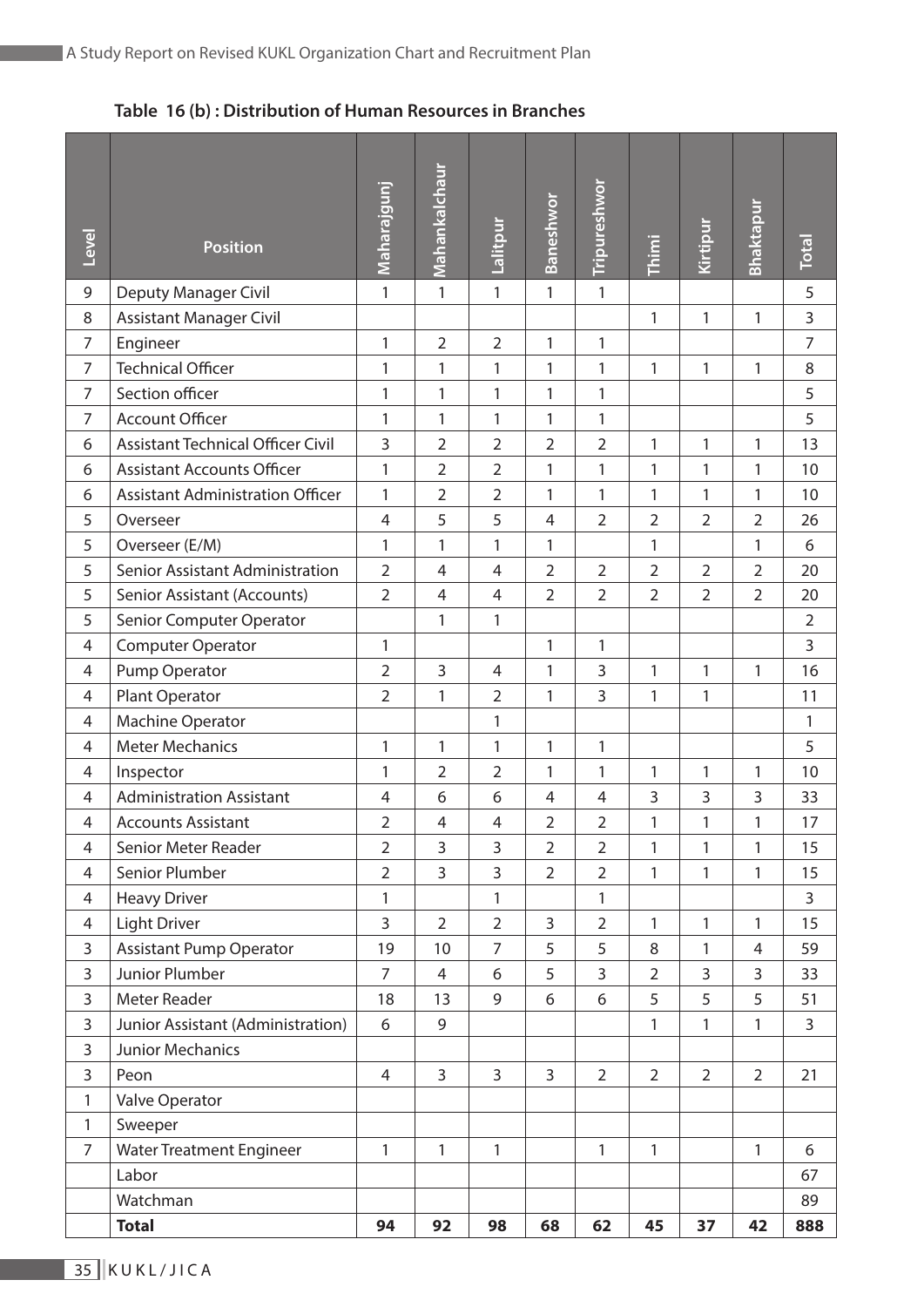**Table 16 (b) : Distribution of Human Resources in Branches**

| Level | Position | Maharajgunj | Mahankalchaur | Lalitpur | Baneshwor | Tripureshwor | Thimi | Kirtipur | Bhaktapur | Total |
|---|---|---|---|---|---|---|---|---|---|---|
| 9 | Deputy Manager Civil | 1 | 1 | 1 | 1 | 1 | | | | 5 |
| 8 | Assistant Manager Civil | | | | | | 1 | 1 | 1 | 3 |
| 7 | Engineer | 1 | 2 | 2 | 1 | 1 | | | | 7 |
| 7 | Technical Officer | 1 | 1 | 1 | 1 | 1 | 1 | 1 | 1 | 8 |
| 7 | Section officer | 1 | 1 | 1 | 1 | 1 | | | | 5 |
| 7 | Account Officer | 1 | 1 | 1 | 1 | 1 | | | | 5 |
| 6 | Assistant Technical Officer Civil | 3 | 2 | 2 | 2 | 2 | 1 | 1 | 1 | 13 |
| 6 | Assistant Accounts Officer | 1 | 2 | 2 | 1 | 1 | 1 | 1 | 1 | 10 |
| 6 | Assistant Administration Officer | 1 | 2 | 2 | 1 | 1 | 1 | 1 | 1 | 10 |
| 5 | Overseer | 4 | 5 | 5 | 4 | 2 | 2 | 2 | 2 | 26 |
| 5 | Overseer (E/M) | 1 | 1 | 1 | 1 | | 1 | | 1 | 6 |
| 5 | Senior Assistant Administration | 2 | 4 | 4 | 2 | 2 | 2 | 2 | 2 | 20 |
| 5 | Senior Assistant (Accounts) | 2 | 4 | 4 | 2 | 2 | 2 | 2 | 2 | 20 |
| 5 | Senior Computer Operator | | 1 | 1 | | | | | | 2 |
| 4 | Computer Operator | 1 | | | 1 | 1 | | | | 3 |
| 4 | Pump Operator | 2 | 3 | 4 | 1 | 3 | 1 | 1 | 1 | 16 |
| 4 | Plant Operator | 2 | 1 | 2 | 1 | 3 | 1 | 1 | | 11 |
| 4 | Machine Operator | | | 1 | | | | | | 1 |
| 4 | Meter Mechanics | 1 | 1 | 1 | 1 | 1 | | | | 5 |
| 4 | Inspector | 1 | 2 | 2 | 1 | 1 | 1 | 1 | 1 | 10 |
| 4 | Administration Assistant | 4 | 6 | 6 | 4 | 4 | 3 | 3 | 3 | 33 |
| 4 | Accounts Assistant | 2 | 4 | 4 | 2 | 2 | 1 | 1 | 1 | 17 |
| 4 | Senior Meter Reader | 2 | 3 | 3 | 2 | 2 | 1 | 1 | 1 | 15 |
| 4 | Senior Plumber | 2 | 3 | 3 | 2 | 2 | 1 | 1 | 1 | 15 |
| 4 | Heavy Driver | 1 | | 1 | | 1 | | | | 3 |
| 4 | Light Driver | 3 | 2 | 2 | 3 | 2 | 1 | 1 | 1 | 15 |
| 3 | Assistant Pump Operator | 19 | 10 | 7 | 5 | 5 | 8 | 1 | 4 | 59 |
| 3 | Junior Plumber | 7 | 4 | 6 | 5 | 3 | 2 | 3 | 3 | 33 |
| 3 | Meter Reader | 18 | 13 | 9 | 6 | 6 | 5 | 5 | 5 | 51 |
| 3 | Junior Assistant (Administration) | 6 | 9 | | | | 1 | 1 | 1 | 3 |
| 3 | Junior Mechanics | | | | | | | | | |
| 3 | Peon | 4 | 3 | 3 | 3 | 2 | 2 | 2 | 2 | 21 |
| 1 | Valve Operator | | | | | | | | | |
| 1 | Sweeper | | | | | | | | | |
| 7 | Water Treatment Engineer | 1 | 1 | 1 | | 1 | 1 | | 1 | 6 |
| | Labor | | | | | | | | | 67 |
| | Watchman | | | | | | | | | 89 |
| | **Total** | **94** | **92** | **98** | **68** | **62** | **45** | **37** | **42** | **888** |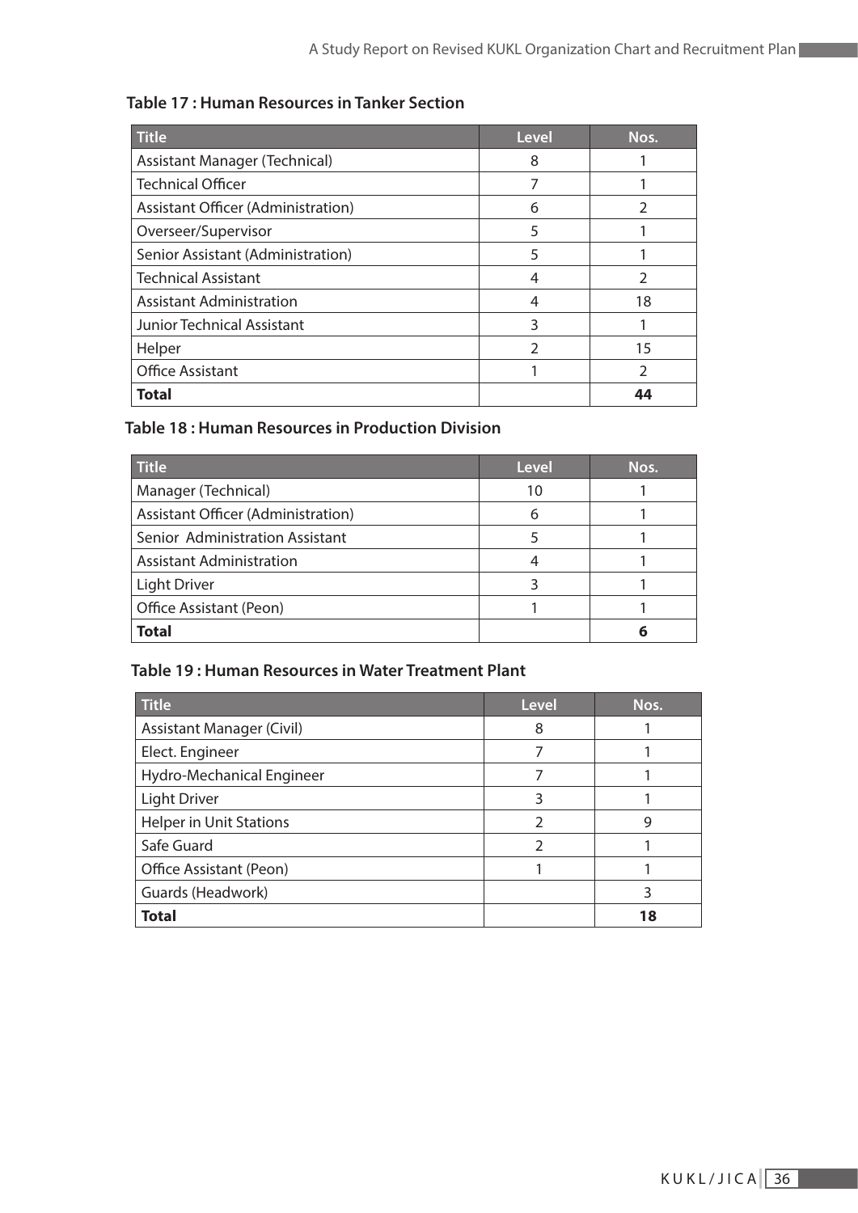**Table 17 : Human Resources in Tanker Section**

| Title | Level | Nos. |
|---|---|---|
| Assistant Manager (Technical) | 8 | 1 |
| Technical Officer | 7 | 1 |
| Assistant Officer (Administration) | 6 | 2 |
| Overseer/Supervisor | 5 | 1 |
| Senior Assistant (Administration) | 5 | 1 |
| Technical Assistant | 4 | 2 |
| Assistant Administration | 4 | 18 |
| Junior Technical Assistant | 3 | 1 |
| Helper | 2 | 15 |
| Office Assistant | 1 | 2 |
| **Total** | | **44** |

**Table 18 : Human Resources in Production Division**

| Title | Level | Nos. |
|---|---|---|
| Manager (Technical) | 10 | 1 |
| Assistant Officer (Administration) | 6 | 1 |
| Senior Administration Assistant | 5 | 1 |
| Assistant Administration | 4 | 1 |
| Light Driver | 3 | 1 |
| Office Assistant (Peon) | 1 | 1 |
| **Total** | | **6** |

**Table 19 : Human Resources in Water Treatment Plant**

| Title | Level | Nos. |
|---|---|---|
| Assistant Manager (Civil) | 8 | 1 |
| Elect. Engineer | 7 | 1 |
| Hydro-Mechanical Engineer | 7 | 1 |
| Light Driver | 3 | 1 |
| Helper in Unit Stations | 2 | 9 |
| Safe Guard | 2 | 1 |
| Office Assistant (Peon) | 1 | 1 |
| Guards (Headwork) | | 3 |
| **Total** | | **18** |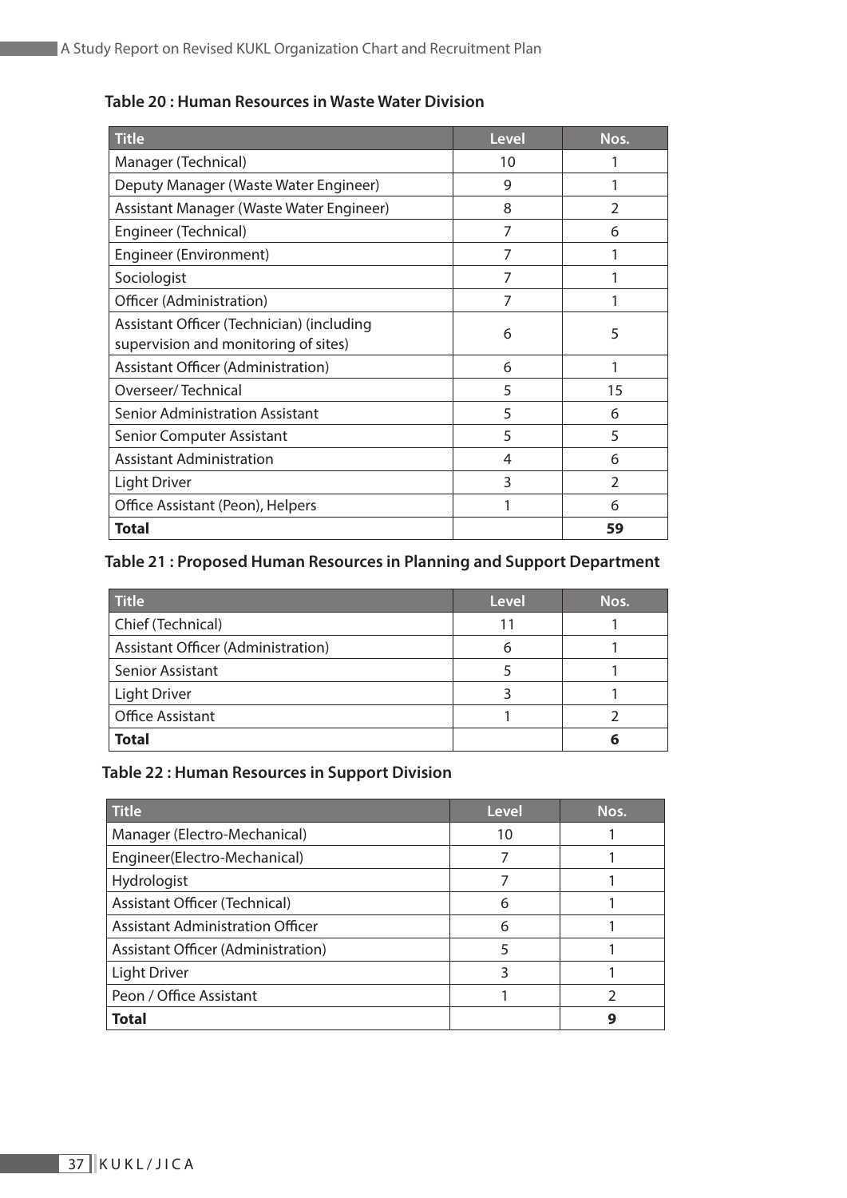**Table 20 : Human Resources in Waste Water Division**

| Title | Level | Nos. |
|---|---|---|
| Manager (Technical) | 10 | 1 |
| Deputy Manager (Waste Water Engineer) | 9 | 1 |
| Assistant Manager (Waste Water Engineer) | 8 | 2 |
| Engineer (Technical) | 7 | 6 |
| Engineer (Environment) | 7 | 1 |
| Sociologist | 7 | 1 |
| Officer (Administration) | 7 | 1 |
| Assistant Officer (Technician) (including supervision and monitoring of sites) | 6 | 5 |
| Assistant Officer (Administration) | 6 | 1 |
| Overseer/ Technical | 5 | 15 |
| Senior Administration Assistant | 5 | 6 |
| Senior Computer Assistant | 5 | 5 |
| Assistant Administration | 4 | 6 |
| Light Driver | 3 | 2 |
| Office Assistant (Peon), Helpers | 1 | 6 |
| **Total** | | **59** |

**Table 21 : Proposed Human Resources in Planning and Support Department**

| Title | Level | Nos. |
|---|---|---|
| Chief (Technical) | 11 | 1 |
| Assistant Officer (Administration) | 6 | 1 |
| Senior Assistant | 5 | 1 |
| Light Driver | 3 | 1 |
| Office Assistant | 1 | 2 |
| **Total** | | **6** |

**Table 22 : Human Resources in Support Division**

| Title | Level | Nos. |
|---|---|---|
| Manager (Electro-Mechanical) | 10 | 1 |
| Engineer(Electro-Mechanical) | 7 | 1 |
| Hydrologist | 7 | 1 |
| Assistant Officer (Technical) | 6 | 1 |
| Assistant Administration Officer | 6 | 1 |
| Assistant Officer (Administration) | 5 | 1 |
| Light Driver | 3 | 1 |
| Peon / Office Assistant | 1 | 2 |
| **Total** | | **9** |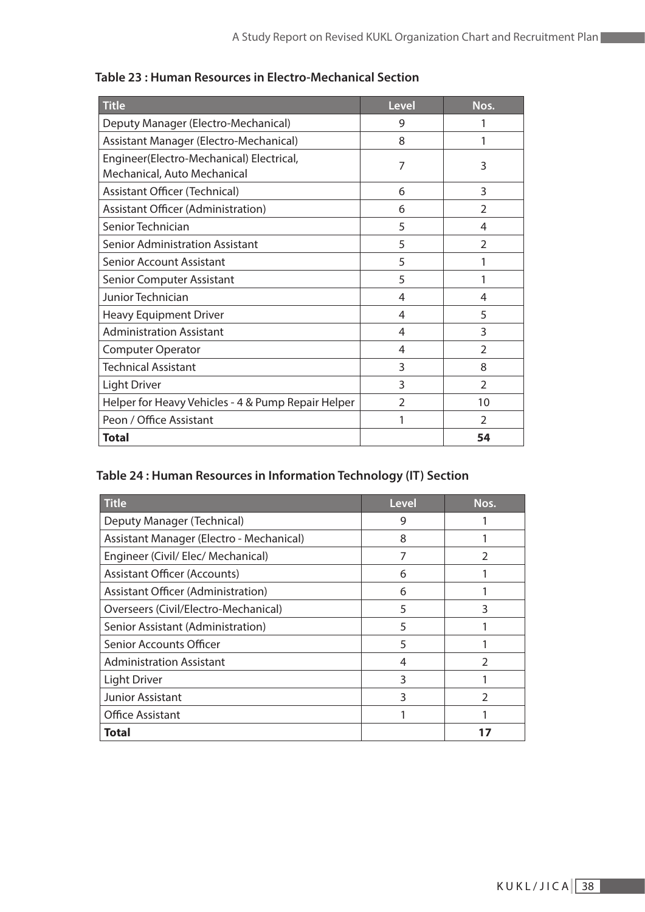**Table 23 : Human Resources in Electro-Mechanical Section**

| Title | Level | Nos. |
|---|---|---|
| Deputy Manager (Electro-Mechanical) | 9 | 1 |
| Assistant Manager (Electro-Mechanical) | 8 | 1 |
| Engineer(Electro-Mechanical) Electrical, Mechanical, Auto Mechanical | 7 | 3 |
| Assistant Officer (Technical) | 6 | 3 |
| Assistant Officer (Administration) | 6 | 2 |
| Senior Technician | 5 | 4 |
| Senior Administration Assistant | 5 | 2 |
| Senior Account Assistant | 5 | 1 |
| Senior Computer Assistant | 5 | 1 |
| Junior Technician | 4 | 4 |
| Heavy Equipment Driver | 4 | 5 |
| Administration Assistant | 4 | 3 |
| Computer Operator | 4 | 2 |
| Technical Assistant | 3 | 8 |
| Light Driver | 3 | 2 |
| Helper for Heavy Vehicles - 4 & Pump Repair Helper | 2 | 10 |
| Peon / Office Assistant | 1 | 2 |
| **Total** | | **54** |

**Table 24 : Human Resources in Information Technology (IT) Section**

| Title | Level | Nos. |
|---|---|---|
| Deputy Manager (Technical) | 9 | 1 |
| Assistant Manager (Electro - Mechanical) | 8 | 1 |
| Engineer (Civil/ Elec/ Mechanical) | 7 | 2 |
| Assistant Officer (Accounts) | 6 | 1 |
| Assistant Officer (Administration) | 6 | 1 |
| Overseers (Civil/Electro-Mechanical) | 5 | 3 |
| Senior Assistant (Administration) | 5 | 1 |
| Senior Accounts Officer | 5 | 1 |
| Administration Assistant | 4 | 2 |
| Light Driver | 3 | 1 |
| Junior Assistant | 3 | 2 |
| Office Assistant | 1 | 1 |
| **Total** | | **17** |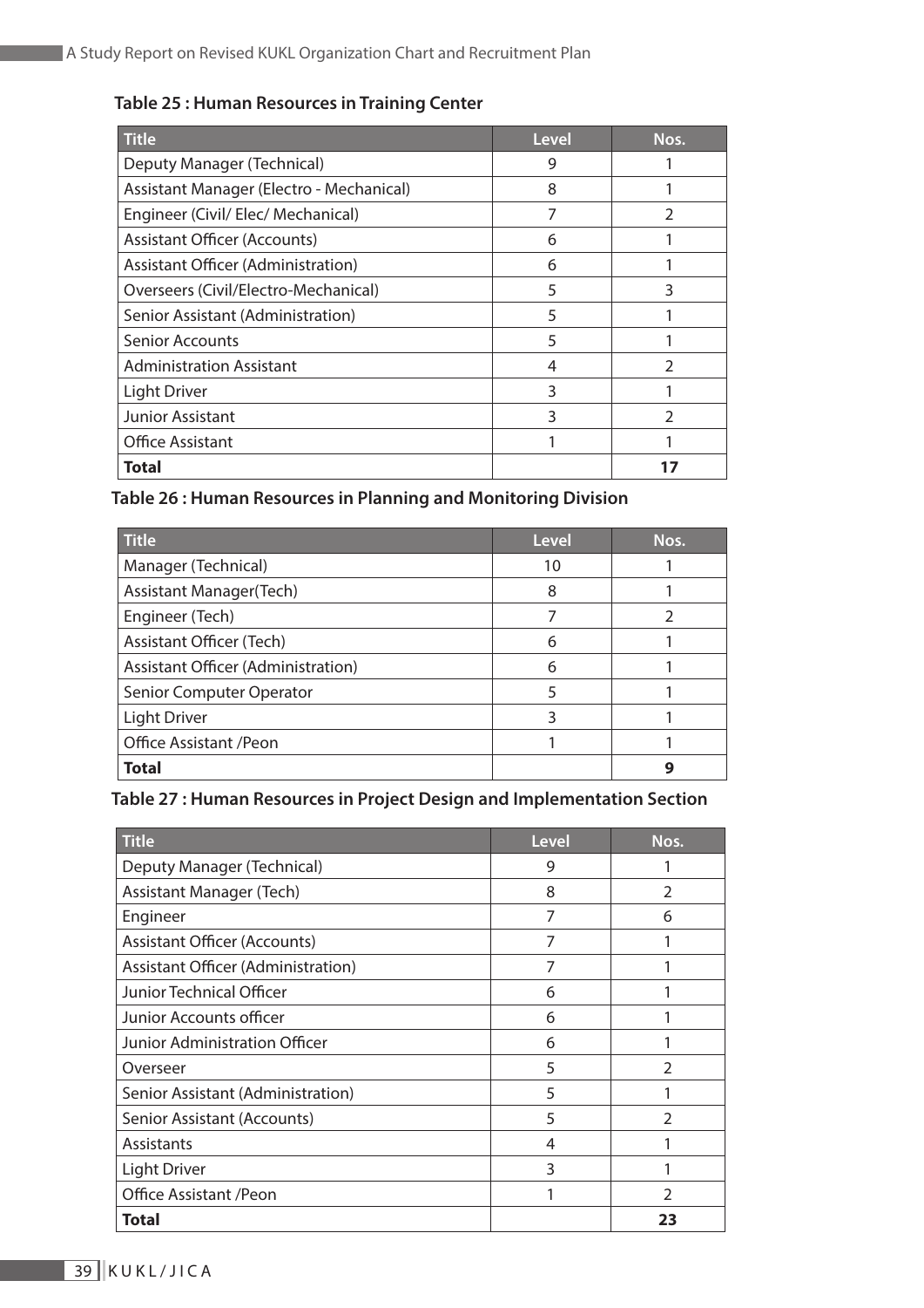**Table 25 : Human Resources in Training Center**

| Title | Level | Nos. |
|---|---|---|
| Deputy Manager (Technical) | 9 | 1 |
| Assistant Manager (Electro - Mechanical) | 8 | 1 |
| Engineer (Civil/ Elec/ Mechanical) | 7 | 2 |
| Assistant Officer (Accounts) | 6 | 1 |
| Assistant Officer (Administration) | 6 | 1 |
| Overseers (Civil/Electro-Mechanical) | 5 | 3 |
| Senior Assistant (Administration) | 5 | 1 |
| Senior Accounts | 5 | 1 |
| Administration Assistant | 4 | 2 |
| Light Driver | 3 | 1 |
| Junior Assistant | 3 | 2 |
| Office Assistant | 1 | 1 |
| **Total** | | **17** |

**Table 26 : Human Resources in Planning and Monitoring Division**

| Title | Level | Nos. |
|---|---|---|
| Manager (Technical) | 10 | 1 |
| Assistant Manager(Tech) | 8 | 1 |
| Engineer (Tech) | 7 | 2 |
| Assistant Officer (Tech) | 6 | 1 |
| Assistant Officer (Administration) | 6 | 1 |
| Senior Computer Operator | 5 | 1 |
| Light Driver | 3 | 1 |
| Office Assistant /Peon | 1 | 1 |
| **Total** | | **9** |

**Table 27 : Human Resources in Project Design and Implementation Section**

| Title | Level | Nos. |
|---|---|---|
| Deputy Manager (Technical) | 9 | 1 |
| Assistant Manager (Tech) | 8 | 2 |
| Engineer | 7 | 6 |
| Assistant Officer (Accounts) | 7 | 1 |
| Assistant Officer (Administration) | 7 | 1 |
| Junior Technical Officer | 6 | 1 |
| Junior Accounts officer | 6 | 1 |
| Junior Administration Officer | 6 | 1 |
| Overseer | 5 | 2 |
| Senior Assistant (Administration) | 5 | 1 |
| Senior Assistant (Accounts) | 5 | 2 |
| Assistants | 4 | 1 |
| Light Driver | 3 | 1 |
| Office Assistant /Peon | 1 | 2 |
| **Total** | | **23** |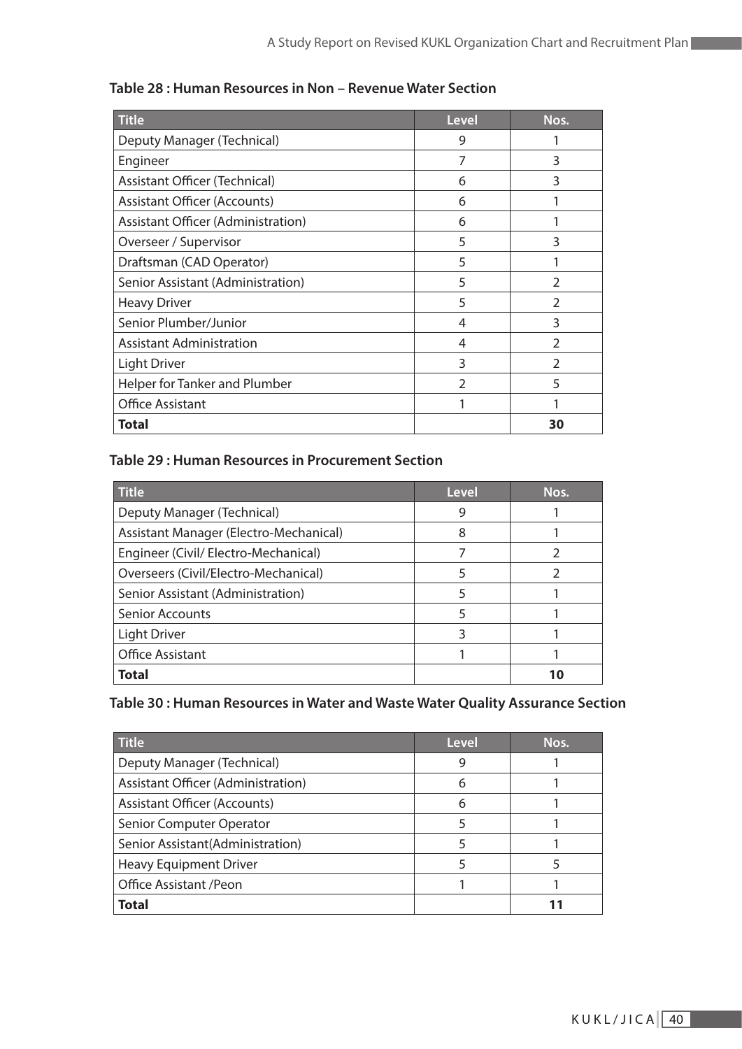**Table 28 : Human Resources in Non – Revenue Water Section**

| Title | Level | Nos. |
|---|---|---|
| Deputy Manager (Technical) | 9 | 1 |
| Engineer | 7 | 3 |
| Assistant Officer (Technical) | 6 | 3 |
| Assistant Officer (Accounts) | 6 | 1 |
| Assistant Officer (Administration) | 6 | 1 |
| Overseer / Supervisor | 5 | 3 |
| Draftsman (CAD Operator) | 5 | 1 |
| Senior Assistant (Administration) | 5 | 2 |
| Heavy Driver | 5 | 2 |
| Senior Plumber/Junior | 4 | 3 |
| Assistant Administration | 4 | 2 |
| Light Driver | 3 | 2 |
| Helper for Tanker and Plumber | 2 | 5 |
| Office Assistant | 1 | 1 |
| **Total** | | **30** |

**Table 29 : Human Resources in Procurement Section**

| Title | Level | Nos. |
|---|---|---|
| Deputy Manager (Technical) | 9 | 1 |
| Assistant Manager (Electro-Mechanical) | 8 | 1 |
| Engineer (Civil/ Electro-Mechanical) | 7 | 2 |
| Overseers (Civil/Electro-Mechanical) | 5 | 2 |
| Senior Assistant (Administration) | 5 | 1 |
| Senior Accounts | 5 | 1 |
| Light Driver | 3 | 1 |
| Office Assistant | 1 | 1 |
| **Total** | | **10** |

**Table 30 : Human Resources in Water and Waste Water Quality Assurance Section**

| Title | Level | Nos. |
|---|---|---|
| Deputy Manager (Technical) | 9 | 1 |
| Assistant Officer (Administration) | 6 | 1 |
| Assistant Officer (Accounts) | 6 | 1 |
| Senior Computer Operator | 5 | 1 |
| Senior Assistant(Administration) | 5 | 1 |
| Heavy Equipment Driver | 5 | 5 |
| Office Assistant /Peon | 1 | 1 |
| **Total** | | **11** |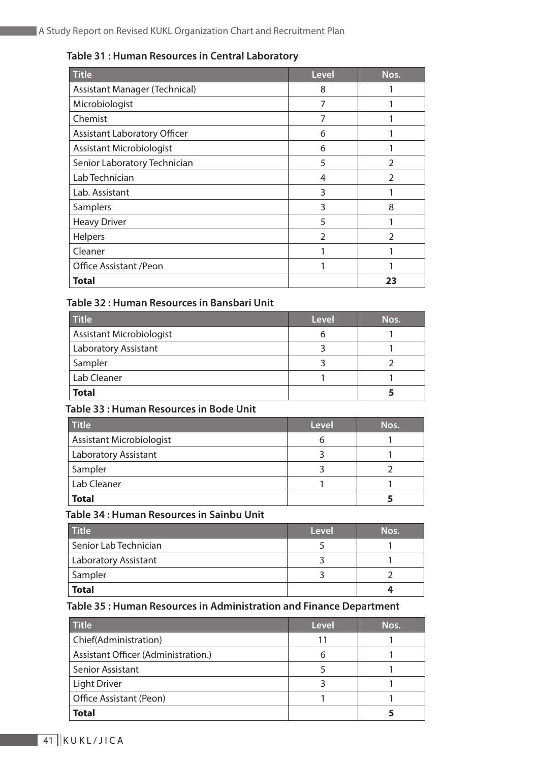**Table 31 : Human Resources in Central Laboratory**

| Title | Level | Nos. |
|---|---|---|
| Assistant Manager (Technical) | 8 | 1 |
| Microbiologist | 7 | 1 |
| Chemist | 7 | 1 |
| Assistant Laboratory Officer | 6 | 1 |
| Assistant Microbiologist | 6 | 1 |
| Senior Laboratory Technician | 5 | 2 |
| Lab Technician | 4 | 2 |
| Lab. Assistant | 3 | 1 |
| Samplers | 3 | 8 |
| Heavy Driver | 5 | 1 |
| Helpers | 2 | 2 |
| Cleaner | 1 | 1 |
| Office Assistant /Peon | 1 | 1 |
| **Total** | | **23** |

**Table 32 : Human Resources in Bansbari Unit**

| Title | Level | Nos. |
|---|---|---|
| Assistant Microbiologist | 6 | 1 |
| Laboratory Assistant | 3 | 1 |
| Sampler | 3 | 2 |
| Lab Cleaner | 1 | 1 |
| **Total** | | **5** |

**Table 33 : Human Resources in Bode Unit**

| Title | Level | Nos. |
|---|---|---|
| Assistant Microbiologist | 6 | 1 |
| Laboratory Assistant | 3 | 1 |
| Sampler | 3 | 2 |
| Lab Cleaner | 1 | 1 |
| **Total** | | **5** |

**Table 34 : Human Resources in Sainbu Unit**

| Title | Level | Nos. |
|---|---|---|
| Senior Lab Technician | 5 | 1 |
| Laboratory Assistant | 3 | 1 |
| Sampler | 3 | 2 |
| **Total** | | **4** |

**Table 35 : Human Resources in Administration and Finance Department**

| Title | Level | Nos. |
|---|---|---|
| Chief(Administration) | 11 | 1 |
| Assistant Officer (Administration.) | 6 | 1 |
| Senior Assistant | 5 | 1 |
| Light Driver | 3 | 1 |
| Office Assistant (Peon) | 1 | 1 |
| **Total** | | **5** |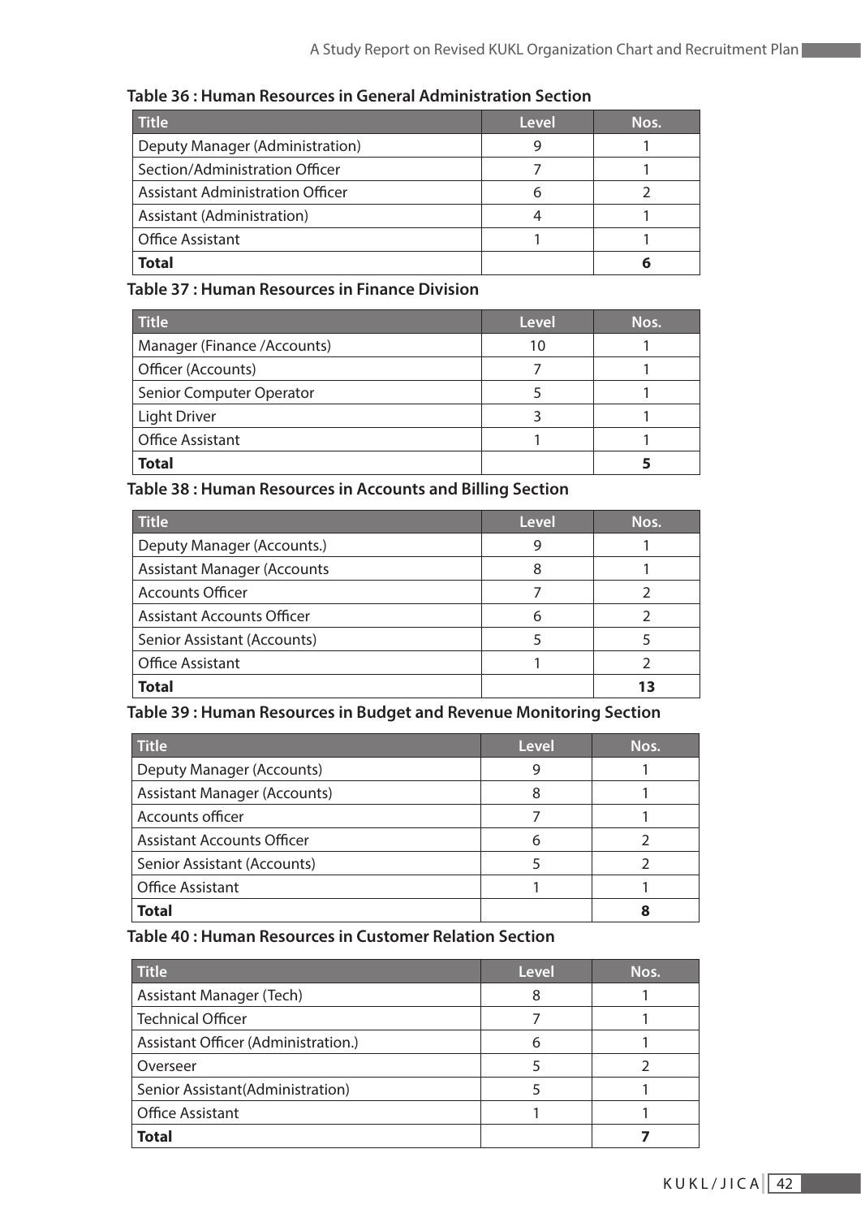**Table 36 : Human Resources in General Administration Section**

| Title | Level | Nos. |
|---|---|---|
| Deputy Manager (Administration) | 9 | 1 |
| Section/Administration Officer | 7 | 1 |
| Assistant Administration Officer | 6 | 2 |
| Assistant (Administration) | 4 | 1 |
| Office Assistant | 1 | 1 |
| **Total** | | **6** |

**Table 37 : Human Resources in Finance Division**

| Title | Level | Nos. |
|---|---|---|
| Manager (Finance /Accounts) | 10 | 1 |
| Officer (Accounts) | 7 | 1 |
| Senior Computer Operator | 5 | 1 |
| Light Driver | 3 | 1 |
| Office Assistant | 1 | 1 |
| **Total** | | **5** |

**Table 38 : Human Resources in Accounts and Billing Section**

| Title | Level | Nos. |
|---|---|---|
| Deputy Manager (Accounts.) | 9 | 1 |
| Assistant Manager (Accounts | 8 | 1 |
| Accounts Officer | 7 | 2 |
| Assistant Accounts Officer | 6 | 2 |
| Senior Assistant (Accounts) | 5 | 5 |
| Office Assistant | 1 | 2 |
| **Total** | | **13** |

**Table 39 : Human Resources in Budget and Revenue Monitoring Section**

| Title | Level | Nos. |
|---|---|---|
| Deputy Manager (Accounts) | 9 | 1 |
| Assistant Manager (Accounts) | 8 | 1 |
| Accounts officer | 7 | 1 |
| Assistant Accounts Officer | 6 | 2 |
| Senior Assistant (Accounts) | 5 | 2 |
| Office Assistant | 1 | 1 |
| **Total** | | **8** |

**Table 40 : Human Resources in Customer Relation Section**

| Title | Level | Nos. |
|---|---|---|
| Assistant Manager (Tech) | 8 | 1 |
| Technical Officer | 7 | 1 |
| Assistant Officer (Administration.) | 6 | 1 |
| Overseer | 5 | 2 |
| Senior Assistant(Administration) | 5 | 1 |
| Office Assistant | 1 | 1 |
| **Total** | | **7** |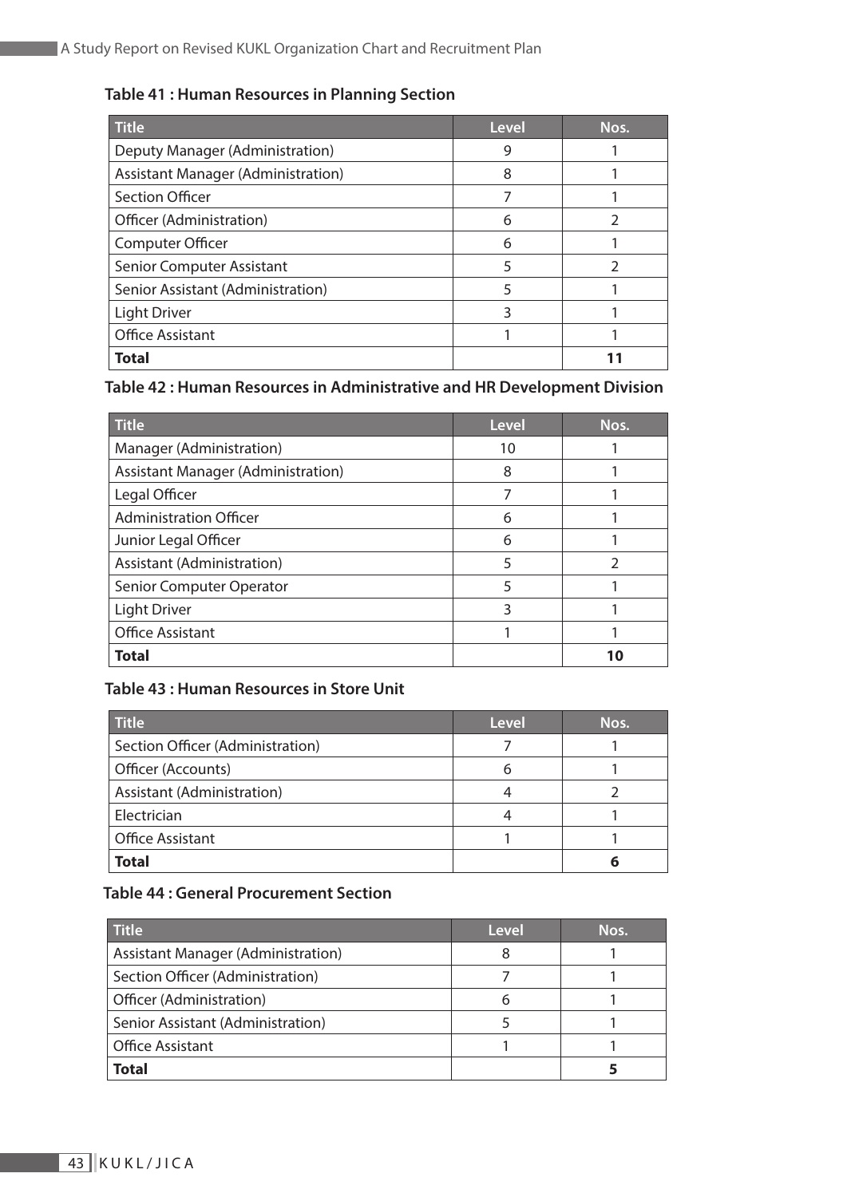**Table 41 : Human Resources in Planning Section**

| Title | Level | Nos. |
|---|---|---|
| Deputy Manager (Administration) | 9 | 1 |
| Assistant Manager (Administration) | 8 | 1 |
| Section Officer | 7 | 1 |
| Officer (Administration) | 6 | 2 |
| Computer Officer | 6 | 1 |
| Senior Computer Assistant | 5 | 2 |
| Senior Assistant (Administration) | 5 | 1 |
| Light Driver | 3 | 1 |
| Office Assistant | 1 | 1 |
| **Total** | | **11** |

**Table 42 : Human Resources in Administrative and HR Development Division**

| Title | Level | Nos. |
|---|---|---|
| Manager (Administration) | 10 | 1 |
| Assistant Manager (Administration) | 8 | 1 |
| Legal Officer | 7 | 1 |
| Administration Officer | 6 | 1 |
| Junior Legal Officer | 6 | 1 |
| Assistant (Administration) | 5 | 2 |
| Senior Computer Operator | 5 | 1 |
| Light Driver | 3 | 1 |
| Office Assistant | 1 | 1 |
| **Total** | | **10** |

**Table 43 : Human Resources in Store Unit**

| Title | Level | Nos. |
|---|---|---|
| Section Officer (Administration) | 7 | 1 |
| Officer (Accounts) | 6 | 1 |
| Assistant (Administration) | 4 | 2 |
| Electrician | 4 | 1 |
| Office Assistant | 1 | 1 |
| **Total** | | **6** |

**Table 44 : General Procurement Section**

| Title | Level | Nos. |
|---|---|---|
| Assistant Manager (Administration) | 8 | 1 |
| Section Officer (Administration) | 7 | 1 |
| Officer (Administration) | 6 | 1 |
| Senior Assistant (Administration) | 5 | 1 |
| Office Assistant | 1 | 1 |
| **Total** | | **5** |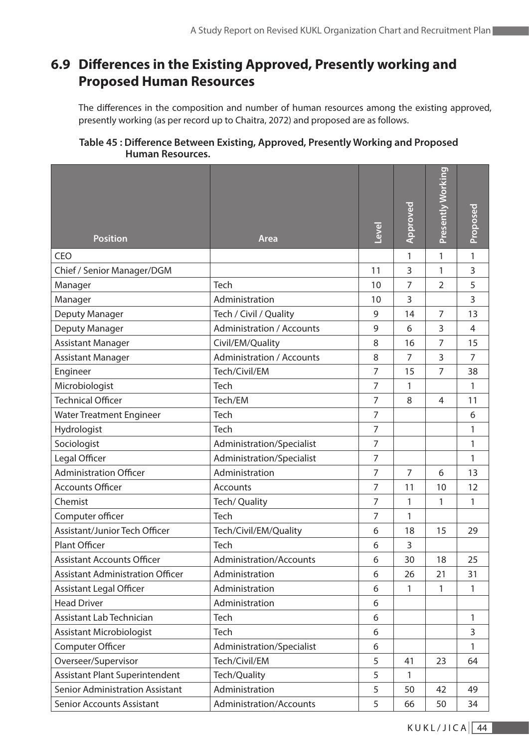## 6.9 Differences in the Existing Approved, Presently working and Proposed Human Resources

The differences in the composition and number of human resources among the existing approved, presently working (as per record up to Chaitra, 2072) and proposed are as follows.

**Table 45 : Difference Between Existing, Approved, Presently Working and Proposed Human Resources.**

| Position | Area | Level | Approved | Presently Working | Proposed |
|---|---|---|---|---|---|
| CEO | | | 1 | 1 | 1 |
| Chief / Senior Manager/DGM | | 11 | 3 | 1 | 3 |
| Manager | Tech | 10 | 7 | 2 | 5 |
| Manager | Administration | 10 | 3 | | 3 |
| Deputy Manager | Tech / Civil / Quality | 9 | 14 | 7 | 13 |
| Deputy Manager | Administration / Accounts | 9 | 6 | 3 | 4 |
| Assistant Manager | Civil/EM/Quality | 8 | 16 | 7 | 15 |
| Assistant Manager | Administration / Accounts | 8 | 7 | 3 | 7 |
| Engineer | Tech/Civil/EM | 7 | 15 | 7 | 38 |
| Microbiologist | Tech | 7 | 1 | | 1 |
| Technical Officer | Tech/EM | 7 | 8 | 4 | 11 |
| Water Treatment Engineer | Tech | 7 | | | 6 |
| Hydrologist | Tech | 7 | | | 1 |
| Sociologist | Administration/Specialist | 7 | | | 1 |
| Legal Officer | Administration/Specialist | 7 | | | 1 |
| Administration Officer | Administration | 7 | 7 | 6 | 13 |
| Accounts Officer | Accounts | 7 | 11 | 10 | 12 |
| Chemist | Tech/ Quality | 7 | 1 | 1 | 1 |
| Computer officer | Tech | 7 | 1 | | |
| Assistant/Junior Tech Officer | Tech/Civil/EM/Quality | 6 | 18 | 15 | 29 |
| Plant Officer | Tech | 6 | 3 | | |
| Assistant Accounts Officer | Administration/Accounts | 6 | 30 | 18 | 25 |
| Assistant Administration Officer | Administration | 6 | 26 | 21 | 31 |
| Assistant Legal Officer | Administration | 6 | 1 | 1 | 1 |
| Head Driver | Administration | 6 | | | |
| Assistant Lab Technician | Tech | 6 | | | 1 |
| Assistant Microbiologist | Tech | 6 | | | 3 |
| Computer Officer | Administration/Specialist | 6 | | | 1 |
| Overseer/Supervisor | Tech/Civil/EM | 5 | 41 | 23 | 64 |
| Assistant Plant Superintendent | Tech/Quality | 5 | 1 | | |
| Senior Administration Assistant | Administration | 5 | 50 | 42 | 49 |
| Senior Accounts Assistant | Administration/Accounts | 5 | 66 | 50 | 34 |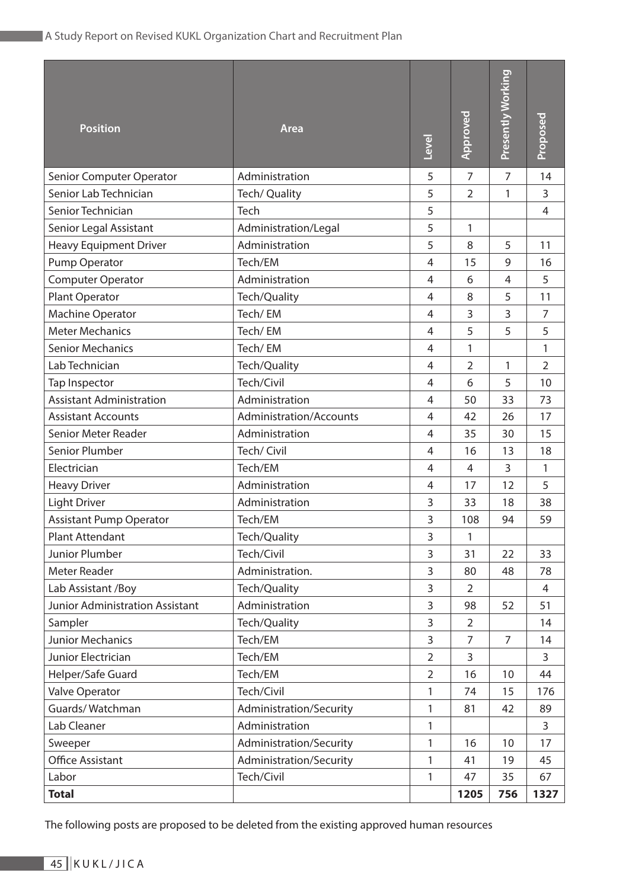| Position | Area | Level | Approved | Presently Working | Proposed |
|---|---|---|---|---|---|
| Senior Computer Operator | Administration | 5 | 7 | 7 | 14 |
| Senior Lab Technician | Tech/ Quality | 5 | 2 | 1 | 3 |
| Senior Technician | Tech | 5 | | | 4 |
| Senior Legal Assistant | Administration/Legal | 5 | 1 | | |
| Heavy Equipment Driver | Administration | 5 | 8 | 5 | 11 |
| Pump Operator | Tech/EM | 4 | 15 | 9 | 16 |
| Computer Operator | Administration | 4 | 6 | 4 | 5 |
| Plant Operator | Tech/Quality | 4 | 8 | 5 | 11 |
| Machine Operator | Tech/ EM | 4 | 3 | 3 | 7 |
| Meter Mechanics | Tech/ EM | 4 | 5 | 5 | 5 |
| Senior Mechanics | Tech/ EM | 4 | 1 | | 1 |
| Lab Technician | Tech/Quality | 4 | 2 | 1 | 2 |
| Tap Inspector | Tech/Civil | 4 | 6 | 5 | 10 |
| Assistant Administration | Administration | 4 | 50 | 33 | 73 |
| Assistant Accounts | Administration/Accounts | 4 | 42 | 26 | 17 |
| Senior Meter Reader | Administration | 4 | 35 | 30 | 15 |
| Senior Plumber | Tech/ Civil | 4 | 16 | 13 | 18 |
| Electrician | Tech/EM | 4 | 4 | 3 | 1 |
| Heavy Driver | Administration | 4 | 17 | 12 | 5 |
| Light Driver | Administration | 3 | 33 | 18 | 38 |
| Assistant Pump Operator | Tech/EM | 3 | 108 | 94 | 59 |
| Plant Attendant | Tech/Quality | 3 | 1 | | |
| Junior Plumber | Tech/Civil | 3 | 31 | 22 | 33 |
| Meter Reader | Administration. | 3 | 80 | 48 | 78 |
| Lab Assistant /Boy | Tech/Quality | 3 | 2 | | 4 |
| Junior Administration Assistant | Administration | 3 | 98 | 52 | 51 |
| Sampler | Tech/Quality | 3 | 2 | | 14 |
| Junior Mechanics | Tech/EM | 3 | 7 | 7 | 14 |
| Junior Electrician | Tech/EM | 2 | 3 | | 3 |
| Helper/Safe Guard | Tech/EM | 2 | 16 | 10 | 44 |
| Valve Operator | Tech/Civil | 1 | 74 | 15 | 176 |
| Guards/ Watchman | Administration/Security | 1 | 81 | 42 | 89 |
| Lab Cleaner | Administration | 1 | | | 3 |
| Sweeper | Administration/Security | 1 | 16 | 10 | 17 |
| Office Assistant | Administration/Security | 1 | 41 | 19 | 45 |
| Labor | Tech/Civil | 1 | 47 | 35 | 67 |
| **Total** | | | **1205** | **756** | **1327** |

The following posts are proposed to be deleted from the existing approved human resources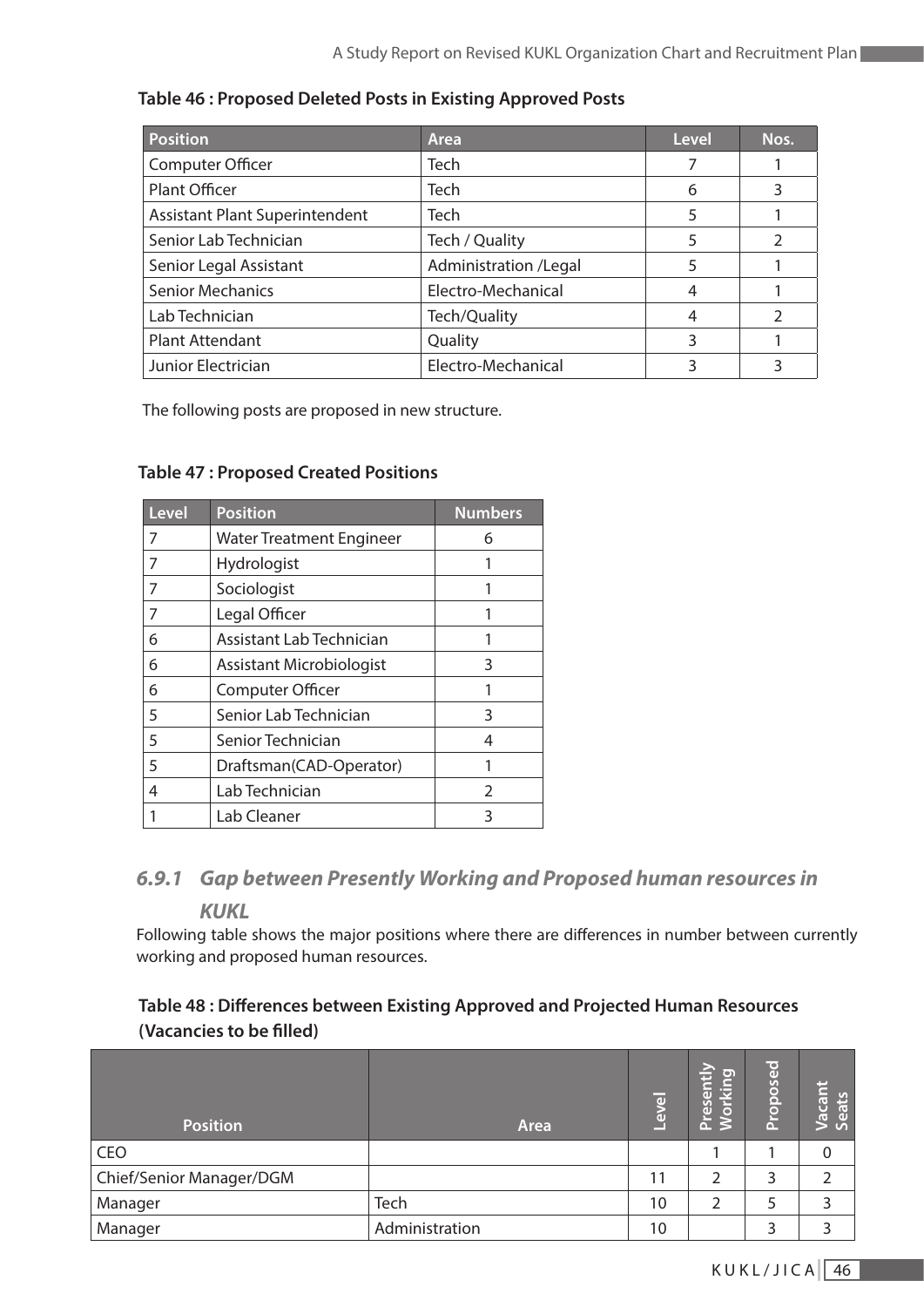**Table 46 : Proposed Deleted Posts in Existing Approved Posts**

| Position | Area | Level | Nos. |
|---|---|---|---|
| Computer Officer | Tech | 7 | 1 |
| Plant Officer | Tech | 6 | 3 |
| Assistant Plant Superintendent | Tech | 5 | 1 |
| Senior Lab Technician | Tech / Quality | 5 | 2 |
| Senior Legal Assistant | Administration /Legal | 5 | 1 |
| Senior Mechanics | Electro-Mechanical | 4 | 1 |
| Lab Technician | Tech/Quality | 4 | 2 |
| Plant Attendant | Quality | 3 | 1 |
| Junior Electrician | Electro-Mechanical | 3 | 3 |

The following posts are proposed in new structure.

**Table 47 : Proposed Created Positions**

| Level | Position | Numbers |
|---|---|---|
| 7 | Water Treatment Engineer | 6 |
| 7 | Hydrologist | 1 |
| 7 | Sociologist | 1 |
| 7 | Legal Officer | 1 |
| 6 | Assistant Lab Technician | 1 |
| 6 | Assistant Microbiologist | 3 |
| 6 | Computer Officer | 1 |
| 5 | Senior Lab Technician | 3 |
| 5 | Senior Technician | 4 |
| 5 | Draftsman(CAD-Operator) | 1 |
| 4 | Lab Technician | 2 |
| 1 | Lab Cleaner | 3 |

### *6.9.1 Gap between Presently Working and Proposed human resources in KUKL*

Following table shows the major positions where there are differences in number between currently working and proposed human resources.

**Table 48 : Differences between Existing Approved and Projected Human Resources (Vacancies to be filled)**

| Position | Area | Level | Presently Working | Proposed | Vacant Seats |
|---|---|---|---|---|---|
| CEO | | | 1 | 1 | 0 |
| Chief/Senior Manager/DGM | | 11 | 2 | 3 | 2 |
| Manager | Tech | 10 | 2 | 5 | 3 |
| Manager | Administration | 10 | | 3 | 3 |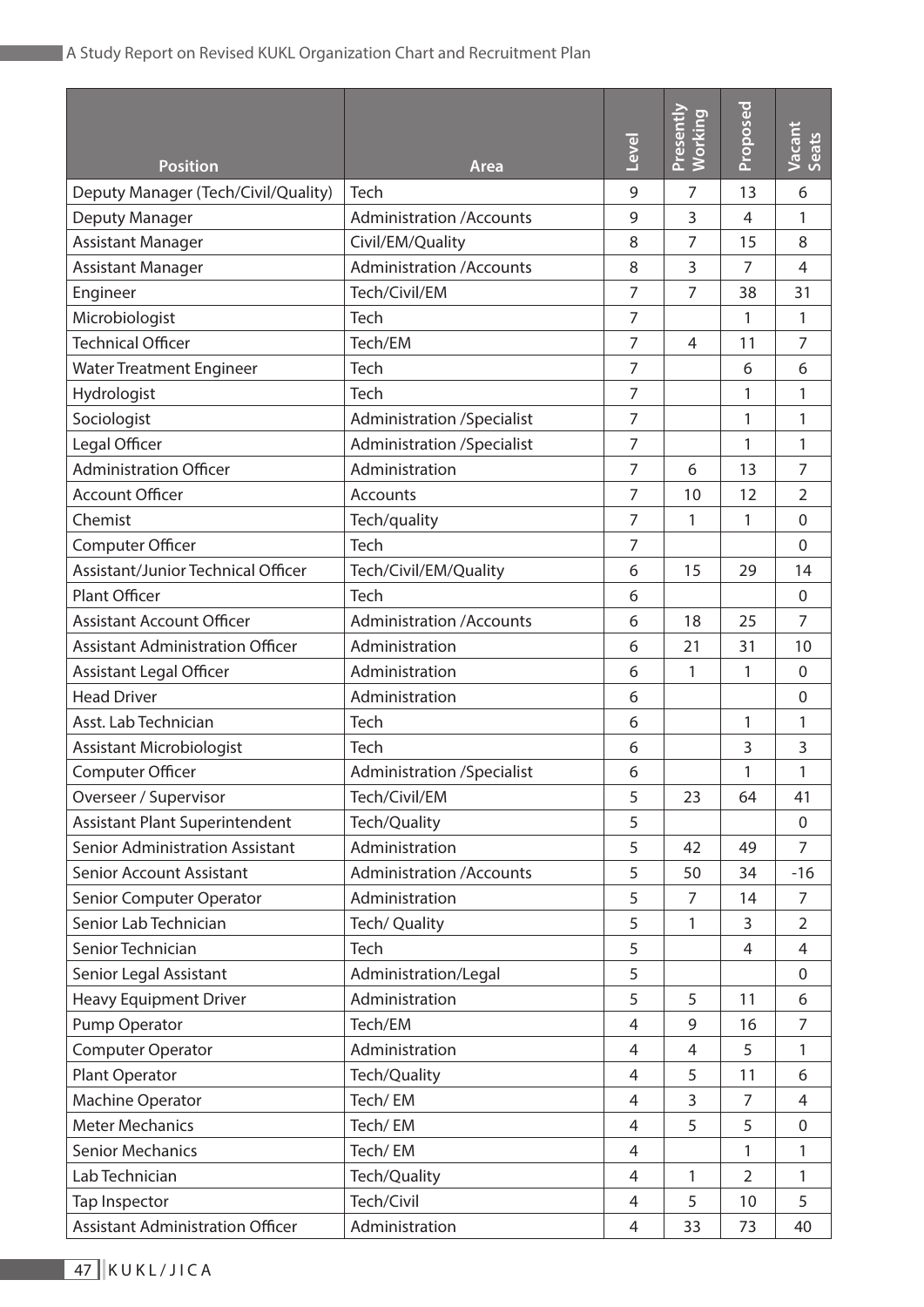| Position | Area | Level | Presently Working | Proposed | Vacant Seats |
|---|---|---|---|---|---|
| Deputy Manager (Tech/Civil/Quality) | Tech | 9 | 7 | 13 | 6 |
| Deputy Manager | Administration /Accounts | 9 | 3 | 4 | 1 |
| Assistant Manager | Civil/EM/Quality | 8 | 7 | 15 | 8 |
| Assistant Manager | Administration /Accounts | 8 | 3 | 7 | 4 |
| Engineer | Tech/Civil/EM | 7 | 7 | 38 | 31 |
| Microbiologist | Tech | 7 | | 1 | 1 |
| Technical Officer | Tech/EM | 7 | 4 | 11 | 7 |
| Water Treatment Engineer | Tech | 7 | | 6 | 6 |
| Hydrologist | Tech | 7 | | 1 | 1 |
| Sociologist | Administration /Specialist | 7 | | 1 | 1 |
| Legal Officer | Administration /Specialist | 7 | | 1 | 1 |
| Administration Officer | Administration | 7 | 6 | 13 | 7 |
| Account Officer | Accounts | 7 | 10 | 12 | 2 |
| Chemist | Tech/quality | 7 | 1 | 1 | 0 |
| Computer Officer | Tech | 7 | | | 0 |
| Assistant/Junior Technical Officer | Tech/Civil/EM/Quality | 6 | 15 | 29 | 14 |
| Plant Officer | Tech | 6 | | | 0 |
| Assistant Account Officer | Administration /Accounts | 6 | 18 | 25 | 7 |
| Assistant Administration Officer | Administration | 6 | 21 | 31 | 10 |
| Assistant Legal Officer | Administration | 6 | 1 | 1 | 0 |
| Head Driver | Administration | 6 | | | 0 |
| Asst. Lab Technician | Tech | 6 | | 1 | 1 |
| Assistant Microbiologist | Tech | 6 | | 3 | 3 |
| Computer Officer | Administration /Specialist | 6 | | 1 | 1 |
| Overseer / Supervisor | Tech/Civil/EM | 5 | 23 | 64 | 41 |
| Assistant Plant Superintendent | Tech/Quality | 5 | | | 0 |
| Senior Administration Assistant | Administration | 5 | 42 | 49 | 7 |
| Senior Account Assistant | Administration /Accounts | 5 | 50 | 34 | -16 |
| Senior Computer Operator | Administration | 5 | 7 | 14 | 7 |
| Senior Lab Technician | Tech/ Quality | 5 | 1 | 3 | 2 |
| Senior Technician | Tech | 5 | | 4 | 4 |
| Senior Legal Assistant | Administration/Legal | 5 | | | 0 |
| Heavy Equipment Driver | Administration | 5 | 5 | 11 | 6 |
| Pump Operator | Tech/EM | 4 | 9 | 16 | 7 |
| Computer Operator | Administration | 4 | 4 | 5 | 1 |
| Plant Operator | Tech/Quality | 4 | 5 | 11 | 6 |
| Machine Operator | Tech/ EM | 4 | 3 | 7 | 4 |
| Meter Mechanics | Tech/ EM | 4 | 5 | 5 | 0 |
| Senior Mechanics | Tech/ EM | 4 | | 1 | 1 |
| Lab Technician | Tech/Quality | 4 | 1 | 2 | 1 |
| Tap Inspector | Tech/Civil | 4 | 5 | 10 | 5 |
| Assistant Administration Officer | Administration | 4 | 33 | 73 | 40 |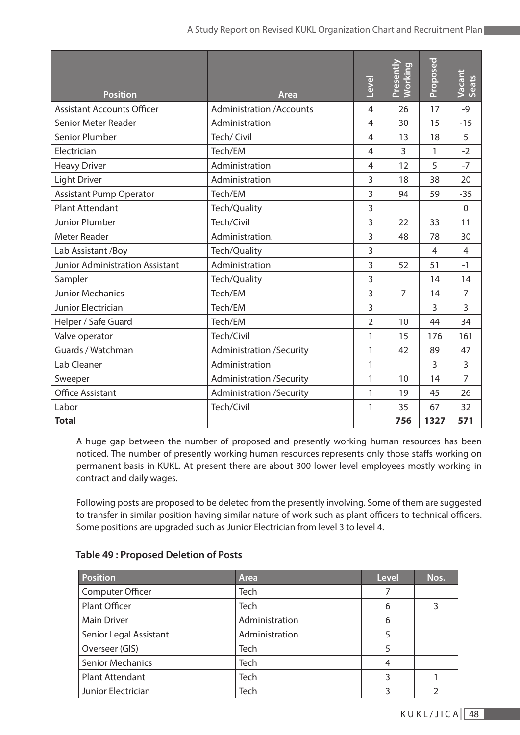| Position | Area | Level | Presently Working | Proposed | Vacant Seats |
|---|---|---|---|---|---|
| Assistant Accounts Officer | Administration /Accounts | 4 | 26 | 17 | -9 |
| Senior Meter Reader | Administration | 4 | 30 | 15 | -15 |
| Senior Plumber | Tech/ Civil | 4 | 13 | 18 | 5 |
| Electrician | Tech/EM | 4 | 3 | 1 | -2 |
| Heavy Driver | Administration | 4 | 12 | 5 | -7 |
| Light Driver | Administration | 3 | 18 | 38 | 20 |
| Assistant Pump Operator | Tech/EM | 3 | 94 | 59 | -35 |
| Plant Attendant | Tech/Quality | 3 | | | 0 |
| Junior Plumber | Tech/Civil | 3 | 22 | 33 | 11 |
| Meter Reader | Administration. | 3 | 48 | 78 | 30 |
| Lab Assistant /Boy | Tech/Quality | 3 | | 4 | 4 |
| Junior Administration Assistant | Administration | 3 | 52 | 51 | -1 |
| Sampler | Tech/Quality | 3 | | 14 | 14 |
| Junior Mechanics | Tech/EM | 3 | 7 | 14 | 7 |
| Junior Electrician | Tech/EM | 3 | | 3 | 3 |
| Helper / Safe Guard | Tech/EM | 2 | 10 | 44 | 34 |
| Valve operator | Tech/Civil | 1 | 15 | 176 | 161 |
| Guards / Watchman | Administration /Security | 1 | 42 | 89 | 47 |
| Lab Cleaner | Administration | 1 | | 3 | 3 |
| Sweeper | Administration /Security | 1 | 10 | 14 | 7 |
| Office Assistant | Administration /Security | 1 | 19 | 45 | 26 |
| Labor | Tech/Civil | 1 | 35 | 67 | 32 |
| **Total** | | | **756** | **1327** | **571** |

A huge gap between the number of proposed and presently working human resources has been noticed. The number of presently working human resources represents only those staffs working on permanent basis in KUKL. At present there are about 300 lower level employees mostly working in contract and daily wages.

Following posts are proposed to be deleted from the presently involving. Some of them are suggested to transfer in similar position having similar nature of work such as plant officers to technical officers. Some positions are upgraded such as Junior Electrician from level 3 to level 4.

**Table 49 : Proposed Deletion of Posts**

| Position | Area | Level | Nos. |
|---|---|---|---|
| Computer Officer | Tech | 7 | |
| Plant Officer | Tech | 6 | 3 |
| Main Driver | Administration | 6 | |
| Senior Legal Assistant | Administration | 5 | |
| Overseer (GIS) | Tech | 5 | |
| Senior Mechanics | Tech | 4 | |
| Plant Attendant | Tech | 3 | 1 |
| Junior Electrician | Tech | 3 | 2 |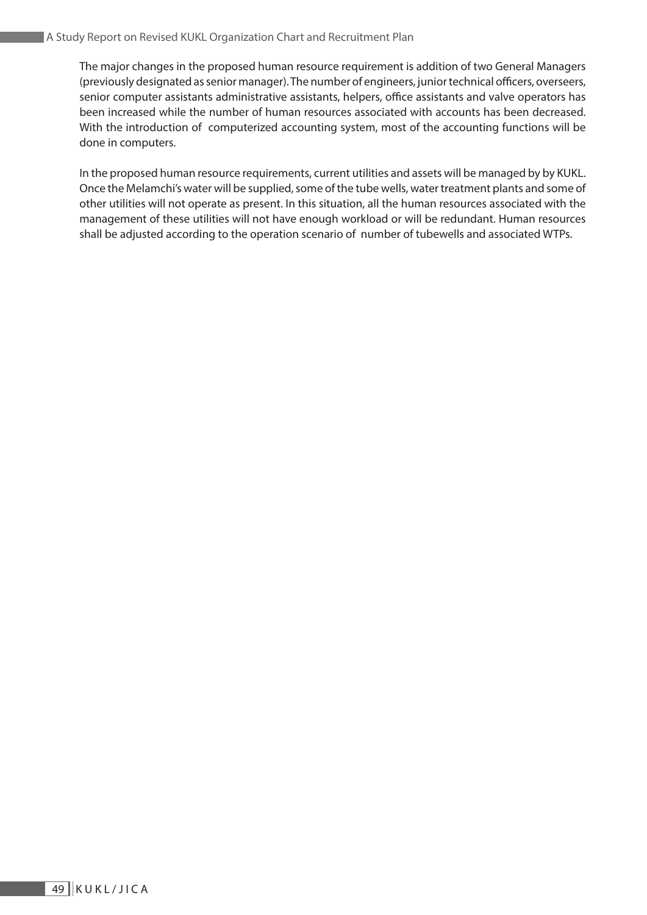The major changes in the proposed human resource requirement is addition of two General Managers (previously designated as senior manager). The number of engineers, junior technical officers, overseers, senior computer assistants administrative assistants, helpers, office assistants and valve operators has been increased while the number of human resources associated with accounts has been decreased. With the introduction of computerized accounting system, most of the accounting functions will be done in computers.

In the proposed human resource requirements, current utilities and assets will be managed by by KUKL. Once the Melamchi's water will be supplied, some of the tube wells, water treatment plants and some of other utilities will not operate as present. In this situation, all the human resources associated with the management of these utilities will not have enough workload or will be redundant. Human resources shall be adjusted according to the operation scenario of number of tubewells and associated WTPs.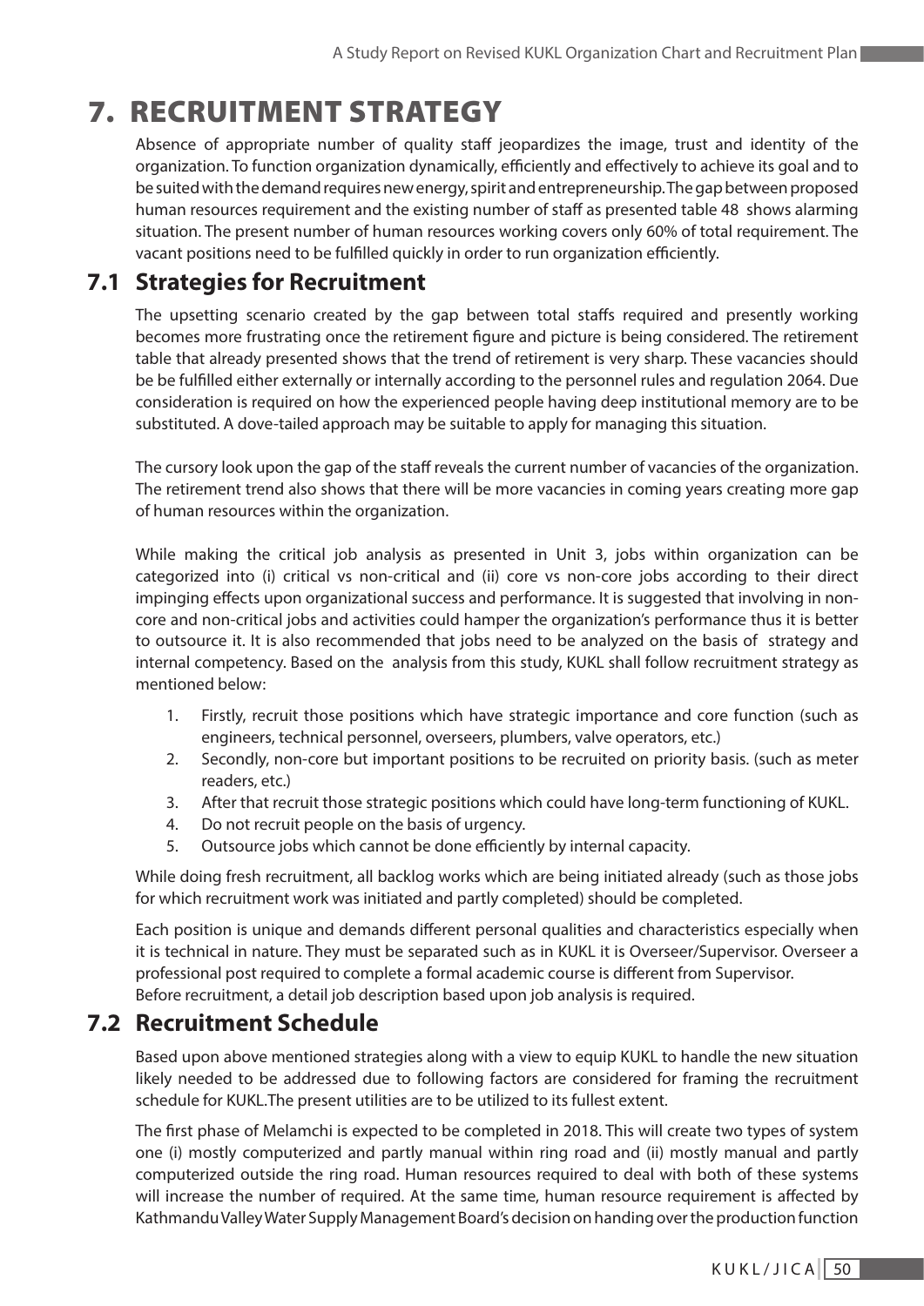# 7. RECRUITMENT STRATEGY

Absence of appropriate number of quality staff jeopardizes the image, trust and identity of the organization. To function organization dynamically, efficiently and effectively to achieve its goal and to be suited with the demand requires new energy, spirit and entrepreneurship. The gap between proposed human resources requirement and the existing number of staff as presented table 48 shows alarming situation. The present number of human resources working covers only 60% of total requirement. The vacant positions need to be fulfilled quickly in order to run organization efficiently.

## 7.1 Strategies for Recruitment

The upsetting scenario created by the gap between total staffs required and presently working becomes more frustrating once the retirement figure and picture is being considered. The retirement table that already presented shows that the trend of retirement is very sharp. These vacancies should be be fulfilled either externally or internally according to the personnel rules and regulation 2064. Due consideration is required on how the experienced people having deep institutional memory are to be substituted. A dove-tailed approach may be suitable to apply for managing this situation.

The cursory look upon the gap of the staff reveals the current number of vacancies of the organization. The retirement trend also shows that there will be more vacancies in coming years creating more gap of human resources within the organization.

While making the critical job analysis as presented in Unit 3, jobs within organization can be categorized into (i) critical vs non-critical and (ii) core vs non-core jobs according to their direct impinging effects upon organizational success and performance. It is suggested that involving in non-core and non-critical jobs and activities could hamper the organization's performance thus it is better to outsource it. It is also recommended that jobs need to be analyzed on the basis of strategy and internal competency. Based on the analysis from this study, KUKL shall follow recruitment strategy as mentioned below:

1. Firstly, recruit those positions which have strategic importance and core function (such as engineers, technical personnel, overseers, plumbers, valve operators, etc.)
2. Secondly, non-core but important positions to be recruited on priority basis. (such as meter readers, etc.)
3. After that recruit those strategic positions which could have long-term functioning of KUKL.
4. Do not recruit people on the basis of urgency.
5. Outsource jobs which cannot be done efficiently by internal capacity.

While doing fresh recruitment, all backlog works which are being initiated already (such as those jobs for which recruitment work was initiated and partly completed) should be completed.

Each position is unique and demands different personal qualities and characteristics especially when it is technical in nature. They must be separated such as in KUKL it is Overseer/Supervisor. Overseer a professional post required to complete a formal academic course is different from Supervisor.
Before recruitment, a detail job description based upon job analysis is required.

## 7.2 Recruitment Schedule

Based upon above mentioned strategies along with a view to equip KUKL to handle the new situation likely needed to be addressed due to following factors are considered for framing the recruitment schedule for KUKL.The present utilities are to be utilized to its fullest extent.

The first phase of Melamchi is expected to be completed in 2018. This will create two types of system one (i) mostly computerized and partly manual within ring road and (ii) mostly manual and partly computerized outside the ring road. Human resources required to deal with both of these systems will increase the number of required. At the same time, human resource requirement is affected by Kathmandu Valley Water Supply Management Board's decision on handing over the production function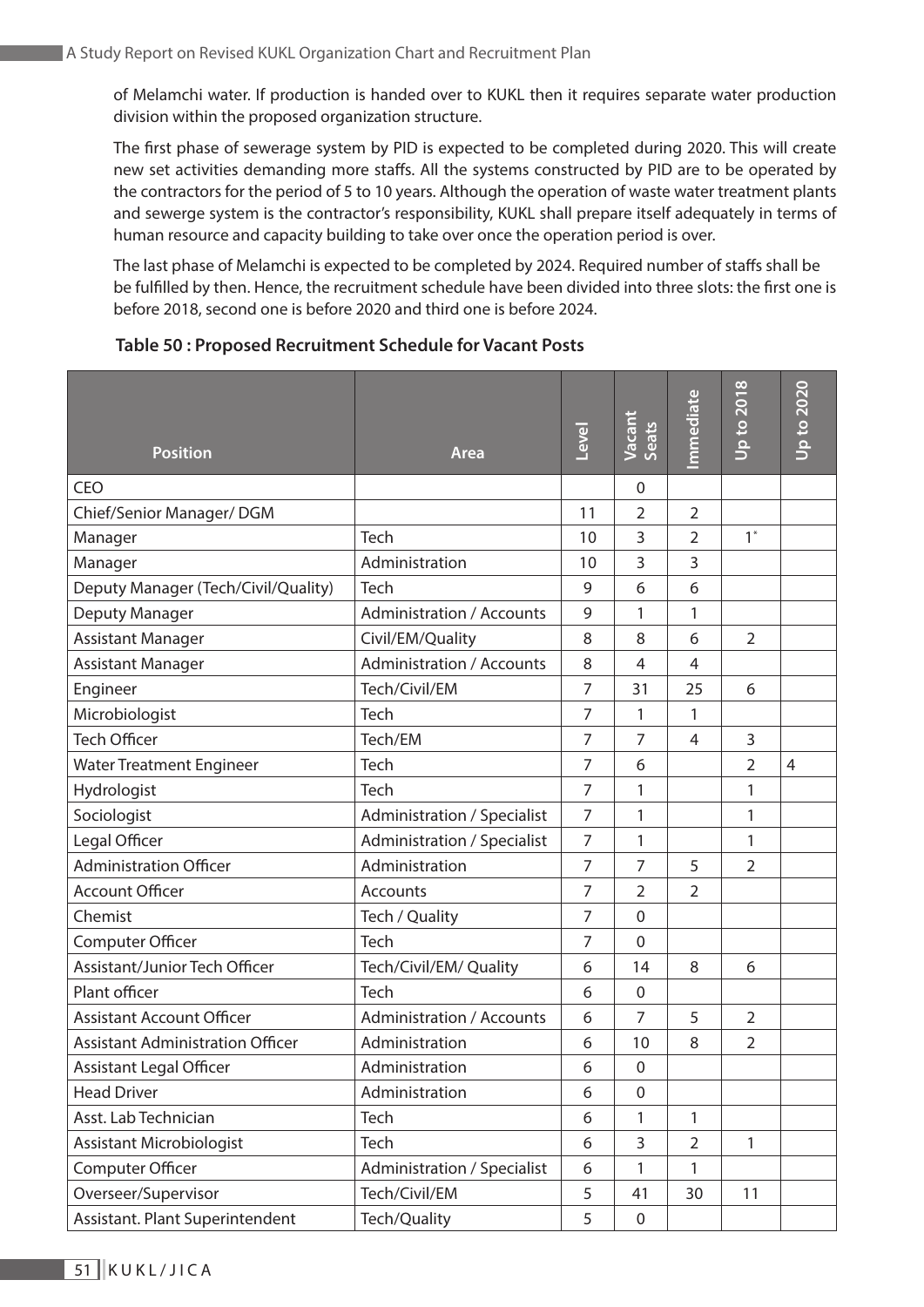of Melamchi water. If production is handed over to KUKL then it requires separate water production division within the proposed organization structure.

The first phase of sewerage system by PID is expected to be completed during 2020. This will create new set activities demanding more staffs. All the systems constructed by PID are to be operated by the contractors for the period of 5 to 10 years. Although the operation of waste water treatment plants and sewerge system is the contractor's responsibility, KUKL shall prepare itself adequately in terms of human resource and capacity building to take over once the operation period is over.

The last phase of Melamchi is expected to be completed by 2024. Required number of staffs shall be be fulfilled by then. Hence, the recruitment schedule have been divided into three slots: the first one is before 2018, second one is before 2020 and third one is before 2024.

**Table 50 : Proposed Recruitment Schedule for Vacant Posts**

| Position | Area | Level | Vacant Seats | Immediate | Up to 2018 | Up to 2020 |
|---|---|---|---|---|---|---|
| CEO | | | 0 | | | |
| Chief/Senior Manager/ DGM | | 11 | 2 | 2 | | |
| Manager | Tech | 10 | 3 | 2 | 1* | |
| Manager | Administration | 10 | 3 | 3 | | |
| Deputy Manager (Tech/Civil/Quality) | Tech | 9 | 6 | 6 | | |
| Deputy Manager | Administration / Accounts | 9 | 1 | 1 | | |
| Assistant Manager | Civil/EM/Quality | 8 | 8 | 6 | 2 | |
| Assistant Manager | Administration / Accounts | 8 | 4 | 4 | | |
| Engineer | Tech/Civil/EM | 7 | 31 | 25 | 6 | |
| Microbiologist | Tech | 7 | 1 | 1 | | |
| Tech Officer | Tech/EM | 7 | 7 | 4 | 3 | |
| Water Treatment Engineer | Tech | 7 | 6 | | 2 | 4 |
| Hydrologist | Tech | 7 | 1 | | 1 | |
| Sociologist | Administration / Specialist | 7 | 1 | | 1 | |
| Legal Officer | Administration / Specialist | 7 | 1 | | 1 | |
| Administration Officer | Administration | 7 | 7 | 5 | 2 | |
| Account Officer | Accounts | 7 | 2 | 2 | | |
| Chemist | Tech / Quality | 7 | 0 | | | |
| Computer Officer | Tech | 7 | 0 | | | |
| Assistant/Junior Tech Officer | Tech/Civil/EM/ Quality | 6 | 14 | 8 | 6 | |
| Plant officer | Tech | 6 | 0 | | | |
| Assistant Account Officer | Administration / Accounts | 6 | 7 | 5 | 2 | |
| Assistant Administration Officer | Administration | 6 | 10 | 8 | 2 | |
| Assistant Legal Officer | Administration | 6 | 0 | | | |
| Head Driver | Administration | 6 | 0 | | | |
| Asst. Lab Technician | Tech | 6 | 1 | 1 | | |
| Assistant Microbiologist | Tech | 6 | 3 | 2 | 1 | |
| Computer Officer | Administration / Specialist | 6 | 1 | 1 | | |
| Overseer/Supervisor | Tech/Civil/EM | 5 | 41 | 30 | 11 | |
| Assistant. Plant Superintendent | Tech/Quality | 5 | 0 | | | |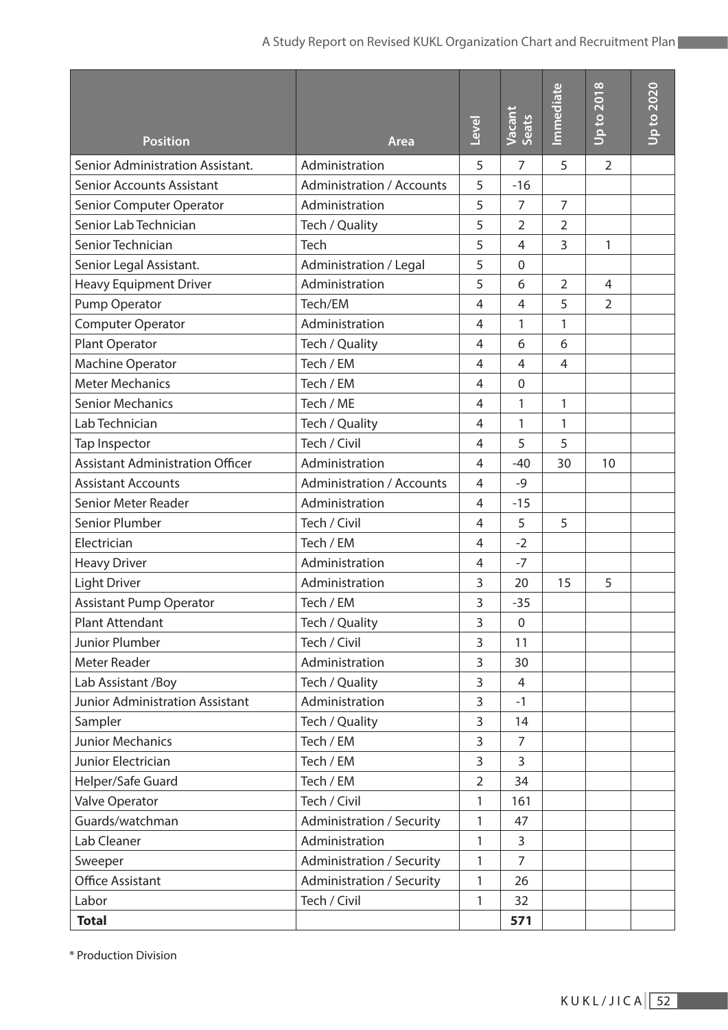| Position | Area | Level | Vacant Seats | Immediate | Up to 2018 | Up to 2020 |
|---|---|---|---|---|---|---|
| Senior Administration Assistant. | Administration | 5 | 7 | 5 | 2 | |
| Senior Accounts Assistant | Administration / Accounts | 5 | -16 | | | |
| Senior Computer Operator | Administration | 5 | 7 | 7 | | |
| Senior Lab Technician | Tech / Quality | 5 | 2 | 2 | | |
| Senior Technician | Tech | 5 | 4 | 3 | 1 | |
| Senior Legal Assistant. | Administration / Legal | 5 | 0 | | | |
| Heavy Equipment Driver | Administration | 5 | 6 | 2 | 4 | |
| Pump Operator | Tech/EM | 4 | 4 | 5 | 2 | |
| Computer Operator | Administration | 4 | 1 | 1 | | |
| Plant Operator | Tech / Quality | 4 | 6 | 6 | | |
| Machine Operator | Tech / EM | 4 | 4 | 4 | | |
| Meter Mechanics | Tech / EM | 4 | 0 | | | |
| Senior Mechanics | Tech / ME | 4 | 1 | 1 | | |
| Lab Technician | Tech / Quality | 4 | 1 | 1 | | |
| Tap Inspector | Tech / Civil | 4 | 5 | 5 | | |
| Assistant Administration Officer | Administration | 4 | -40 | 30 | 10 | |
| Assistant Accounts | Administration / Accounts | 4 | -9 | | | |
| Senior Meter Reader | Administration | 4 | -15 | | | |
| Senior Plumber | Tech / Civil | 4 | 5 | 5 | | |
| Electrician | Tech / EM | 4 | -2 | | | |
| Heavy Driver | Administration | 4 | -7 | | | |
| Light Driver | Administration | 3 | 20 | 15 | 5 | |
| Assistant Pump Operator | Tech / EM | 3 | -35 | | | |
| Plant Attendant | Tech / Quality | 3 | 0 | | | |
| Junior Plumber | Tech / Civil | 3 | 11 | | | |
| Meter Reader | Administration | 3 | 30 | | | |
| Lab Assistant /Boy | Tech / Quality | 3 | 4 | | | |
| Junior Administration Assistant | Administration | 3 | -1 | | | |
| Sampler | Tech / Quality | 3 | 14 | | | |
| Junior Mechanics | Tech / EM | 3 | 7 | | | |
| Junior Electrician | Tech / EM | 3 | 3 | | | |
| Helper/Safe Guard | Tech / EM | 2 | 34 | | | |
| Valve Operator | Tech / Civil | 1 | 161 | | | |
| Guards/watchman | Administration / Security | 1 | 47 | | | |
| Lab Cleaner | Administration | 1 | 3 | | | |
| Sweeper | Administration / Security | 1 | 7 | | | |
| Office Assistant | Administration / Security | 1 | 26 | | | |
| Labor | Tech / Civil | 1 | 32 | | | |
| **Total** | | | **571** | | | |

* Production Division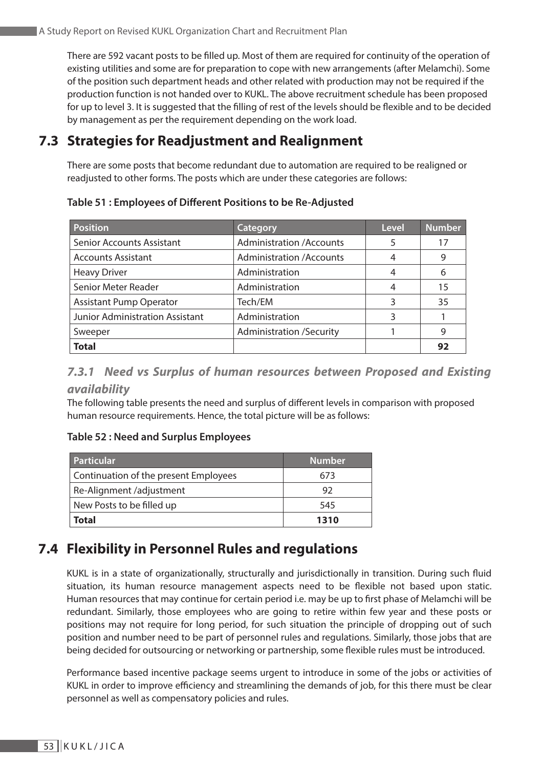There are 592 vacant posts to be filled up. Most of them are required for continuity of the operation of existing utilities and some are for preparation to cope with new arrangements (after Melamchi). Some of the position such department heads and other related with production may not be required if the production function is not handed over to KUKL. The above recruitment schedule has been proposed for up to level 3. It is suggested that the filling of rest of the levels should be flexible and to be decided by management as per the requirement depending on the work load.

## 7.3 Strategies for Readjustment and Realignment

There are some posts that become redundant due to automation are required to be realigned or readjusted to other forms. The posts which are under these categories are follows:

**Table 51 : Employees of Different Positions to be Re-Adjusted**

| Position | Category | Level | Number |
|---|---|---|---|
| Senior Accounts Assistant | Administration /Accounts | 5 | 17 |
| Accounts Assistant | Administration /Accounts | 4 | 9 |
| Heavy Driver | Administration | 4 | 6 |
| Senior Meter Reader | Administration | 4 | 15 |
| Assistant Pump Operator | Tech/EM | 3 | 35 |
| Junior Administration Assistant | Administration | 3 | 1 |
| Sweeper | Administration /Security | 1 | 9 |
| **Total** | | | **92** |

### *7.3.1 Need vs Surplus of human resources between Proposed and Existing availability*

The following table presents the need and surplus of different levels in comparison with proposed human resource requirements. Hence, the total picture will be as follows:

**Table 52 : Need and Surplus Employees**

| Particular | Number |
|---|---|
| Continuation of the present Employees | 673 |
| Re-Alignment /adjustment | 92 |
| New Posts to be filled up | 545 |
| **Total** | **1310** |

## 7.4 Flexibility in Personnel Rules and regulations

KUKL is in a state of organizationally, structurally and jurisdictionally in transition. During such fluid situation, its human resource management aspects need to be flexible not based upon static. Human resources that may continue for certain period i.e. may be up to first phase of Melamchi will be redundant. Similarly, those employees who are going to retire within few year and these posts or positions may not require for long period, for such situation the principle of dropping out of such position and number need to be part of personnel rules and regulations. Similarly, those jobs that are being decided for outsourcing or networking or partnership, some flexible rules must be introduced.

Performance based incentive package seems urgent to introduce in some of the jobs or activities of KUKL in order to improve efficiency and streamlining the demands of job, for this there must be clear personnel as well as compensatory policies and rules.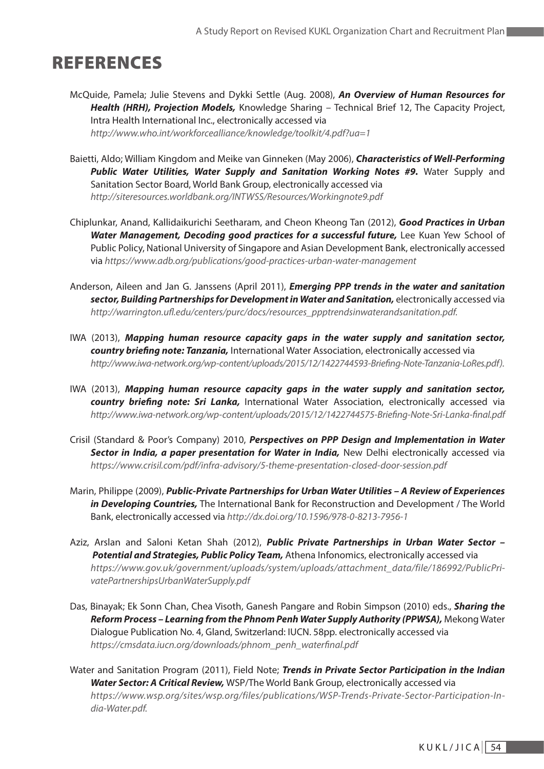# REFERENCES

McQuide, Pamela; Julie Stevens and Dykki Settle (Aug. 2008), ***An Overview of Human Resources for Health (HRH), Projection Models,*** Knowledge Sharing – Technical Brief 12, The Capacity Project, Intra Health International Inc., electronically accessed via *http://www.who.int/workforcealliance/knowledge/toolkit/4.pdf?ua=1*

Baietti, Aldo; William Kingdom and Meike van Ginneken (May 2006), ***Characteristics of Well-Performing Public Water Utilities, Water Supply and Sanitation Working Notes #9.*** Water Supply and Sanitation Sector Board, World Bank Group, electronically accessed via *http://siteresources.worldbank.org/INTWSS/Resources/Workingnote9.pdf*

Chiplunkar, Anand, Kallidaikurichi Seetharam, and Cheon Kheong Tan (2012), ***Good Practices in Urban Water Management, Decoding good practices for a successful future,*** Lee Kuan Yew School of Public Policy, National University of Singapore and Asian Development Bank, electronically accessed via *https://www.adb.org/publications/good-practices-urban-water-management*

Anderson, Aileen and Jan G. Janssens (April 2011), ***Emerging PPP trends in the water and sanitation sector, Building Partnerships for Development in Water and Sanitation,*** electronically accessed via *http://warrington.ufl.edu/centers/purc/docs/resources_ppptrendsinwaterandsanitation.pdf.*

IWA (2013), ***Mapping human resource capacity gaps in the water supply and sanitation sector, country briefing note: Tanzania,*** International Water Association, electronically accessed via *http://www.iwa-network.org/wp-content/uploads/2015/12/1422744593-Briefing-Note-Tanzania-LoRes.pdf).*

IWA (2013), ***Mapping human resource capacity gaps in the water supply and sanitation sector, country briefing note: Sri Lanka,*** International Water Association, electronically accessed via *http://www.iwa-network.org/wp-content/uploads/2015/12/1422744575-Briefing-Note-Sri-Lanka-final.pdf*

Crisil (Standard & Poor's Company) 2010, ***Perspectives on PPP Design and Implementation in Water Sector in India, a paper presentation for Water in India,*** New Delhi electronically accessed via *https://www.crisil.com/pdf/infra-advisory/5-theme-presentation-closed-door-session.pdf*

Marin, Philippe (2009), ***Public-Private Partnerships for Urban Water Utilities – A Review of Experiences in Developing Countries,*** The International Bank for Reconstruction and Development / The World Bank, electronically accessed via *http://dx.doi.org/10.1596/978-0-8213-7956-1*

Aziz, Arslan and Saloni Ketan Shah (2012), ***Public Private Partnerships in Urban Water Sector – Potential and Strategies, Public Policy Team,*** Athena Infonomics, electronically accessed via *https://www.gov.uk/government/uploads/system/uploads/attachment_data/file/186992/PublicPrivatePartnershipsUrbanWaterSupply.pdf*

Das, Binayak; Ek Sonn Chan, Chea Visoth, Ganesh Pangare and Robin Simpson (2010) eds., ***Sharing the Reform Process – Learning from the Phnom Penh Water Supply Authority (PPWSA),*** Mekong Water Dialogue Publication No. 4, Gland, Switzerland: IUCN. 58pp. electronically accessed via *https://cmsdata.iucn.org/downloads/phnom_penh_waterfinal.pdf*

Water and Sanitation Program (2011), Field Note; ***Trends in Private Sector Participation in the Indian Water Sector: A Critical Review,*** WSP/The World Bank Group, electronically accessed via *https://www.wsp.org/sites/wsp.org/files/publications/WSP-Trends-Private-Sector-Participation-India-Water.pdf.*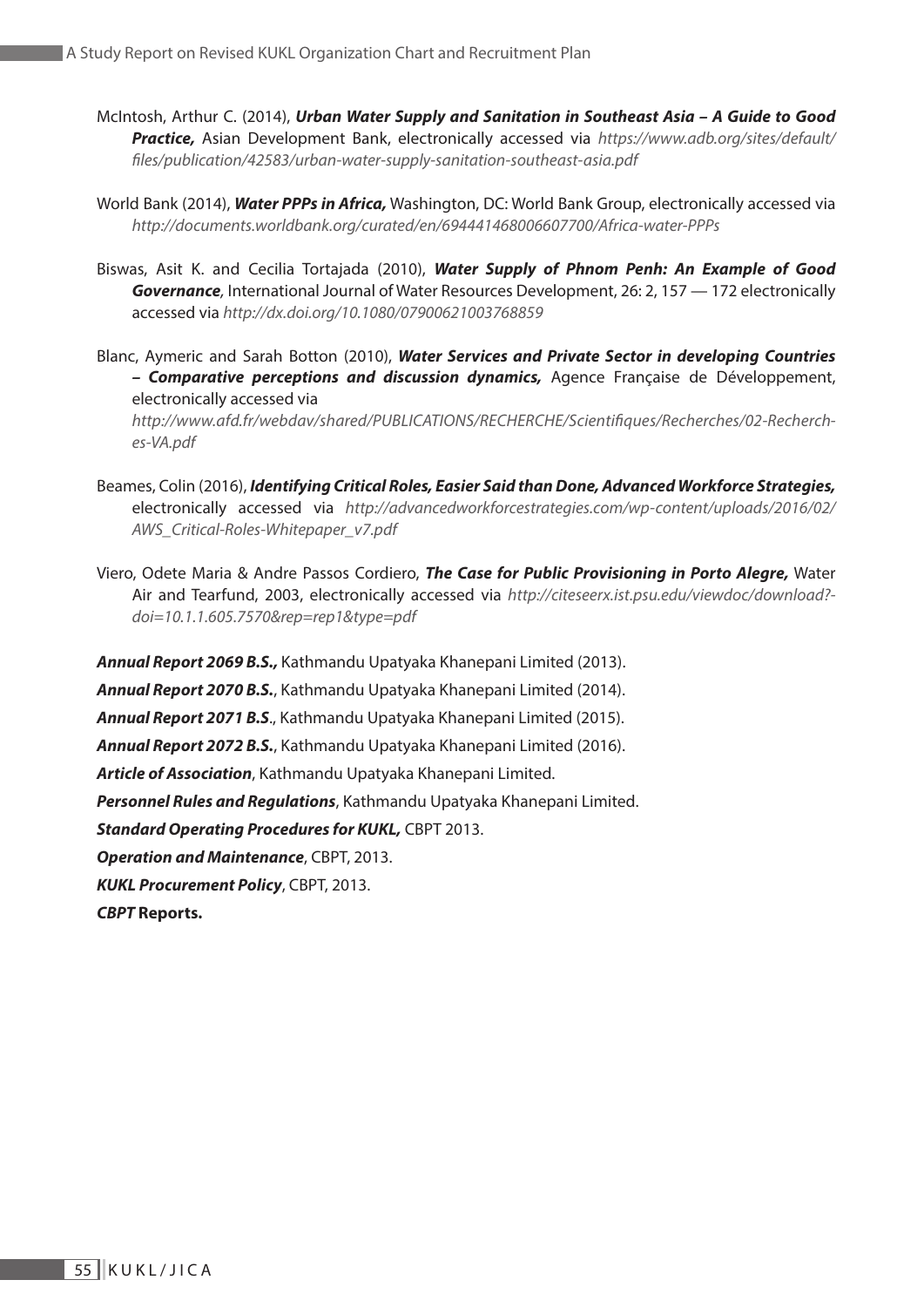McIntosh, Arthur C. (2014), ***Urban Water Supply and Sanitation in Southeast Asia – A Guide to Good Practice,*** Asian Development Bank, electronically accessed via *https://www.adb.org/sites/default/files/publication/42583/urban-water-supply-sanitation-southeast-asia.pdf*

World Bank (2014), ***Water PPPs in Africa,*** Washington, DC: World Bank Group, electronically accessed via *http://documents.worldbank.org/curated/en/694441468006607700/Africa-water-PPPs*

Biswas, Asit K. and Cecilia Tortajada (2010), ***Water Supply of Phnom Penh: An Example of Good Governance***, International Journal of Water Resources Development, 26: 2, 157 — 172 electronically accessed via *http://dx.doi.org/10.1080/07900621003768859*

Blanc, Aymeric and Sarah Botton (2010), ***Water Services and Private Sector in developing Countries – Comparative perceptions and discussion dynamics,*** Agence Française de Développement, electronically accessed via *http://www.afd.fr/webdav/shared/PUBLICATIONS/RECHERCHE/Scientifiques/Recherches/02-Recherches-VA.pdf*

Beames, Colin (2016), ***Identifying Critical Roles, Easier Said than Done, Advanced Workforce Strategies,*** electronically accessed via *http://advancedworkforcestrategies.com/wp-content/uploads/2016/02/AWS_Critical-Roles-Whitepaper_v7.pdf*

Viero, Odete Maria & Andre Passos Cordiero, ***The Case for Public Provisioning in Porto Alegre,*** Water Air and Tearfund, 2003, electronically accessed via *http://citeseerx.ist.psu.edu/viewdoc/download?doi=10.1.1.605.7570&rep=rep1&type=pdf*

***Annual Report 2069 B.S.,*** Kathmandu Upatyaka Khanepani Limited (2013).

***Annual Report 2070 B.S.***, Kathmandu Upatyaka Khanepani Limited (2014).

***Annual Report 2071 B.S***., Kathmandu Upatyaka Khanepani Limited (2015).

***Annual Report 2072 B.S.***, Kathmandu Upatyaka Khanepani Limited (2016).

***Article of Association***, Kathmandu Upatyaka Khanepani Limited.

***Personnel Rules and Regulations***, Kathmandu Upatyaka Khanepani Limited.

***Standard Operating Procedures for KUKL,*** CBPT 2013.

***Operation and Maintenance***, CBPT, 2013.

***KUKL Procurement Policy***, CBPT, 2013.

***CBPT* Reports.**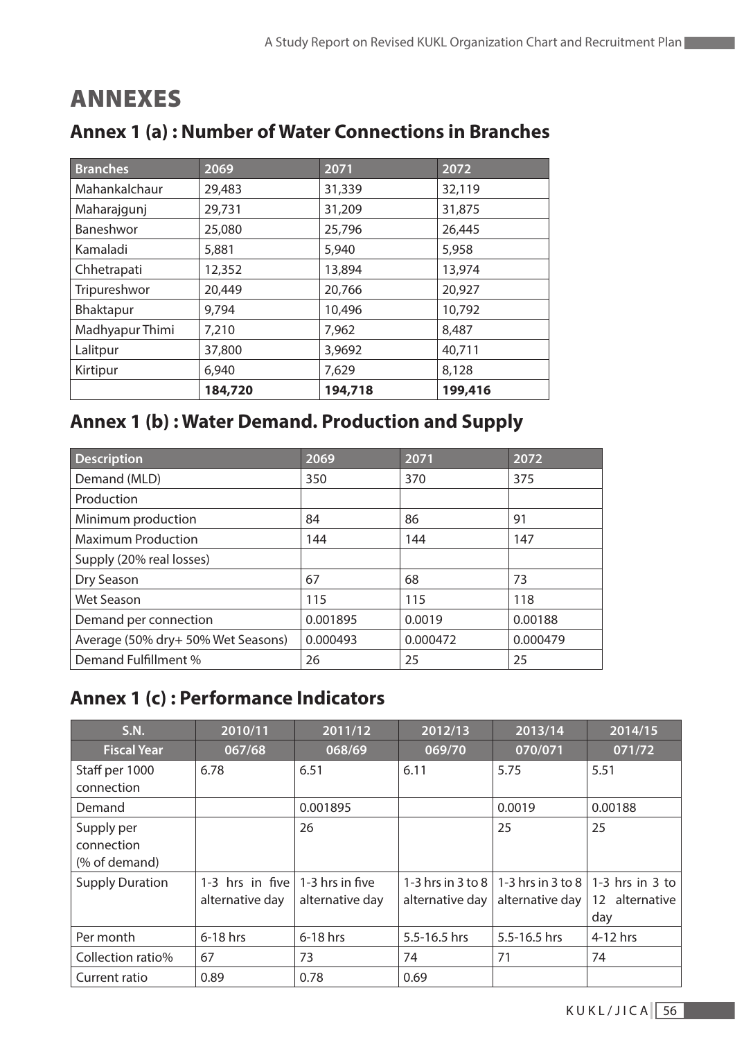# ANNEXES

## Annex 1 (a) : Number of Water Connections in Branches

| Branches | 2069 | 2071 | 2072 |
|---|---|---|---|
| Mahankalchaur | 29,483 | 31,339 | 32,119 |
| Maharajgunj | 29,731 | 31,209 | 31,875 |
| Baneshwor | 25,080 | 25,796 | 26,445 |
| Kamaladi | 5,881 | 5,940 | 5,958 |
| Chhetrapati | 12,352 | 13,894 | 13,974 |
| Tripureshwor | 20,449 | 20,766 | 20,927 |
| Bhaktapur | 9,794 | 10,496 | 10,792 |
| Madhyapur Thimi | 7,210 | 7,962 | 8,487 |
| Lalitpur | 37,800 | 3,9692 | 40,711 |
| Kirtipur | 6,940 | 7,629 | 8,128 |
| | **184,720** | **194,718** | **199,416** |

## Annex 1 (b) : Water Demand. Production and Supply

| Description | 2069 | 2071 | 2072 |
|---|---|---|---|
| Demand (MLD) | 350 | 370 | 375 |
| Production | | | |
| Minimum production | 84 | 86 | 91 |
| Maximum Production | 144 | 144 | 147 |
| Supply (20% real losses) | | | |
| Dry Season | 67 | 68 | 73 |
| Wet Season | 115 | 115 | 118 |
| Demand per connection | 0.001895 | 0.0019 | 0.00188 |
| Average (50% dry+ 50% Wet Seasons) | 0.000493 | 0.000472 | 0.000479 |
| Demand Fulfillment % | 26 | 25 | 25 |

## Annex 1 (c) : Performance Indicators

| S.N. | 2010/11 | 2011/12 | 2012/13 | 2013/14 | 2014/15 |
|---|---|---|---|---|---|
| **Fiscal Year** | **067/68** | **068/69** | **069/70** | **070/071** | **071/72** |
| Staff per 1000 connection | 6.78 | 6.51 | 6.11 | 5.75 | 5.51 |
| Demand | | 0.001895 | | 0.0019 | 0.00188 |
| Supply per connection (% of demand) | | 26 | | 25 | 25 |
| Supply Duration | 1-3 hrs in five alternative day | 1-3 hrs in five alternative day | 1-3 hrs in 3 to 8 alternative day | 1-3 hrs in 3 to 8 alternative day | 1-3 hrs in 3 to 12 alternative day |
| Per month | 6-18 hrs | 6-18 hrs | 5.5-16.5 hrs | 5.5-16.5 hrs | 4-12 hrs |
| Collection ratio% | 67 | 73 | 74 | 71 | 74 |
| Current ratio | 0.89 | 0.78 | 0.69 | | |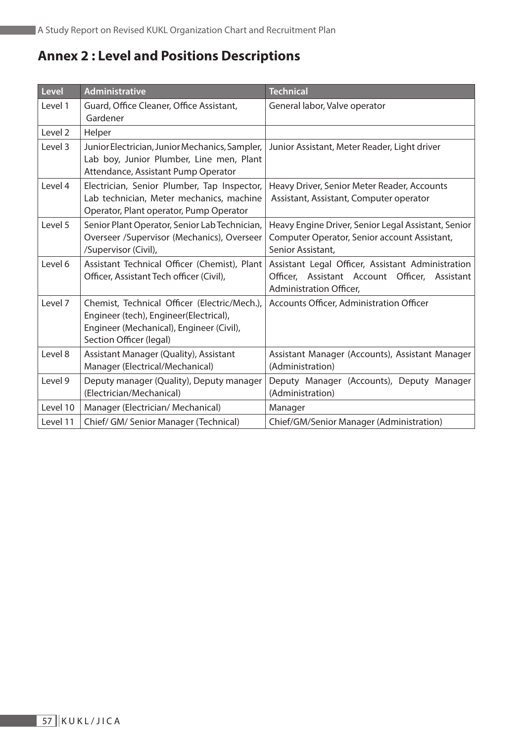## Annex 2 : Level and Positions Descriptions

| Level | Administrative | Technical |
|---|---|---|
| Level 1 | Guard, Office Cleaner, Office Assistant, Gardener | General labor, Valve operator |
| Level 2 | Helper | |
| Level 3 | Junior Electrician, Junior Mechanics, Sampler, Lab boy, Junior Plumber, Line men, Plant Attendance, Assistant Pump Operator | Junior Assistant, Meter Reader, Light driver |
| Level 4 | Electrician, Senior Plumber, Tap Inspector, Lab technician, Meter mechanics, machine Operator, Plant operator, Pump Operator | Heavy Driver, Senior Meter Reader, Accounts Assistant, Assistant, Computer operator |
| Level 5 | Senior Plant Operator, Senior Lab Technician, Overseer /Supervisor (Mechanics), Overseer /Supervisor (Civil), | Heavy Engine Driver, Senior Legal Assistant, Senior Computer Operator, Senior account Assistant, Senior Assistant, |
| Level 6 | Assistant Technical Officer (Chemist), Plant Officer, Assistant Tech officer (Civil), | Assistant Legal Officer, Assistant Administration Officer, Assistant Account Officer, Assistant Administration Officer, |
| Level 7 | Chemist, Technical Officer (Electric/Mech.), Engineer (tech), Engineer(Electrical), Engineer (Mechanical), Engineer (Civil), Section Officer (legal) | Accounts Officer, Administration Officer |
| Level 8 | Assistant Manager (Quality), Assistant Manager (Electrical/Mechanical) | Assistant Manager (Accounts), Assistant Manager (Administration) |
| Level 9 | Deputy manager (Quality), Deputy manager (Electrician/Mechanical) | Deputy Manager (Accounts), Deputy Manager (Administration) |
| Level 10 | Manager (Electrician/ Mechanical) | Manager |
| Level 11 | Chief/ GM/ Senior Manager (Technical) | Chief/GM/Senior Manager (Administration) |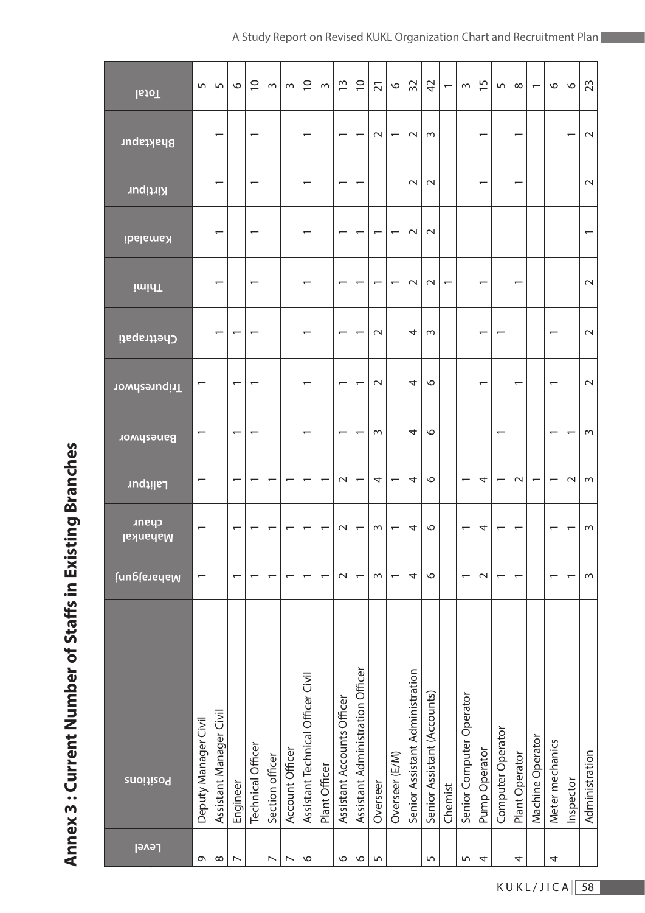# Annex 3 : Current Number of Staffs in Existing Branches

| Level | Positions | Maharajgunj | Mahankal chaur | Lalitpur | Baneshwor | Tripureshwor | Chettrapati | Thimi | Kamaladi | Kirtipur | Bhaktapur | Total |
|---|---|---|---|---|---|---|---|---|---|---|---|---|
| 9 | Deputy Manager Civil | 1 | 1 | 1 | 1 | 1 | | | | | | 5 |
| 8 | Assistant Manager Civil | | | | | | 1 | 1 | 1 | 1 | 1 | 5 |
| 7 | Engineer | 1 | 1 | 1 | 1 | 1 | 1 | | | | | 6 |
| | Technical Officer | 1 | 1 | 1 | 1 | 1 | 1 | 1 | 1 | 1 | 1 | 10 |
| 7 | Section officer | 1 | 1 | 1 | | | | | | | | 3 |
| 7 | Account Officer | 1 | 1 | 1 | | | | | | | | 3 |
| 6 | Assistant Technical Officer Civil | 1 | 1 | 1 | 1 | 1 | 1 | 1 | 1 | 1 | 1 | 10 |
| | Plant Officer | 1 | 1 | 1 | | | | | | | | 3 |
| 6 | Assistant Accounts Officer | 2 | 2 | 2 | 1 | 1 | 1 | 1 | 1 | 1 | 1 | 13 |
| 6 | Assistant Administration Officer | 1 | 1 | 1 | 1 | 1 | 1 | 1 | 1 | 1 | 1 | 10 |
| 5 | Overseer | 3 | 3 | 4 | 3 | 2 | 2 | 1 | 1 | | 2 | 21 |
| | Overseer (E/M) | 1 | 1 | 1 | | | | 1 | 1 | | 1 | 6 |
| | Senior Assistant Administration | 4 | 4 | 4 | 4 | 4 | 4 | 2 | 2 | 2 | 2 | 32 |
| 5 | Senior Assistant (Accounts) | 6 | 6 | 6 | 6 | 6 | 3 | 2 | 2 | 2 | 3 | 42 |
| | Chemist | | | | | | | 1 | | | | 1 |
| 5 | Senior Computer Operator | 1 | 1 | 1 | | | | | | | | 3 |
| 4 | Pump Operator | 2 | 4 | 4 | | 1 | 1 | 1 | | 1 | 1 | 15 |
| | Computer Operator | 1 | 1 | 1 | 1 | | 1 | | | | | 5 |
| 4 | Plant Operator | 1 | 1 | 2 | | 1 | | 1 | | 1 | 1 | 8 |
| | Machine Operator | | | 1 | | | | | | | | 1 |
| 4 | Meter mechanics | 1 | 1 | 1 | 1 | 1 | 1 | | | | | 6 |
| | Inspector | 1 | 1 | 2 | 1 | | | | | | 1 | 6 |
| | Administration | 3 | 3 | 3 | 3 | 2 | 2 | 2 | 1 | 2 | 2 | 23 |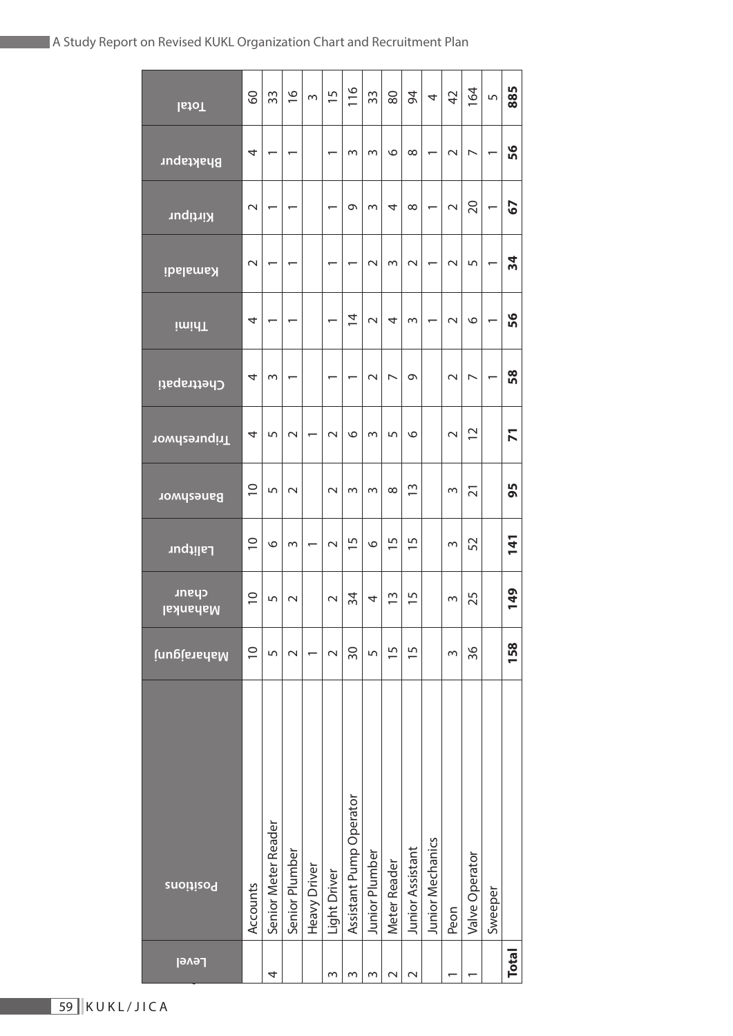| Level | Positions | Maharajgunj | Mahankal chaur | Lalitpur | Baneshwor | Tripureshwor | Chettrapati | Thimi | Kamaladi | Kirtipur | Bhaktapur | Total |
|---|---|---|---|---|---|---|---|---|---|---|---|---|
| | Accounts | 10 | 10 | 10 | 10 | 4 | 4 | 4 | 2 | 2 | 4 | 60 |
| 4 | Senior Meter Reader | 5 | 5 | 6 | 5 | 5 | 3 | 1 | 1 | 1 | 1 | 33 |
| | Senior Plumber | 2 | 2 | 3 | 2 | 2 | 1 | 1 | 1 | 1 | 1 | 16 |
| | Heavy Driver | 1 | | 1 | | 1 | | | | | | 3 |
| 3 | Light Driver | 2 | 2 | 2 | 2 | 2 | 1 | 1 | 1 | 1 | 1 | 15 |
| 3 | Assistant Pump Operator | 30 | 34 | 15 | 3 | 6 | 1 | 14 | 1 | 9 | 3 | 116 |
| 3 | Junior Plumber | 5 | 4 | 6 | 3 | 3 | 2 | 2 | 2 | 3 | 3 | 33 |
| 2 | Meter Reader | 15 | 13 | 15 | 8 | 5 | 7 | 4 | 3 | 4 | 6 | 80 |
| 2 | Junior Assistant | 15 | 15 | 15 | 13 | 6 | 9 | 3 | 2 | 8 | 8 | 94 |
| | Junior Mechanics | | | | | | | 1 | 1 | 1 | 1 | 4 |
| 1 | Peon | 3 | 3 | 3 | 3 | 2 | 2 | 2 | 2 | 2 | 2 | 42 |
| 1 | Valve Operator | 36 | 25 | 52 | 21 | 12 | 7 | 6 | 5 | 20 | 7 | 164 |
| | Sweeper | | | | | | 1 | 1 | 1 | 1 | 1 | 5 |
| **Total** | | **158** | **149** | **141** | **95** | **71** | **58** | **56** | **34** | **67** | **56** | **885** |